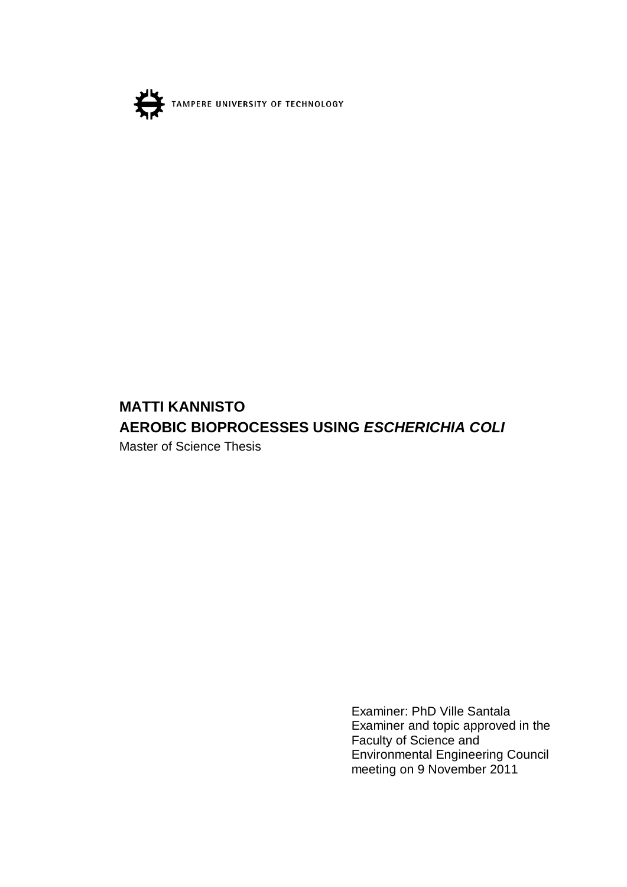TAMPERE UNIVERSITY OF TECHNOLOGY

**MATTI KANNISTO**

**AEROBIC BIOPROCESSES USING *ESCHERICHIA COLI***

Master of Science Thesis

Examiner: PhD Ville Santala
Examiner and topic approved in the Faculty of Science and Environmental Engineering Council meeting on 9 November 2011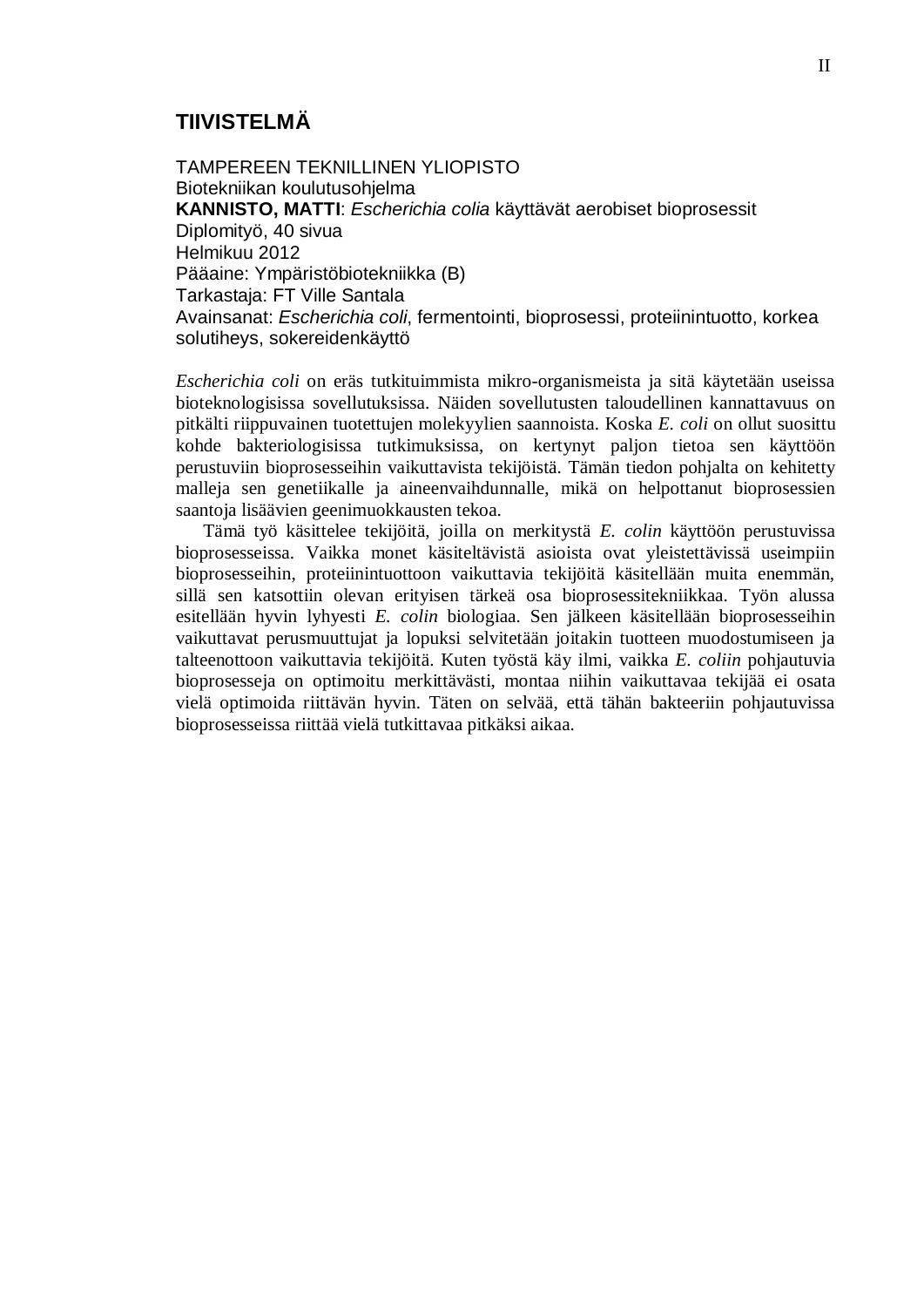# TIIVISTELMÄ

TAMPEREEN TEKNILLINEN YLIOPISTO
Biotekniikan koulutusohjelma
**KANNISTO, MATTI**: *Escherichia colia* käyttävät aerobiset bioprosessit
Diplomityö, 40 sivua
Helmikuu 2012
Pääaine: Ympäristöbiotekniikka (B)
Tarkastaja: FT Ville Santala
Avainsanat: *Escherichia coli*, fermentointi, bioprosessi, proteiinintuotto, korkea solutiheys, sokereidenkäyttö

*Escherichia coli* on eräs tutkituimmista mikro-organismeista ja sitä käytetään useissa bioteknologisissa sovellutuksissa. Näiden sovellutusten taloudellinen kannattavuus on pitkälti riippuvainen tuotettujen molekyylien saannoista. Koska *E. coli* on ollut suosittu kohde bakteriologisissa tutkimuksissa, on kertynyt paljon tietoa sen käyttöön perustuviin bioprosesseihin vaikuttavista tekijöistä. Tämän tiedon pohjalta on kehitetty malleja sen genetiikalle ja aineenvaihdunnalle, mikä on helpottanut bioprosessien saantoja lisäävien geenimuokkausten tekoa.

Tämä työ käsittelee tekijöitä, joilla on merkitystä *E. colin* käyttöön perustuvissa bioprosesseissa. Vaikka monet käsiteltävistä asioista ovat yleistettävissä useimpiin bioprosesseihin, proteiinintuottoon vaikuttavia tekijöitä käsitellään muita enemmän, sillä sen katsottiin olevan erityisen tärkeä osa bioprosessitekniikkaa. Työn alussa esitellään hyvin lyhyesti *E. colin* biologiaa. Sen jälkeen käsitellään bioprosesseihin vaikuttavat perusmuuttujat ja lopuksi selvitetään joitakin tuotteen muodostumiseen ja talteenottoon vaikuttavia tekijöitä. Kuten työstä käy ilmi, vaikka *E. coliin* pohjautuvia bioprosesseja on optimoitu merkittävästi, montaa niihin vaikuttavaa tekijää ei osata vielä optimoida riittävän hyvin. Täten on selvää, että tähän bakteeriin pohjautuvissa bioprosesseissa riittää vielä tutkittavaa pitkäksi aikaa.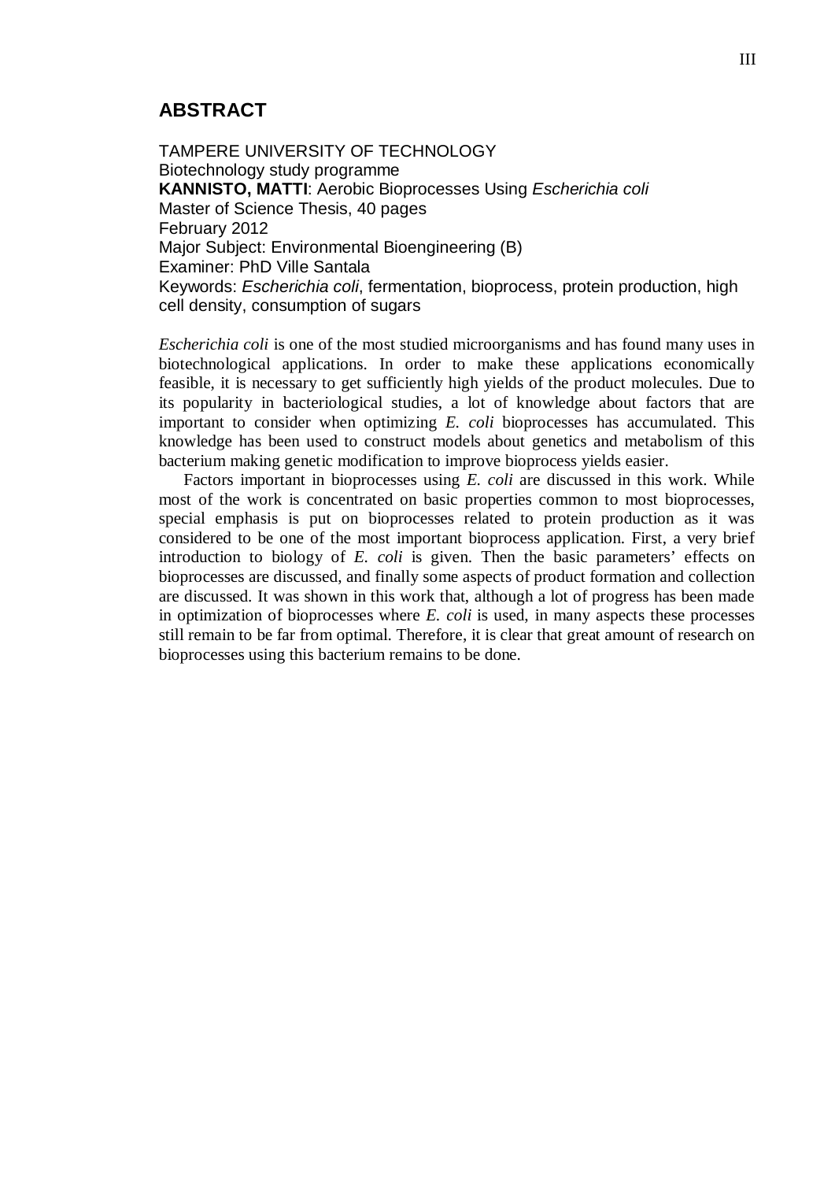## ABSTRACT

TAMPERE UNIVERSITY OF TECHNOLOGY
Biotechnology study programme
**KANNISTO, MATTI**: Aerobic Bioprocesses Using *Escherichia coli*
Master of Science Thesis, 40 pages
February 2012
Major Subject: Environmental Bioengineering (B)
Examiner: PhD Ville Santala
Keywords: *Escherichia coli*, fermentation, bioprocess, protein production, high cell density, consumption of sugars

*Escherichia coli* is one of the most studied microorganisms and has found many uses in biotechnological applications. In order to make these applications economically feasible, it is necessary to get sufficiently high yields of the product molecules. Due to its popularity in bacteriological studies, a lot of knowledge about factors that are important to consider when optimizing *E. coli* bioprocesses has accumulated. This knowledge has been used to construct models about genetics and metabolism of this bacterium making genetic modification to improve bioprocess yields easier.

Factors important in bioprocesses using *E. coli* are discussed in this work. While most of the work is concentrated on basic properties common to most bioprocesses, special emphasis is put on bioprocesses related to protein production as it was considered to be one of the most important bioprocess application. First, a very brief introduction to biology of *E. coli* is given. Then the basic parameters' effects on bioprocesses are discussed, and finally some aspects of product formation and collection are discussed. It was shown in this work that, although a lot of progress has been made in optimization of bioprocesses where *E. coli* is used, in many aspects these processes still remain to be far from optimal. Therefore, it is clear that great amount of research on bioprocesses using this bacterium remains to be done.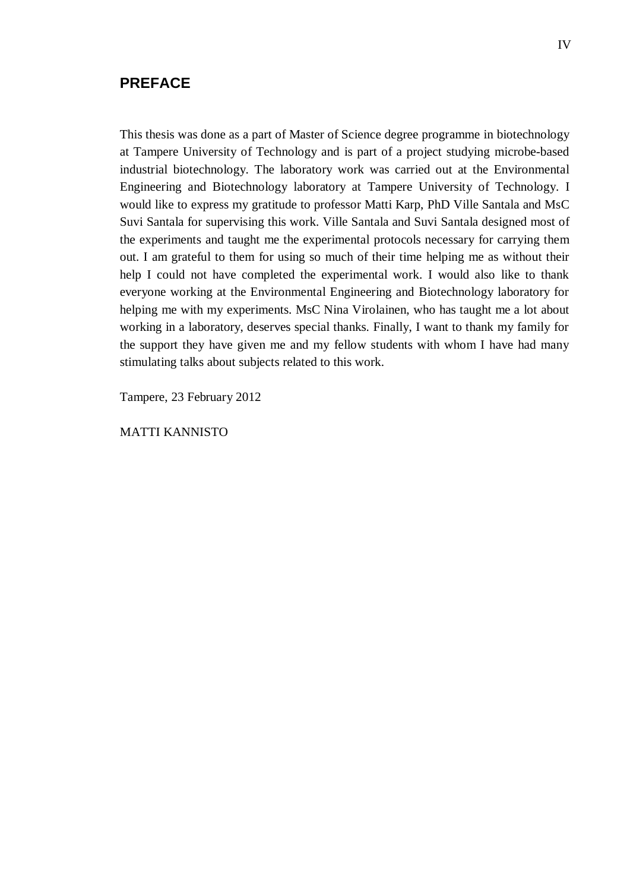## PREFACE

This thesis was done as a part of Master of Science degree programme in biotechnology at Tampere University of Technology and is part of a project studying microbe-based industrial biotechnology. The laboratory work was carried out at the Environmental Engineering and Biotechnology laboratory at Tampere University of Technology. I would like to express my gratitude to professor Matti Karp, PhD Ville Santala and MsC Suvi Santala for supervising this work. Ville Santala and Suvi Santala designed most of the experiments and taught me the experimental protocols necessary for carrying them out. I am grateful to them for using so much of their time helping me as without their help I could not have completed the experimental work. I would also like to thank everyone working at the Environmental Engineering and Biotechnology laboratory for helping me with my experiments. MsC Nina Virolainen, who has taught me a lot about working in a laboratory, deserves special thanks. Finally, I want to thank my family for the support they have given me and my fellow students with whom I have had many stimulating talks about subjects related to this work.

Tampere, 23 February 2012

MATTI KANNISTO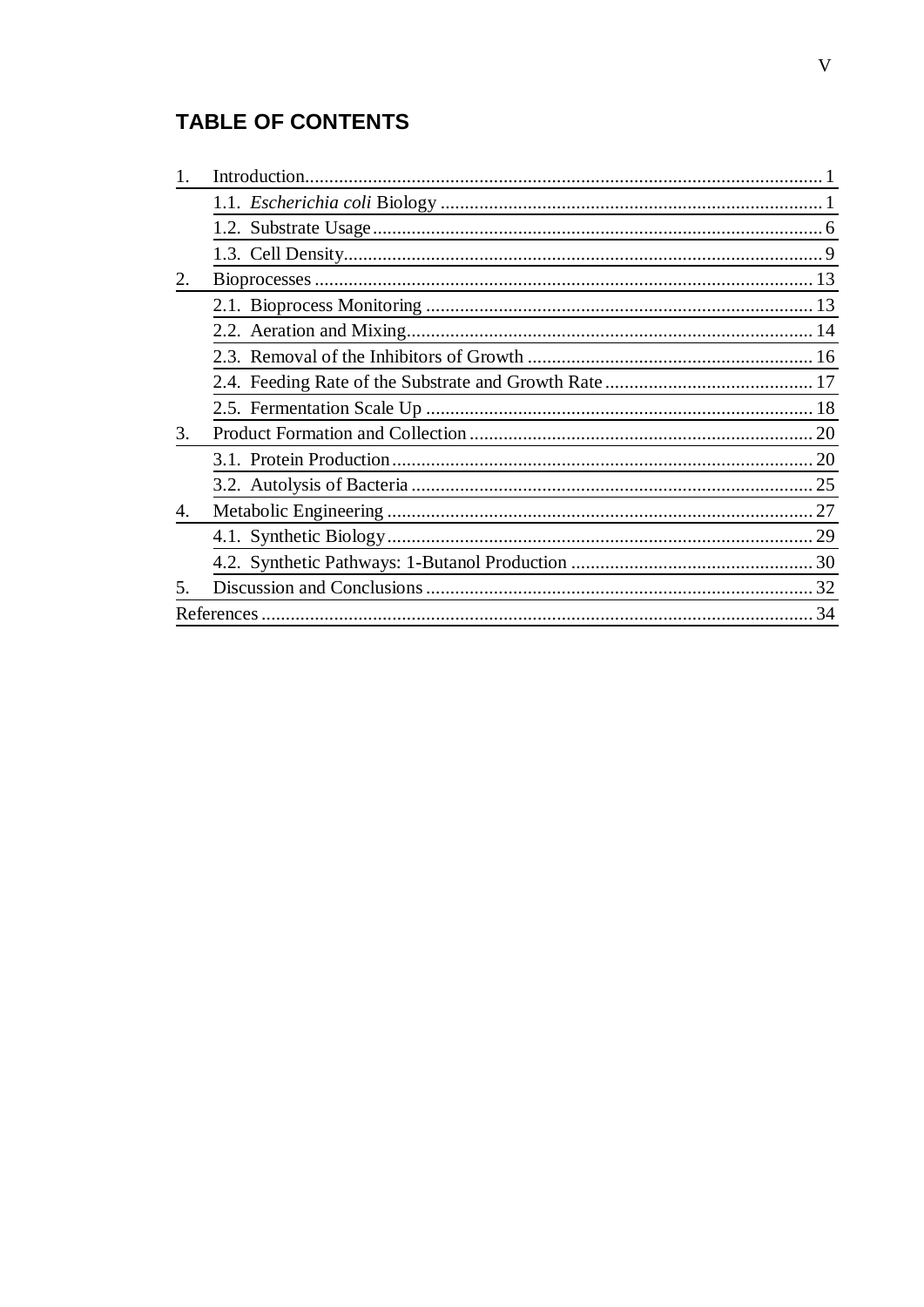## TABLE OF CONTENTS

1. Introduction .......... 1
   - 1.1. *Escherichia coli* Biology .......... 1
   - 1.2. Substrate Usage .......... 6
   - 1.3. Cell Density .......... 9
2. Bioprocesses .......... 13
   - 2.1. Bioprocess Monitoring .......... 13
   - 2.2. Aeration and Mixing .......... 14
   - 2.3. Removal of the Inhibitors of Growth .......... 16
   - 2.4. Feeding Rate of the Substrate and Growth Rate .......... 17
   - 2.5. Fermentation Scale Up .......... 18
3. Product Formation and Collection .......... 20
   - 3.1. Protein Production .......... 20
   - 3.2. Autolysis of Bacteria .......... 25
4. Metabolic Engineering .......... 27
   - 4.1. Synthetic Biology .......... 29
   - 4.2. Synthetic Pathways: 1-Butanol Production .......... 30
5. Discussion and Conclusions .......... 32

References .......... 34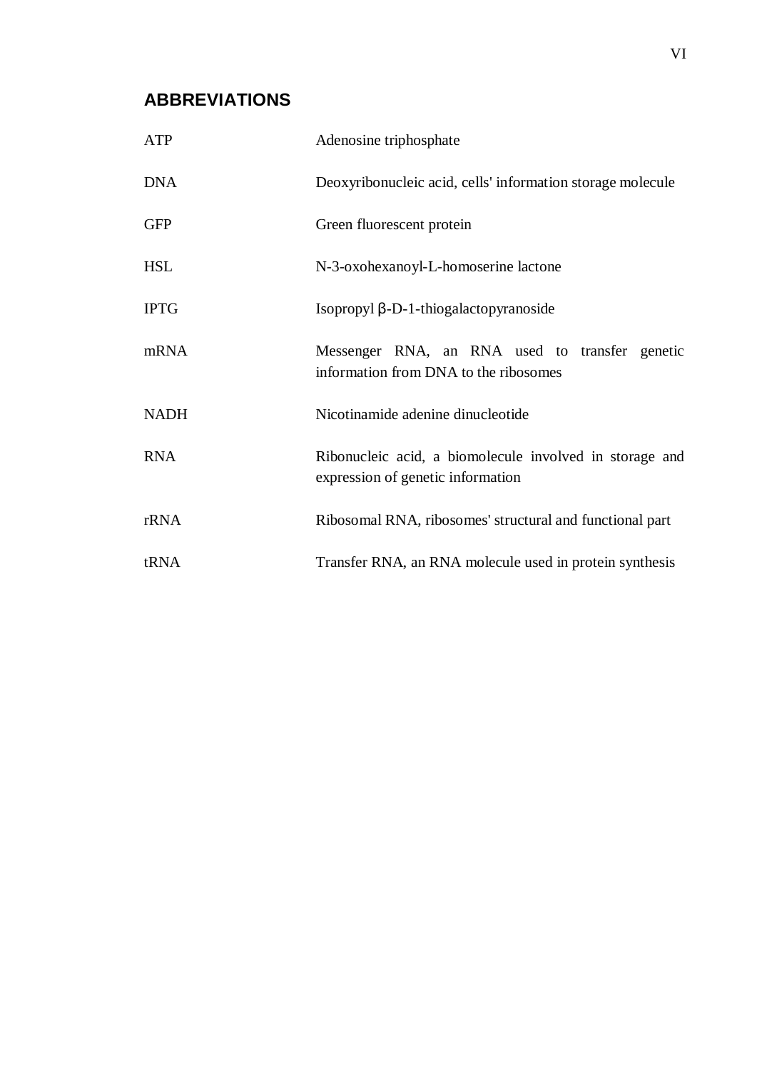## ABBREVIATIONS

| | |
|---|---|
| ATP | Adenosine triphosphate |
| DNA | Deoxyribonucleic acid, cells' information storage molecule |
| GFP | Green fluorescent protein |
| HSL | N-3-oxohexanoyl-L-homoserine lactone |
| IPTG | Isopropyl β-D-1-thiogalactopyranoside |
| mRNA | Messenger RNA, an RNA used to transfer genetic information from DNA to the ribosomes |
| NADH | Nicotinamide adenine dinucleotide |
| RNA | Ribonucleic acid, a biomolecule involved in storage and expression of genetic information |
| rRNA | Ribosomal RNA, ribosomes' structural and functional part |
| tRNA | Transfer RNA, an RNA molecule used in protein synthesis |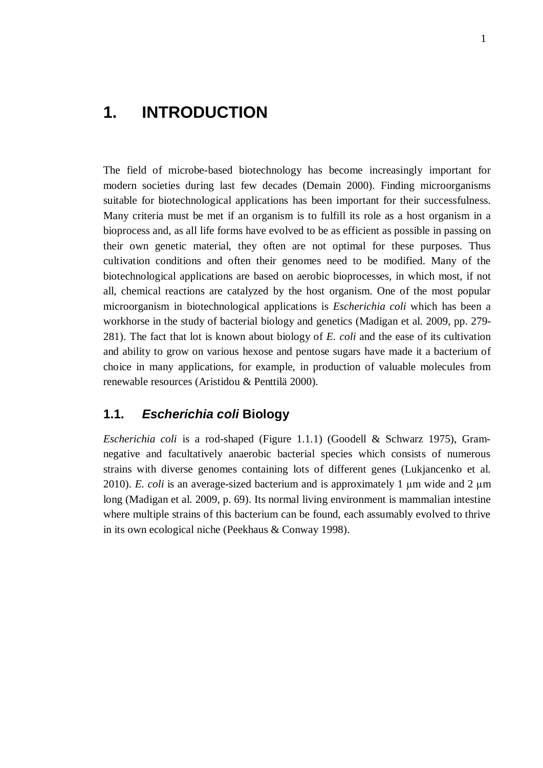# 1. INTRODUCTION

The field of microbe-based biotechnology has become increasingly important for modern societies during last few decades (Demain 2000). Finding microorganisms suitable for biotechnological applications has been important for their successfulness. Many criteria must be met if an organism is to fulfill its role as a host organism in a bioprocess and, as all life forms have evolved to be as efficient as possible in passing on their own genetic material, they often are not optimal for these purposes. Thus cultivation conditions and often their genomes need to be modified. Many of the biotechnological applications are based on aerobic bioprocesses, in which most, if not all, chemical reactions are catalyzed by the host organism. One of the most popular microorganism in biotechnological applications is *Escherichia coli* which has been a workhorse in the study of bacterial biology and genetics (Madigan et al. 2009, pp. 279-281). The fact that lot is known about biology of *E. coli* and the ease of its cultivation and ability to grow on various hexose and pentose sugars have made it a bacterium of choice in many applications, for example, in production of valuable molecules from renewable resources (Aristidou & Penttilä 2000).

## 1.1. *Escherichia coli* Biology

*Escherichia coli* is a rod-shaped (Figure 1.1.1) (Goodell & Schwarz 1975), Gram-negative and facultatively anaerobic bacterial species which consists of numerous strains with diverse genomes containing lots of different genes (Lukjancenko et al. 2010). *E. coli* is an average-sized bacterium and is approximately 1 μm wide and 2 μm long (Madigan et al. 2009, p. 69). Its normal living environment is mammalian intestine where multiple strains of this bacterium can be found, each assumably evolved to thrive in its own ecological niche (Peekhaus & Conway 1998).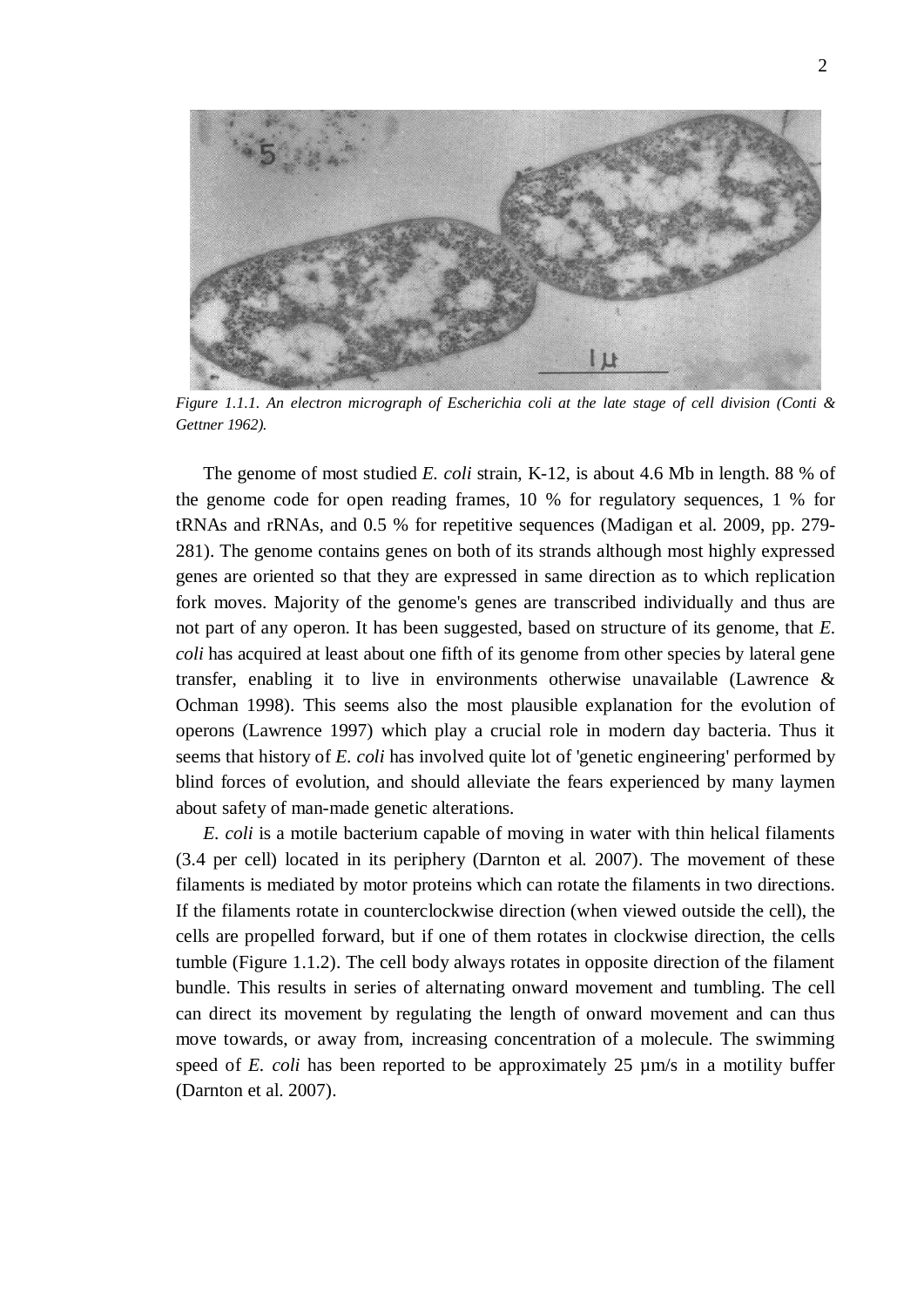*Figure 1.1.1. An electron micrograph of Escherichia coli at the late stage of cell division (Conti & Gettner 1962).*

The genome of most studied *E. coli* strain, K-12, is about 4.6 Mb in length. 88 % of the genome code for open reading frames, 10 % for regulatory sequences, 1 % for tRNAs and rRNAs, and 0.5 % for repetitive sequences (Madigan et al. 2009, pp. 279-281). The genome contains genes on both of its strands although most highly expressed genes are oriented so that they are expressed in same direction as to which replication fork moves. Majority of the genome's genes are transcribed individually and thus are not part of any operon. It has been suggested, based on structure of its genome, that *E. coli* has acquired at least about one fifth of its genome from other species by lateral gene transfer, enabling it to live in environments otherwise unavailable (Lawrence & Ochman 1998). This seems also the most plausible explanation for the evolution of operons (Lawrence 1997) which play a crucial role in modern day bacteria. Thus it seems that history of *E. coli* has involved quite lot of 'genetic engineering' performed by blind forces of evolution, and should alleviate the fears experienced by many laymen about safety of man-made genetic alterations.

*E. coli* is a motile bacterium capable of moving in water with thin helical filaments (3.4 per cell) located in its periphery (Darnton et al. 2007). The movement of these filaments is mediated by motor proteins which can rotate the filaments in two directions. If the filaments rotate in counterclockwise direction (when viewed outside the cell), the cells are propelled forward, but if one of them rotates in clockwise direction, the cells tumble (Figure 1.1.2). The cell body always rotates in opposite direction of the filament bundle. This results in series of alternating onward movement and tumbling. The cell can direct its movement by regulating the length of onward movement and can thus move towards, or away from, increasing concentration of a molecule. The swimming speed of *E. coli* has been reported to be approximately 25 µm/s in a motility buffer (Darnton et al. 2007).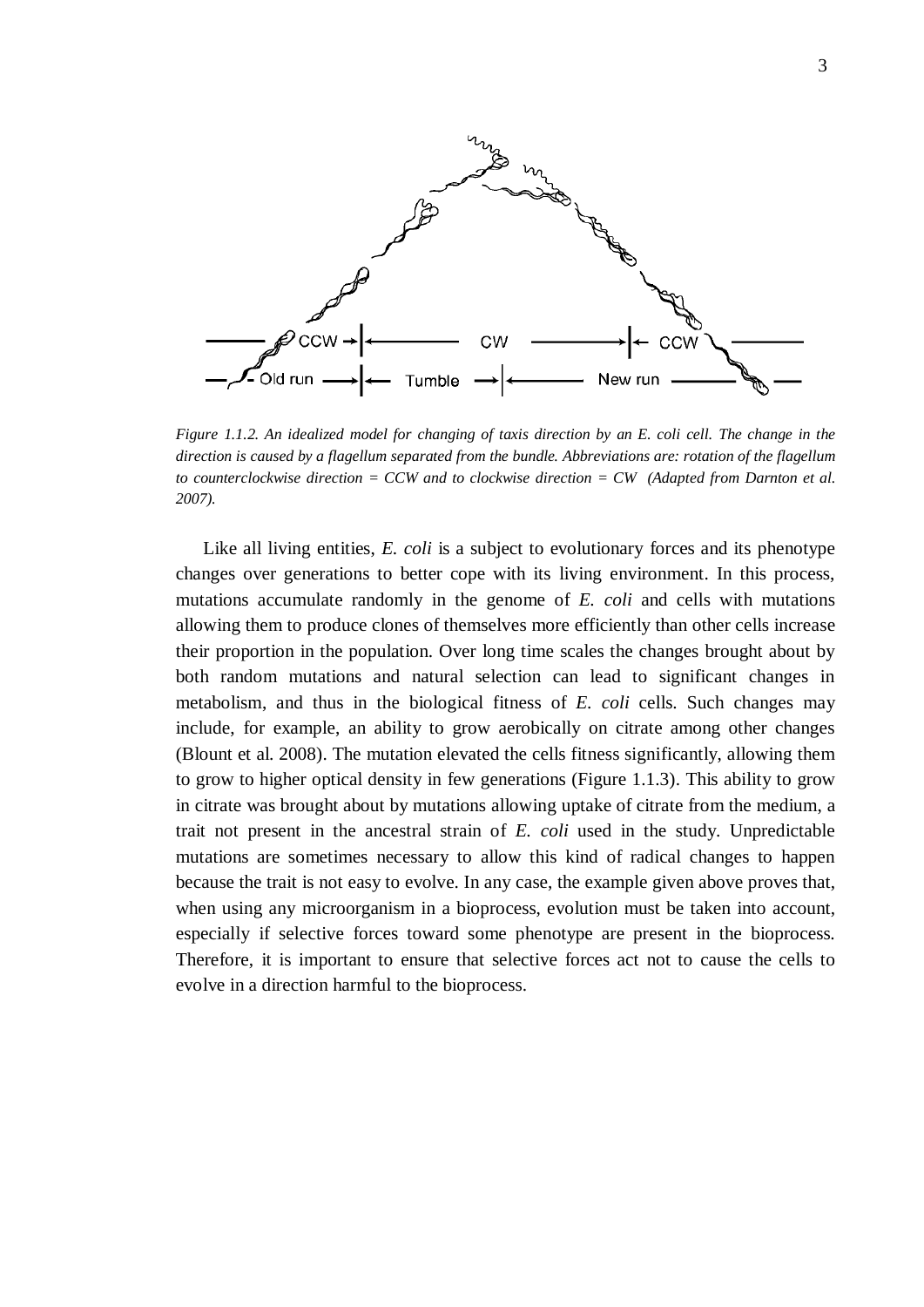*Figure 1.1.2. An idealized model for changing of taxis direction by an E. coli cell. The change in the direction is caused by a flagellum separated from the bundle. Abbreviations are: rotation of the flagellum to counterclockwise direction = CCW and to clockwise direction = CW (Adapted from Darnton et al. 2007).*

Like all living entities, *E. coli* is a subject to evolutionary forces and its phenotype changes over generations to better cope with its living environment. In this process, mutations accumulate randomly in the genome of *E. coli* and cells with mutations allowing them to produce clones of themselves more efficiently than other cells increase their proportion in the population. Over long time scales the changes brought about by both random mutations and natural selection can lead to significant changes in metabolism, and thus in the biological fitness of *E. coli* cells. Such changes may include, for example, an ability to grow aerobically on citrate among other changes (Blount et al. 2008). The mutation elevated the cells fitness significantly, allowing them to grow to higher optical density in few generations (Figure 1.1.3). This ability to grow in citrate was brought about by mutations allowing uptake of citrate from the medium, a trait not present in the ancestral strain of *E. coli* used in the study. Unpredictable mutations are sometimes necessary to allow this kind of radical changes to happen because the trait is not easy to evolve. In any case, the example given above proves that, when using any microorganism in a bioprocess, evolution must be taken into account, especially if selective forces toward some phenotype are present in the bioprocess. Therefore, it is important to ensure that selective forces act not to cause the cells to evolve in a direction harmful to the bioprocess.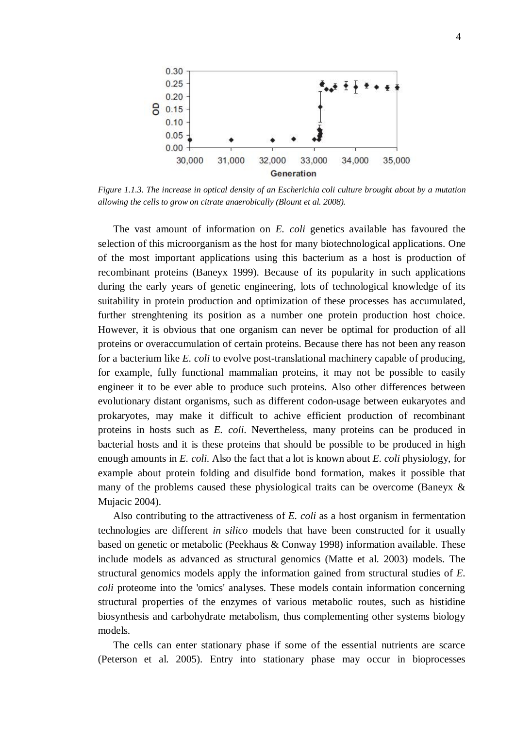*Figure 1.1.3. The increase in optical density of an Escherichia coli culture brought about by a mutation allowing the cells to grow on citrate anaerobically (Blount et al. 2008).*

The vast amount of information on *E. coli* genetics available has favoured the selection of this microorganism as the host for many biotechnological applications. One of the most important applications using this bacterium as a host is production of recombinant proteins (Baneyx 1999). Because of its popularity in such applications during the early years of genetic engineering, lots of technological knowledge of its suitability in protein production and optimization of these processes has accumulated, further strenghtening its position as a number one protein production host choice. However, it is obvious that one organism can never be optimal for production of all proteins or overaccumulation of certain proteins. Because there has not been any reason for a bacterium like *E. coli* to evolve post-translational machinery capable of producing, for example, fully functional mammalian proteins, it may not be possible to easily engineer it to be ever able to produce such proteins. Also other differences between evolutionary distant organisms, such as different codon-usage between eukaryotes and prokaryotes, may make it difficult to achive efficient production of recombinant proteins in hosts such as *E. coli*. Nevertheless, many proteins can be produced in bacterial hosts and it is these proteins that should be possible to be produced in high enough amounts in *E. coli*. Also the fact that a lot is known about *E. coli* physiology, for example about protein folding and disulfide bond formation, makes it possible that many of the problems caused these physiological traits can be overcome (Baneyx & Mujacic 2004).

Also contributing to the attractiveness of *E. coli* as a host organism in fermentation technologies are different *in silico* models that have been constructed for it usually based on genetic or metabolic (Peekhaus & Conway 1998) information available. These include models as advanced as structural genomics (Matte et al. 2003) models. The structural genomics models apply the information gained from structural studies of *E. coli* proteome into the 'omics' analyses. These models contain information concerning structural properties of the enzymes of various metabolic routes, such as histidine biosynthesis and carbohydrate metabolism, thus complementing other systems biology models.

The cells can enter stationary phase if some of the essential nutrients are scarce (Peterson et al. 2005). Entry into stationary phase may occur in bioprocesses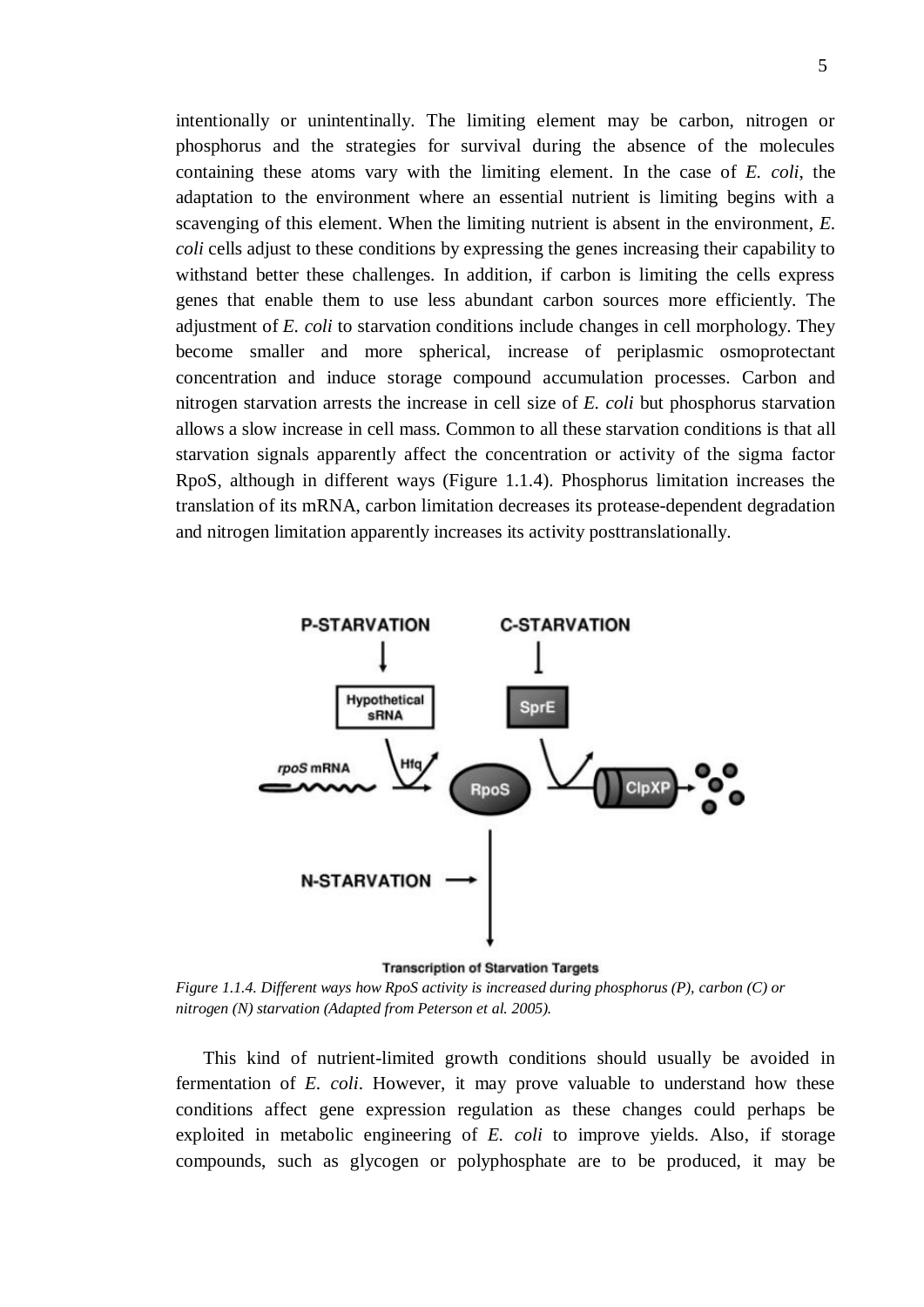intentionally or unintentionally. The limiting element may be carbon, nitrogen or phosphorus and the strategies for survival during the absence of the molecules containing these atoms vary with the limiting element. In the case of *E. coli*, the adaptation to the environment where an essential nutrient is limiting begins with a scavenging of this element. When the limiting nutrient is absent in the environment, *E. coli* cells adjust to these conditions by expressing the genes increasing their capability to withstand better these challenges. In addition, if carbon is limiting the cells express genes that enable them to use less abundant carbon sources more efficiently. The adjustment of *E. coli* to starvation conditions include changes in cell morphology. They become smaller and more spherical, increase of periplasmic osmoprotectant concentration and induce storage compound accumulation processes. Carbon and nitrogen starvation arrests the increase in cell size of *E. coli* but phosphorus starvation allows a slow increase in cell mass. Common to all these starvation conditions is that all starvation signals apparently affect the concentration or activity of the sigma factor RpoS, although in different ways (Figure 1.1.4). Phosphorus limitation increases the translation of its mRNA, carbon limitation decreases its protease-dependent degradation and nitrogen limitation apparently increases its activity posttranslationally.

P-STARVATION C-STARVATION Hypothetical sRNA SprE *rpoS* mRNA Hfq RpoS ClpXP N-STARVATION Transcription of Starvation Targets

*Figure 1.1.4. Different ways how RpoS activity is increased during phosphorus (P), carbon (C) or nitrogen (N) starvation (Adapted from Peterson et al. 2005).*

This kind of nutrient-limited growth conditions should usually be avoided in fermentation of *E. coli*. However, it may prove valuable to understand how these conditions affect gene expression regulation as these changes could perhaps be exploited in metabolic engineering of *E. coli* to improve yields. Also, if storage compounds, such as glycogen or polyphosphate are to be produced, it may be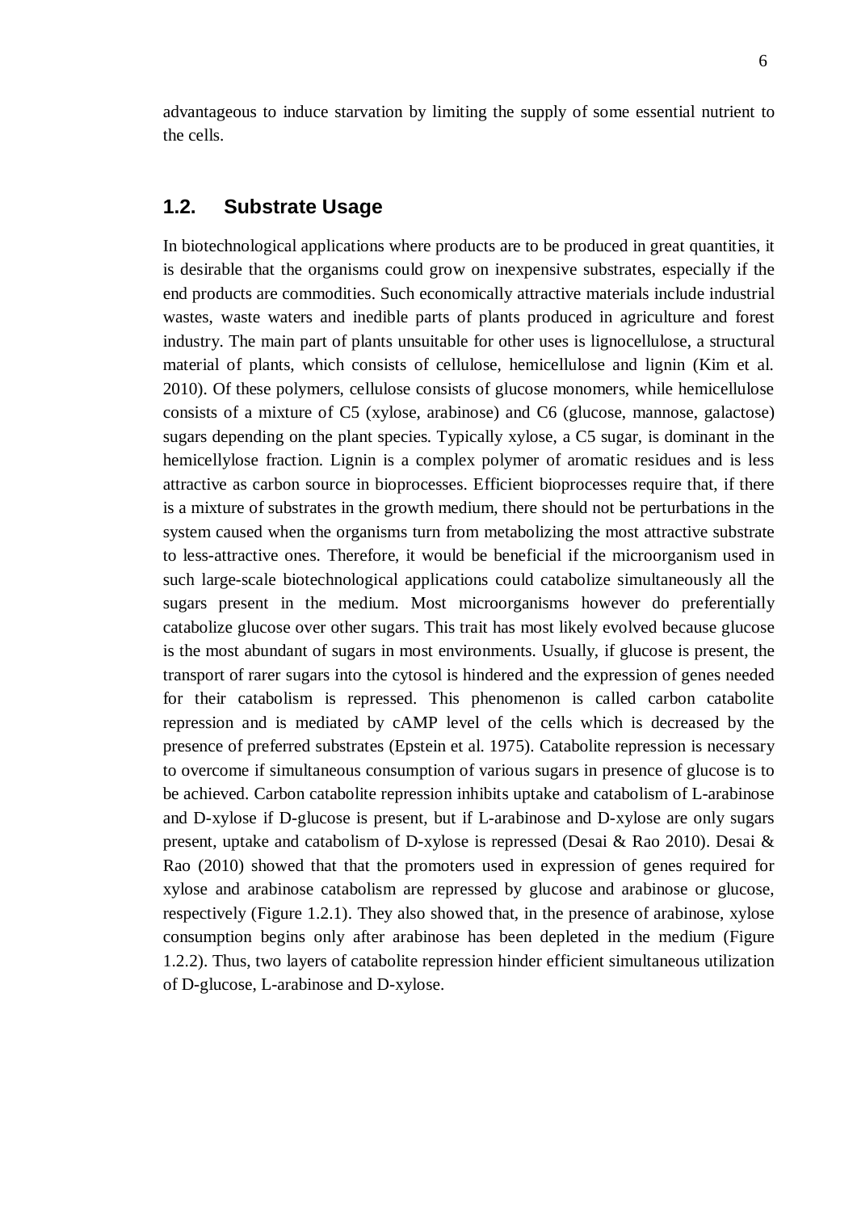advantageous to induce starvation by limiting the supply of some essential nutrient to the cells.

## 1.2. Substrate Usage

In biotechnological applications where products are to be produced in great quantities, it is desirable that the organisms could grow on inexpensive substrates, especially if the end products are commodities. Such economically attractive materials include industrial wastes, waste waters and inedible parts of plants produced in agriculture and forest industry. The main part of plants unsuitable for other uses is lignocellulose, a structural material of plants, which consists of cellulose, hemicellulose and lignin (Kim et al. 2010). Of these polymers, cellulose consists of glucose monomers, while hemicellulose consists of a mixture of C5 (xylose, arabinose) and C6 (glucose, mannose, galactose) sugars depending on the plant species. Typically xylose, a C5 sugar, is dominant in the hemicellylose fraction. Lignin is a complex polymer of aromatic residues and is less attractive as carbon source in bioprocesses. Efficient bioprocesses require that, if there is a mixture of substrates in the growth medium, there should not be perturbations in the system caused when the organisms turn from metabolizing the most attractive substrate to less-attractive ones. Therefore, it would be beneficial if the microorganism used in such large-scale biotechnological applications could catabolize simultaneously all the sugars present in the medium. Most microorganisms however do preferentially catabolize glucose over other sugars. This trait has most likely evolved because glucose is the most abundant of sugars in most environments. Usually, if glucose is present, the transport of rarer sugars into the cytosol is hindered and the expression of genes needed for their catabolism is repressed. This phenomenon is called carbon catabolite repression and is mediated by cAMP level of the cells which is decreased by the presence of preferred substrates (Epstein et al. 1975). Catabolite repression is necessary to overcome if simultaneous consumption of various sugars in presence of glucose is to be achieved. Carbon catabolite repression inhibits uptake and catabolism of L-arabinose and D-xylose if D-glucose is present, but if L-arabinose and D-xylose are only sugars present, uptake and catabolism of D-xylose is repressed (Desai & Rao 2010). Desai & Rao (2010) showed that that the promoters used in expression of genes required for xylose and arabinose catabolism are repressed by glucose and arabinose or glucose, respectively (Figure 1.2.1). They also showed that, in the presence of arabinose, xylose consumption begins only after arabinose has been depleted in the medium (Figure 1.2.2). Thus, two layers of catabolite repression hinder efficient simultaneous utilization of D-glucose, L-arabinose and D-xylose.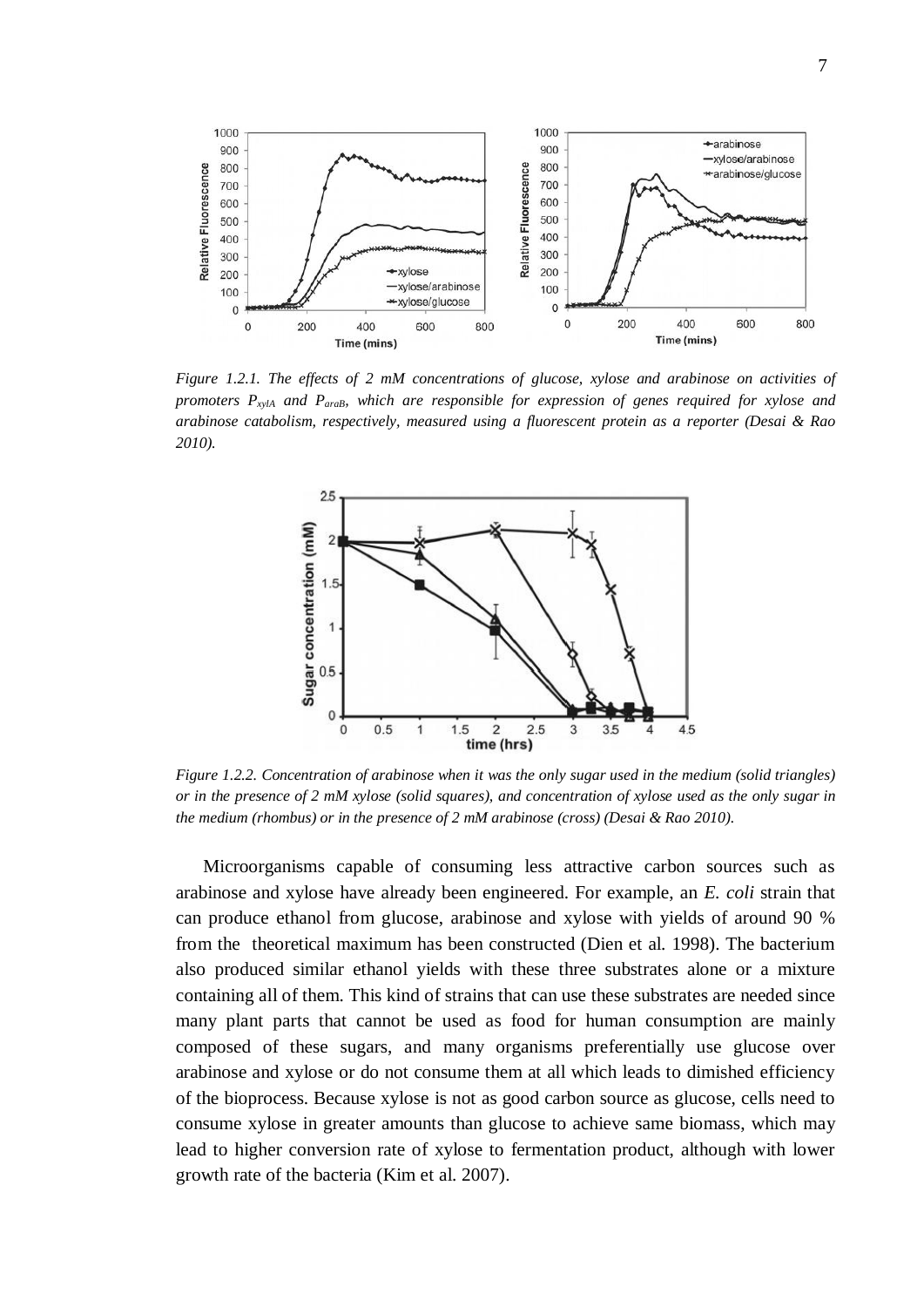*Figure 1.2.1. The effects of 2 mM concentrations of glucose, xylose and arabinose on activities of promoters $P_{xylA}$ and $P_{araB}$, which are responsible for expression of genes required for xylose and arabinose catabolism, respectively, measured using a fluorescent protein as a reporter (Desai & Rao 2010).*

*Figure 1.2.2. Concentration of arabinose when it was the only sugar used in the medium (solid triangles) or in the presence of 2 mM xylose (solid squares), and concentration of xylose used as the only sugar in the medium (rhombus) or in the presence of 2 mM arabinose (cross) (Desai & Rao 2010).*

Microorganisms capable of consuming less attractive carbon sources such as arabinose and xylose have already been engineered. For example, an *E. coli* strain that can produce ethanol from glucose, arabinose and xylose with yields of around 90 % from the theoretical maximum has been constructed (Dien et al. 1998). The bacterium also produced similar ethanol yields with these three substrates alone or a mixture containing all of them. This kind of strains that can use these substrates are needed since many plant parts that cannot be used as food for human consumption are mainly composed of these sugars, and many organisms preferentially use glucose over arabinose and xylose or do not consume them at all which leads to dimished efficiency of the bioprocess. Because xylose is not as good carbon source as glucose, cells need to consume xylose in greater amounts than glucose to achieve same biomass, which may lead to higher conversion rate of xylose to fermentation product, although with lower growth rate of the bacteria (Kim et al. 2007).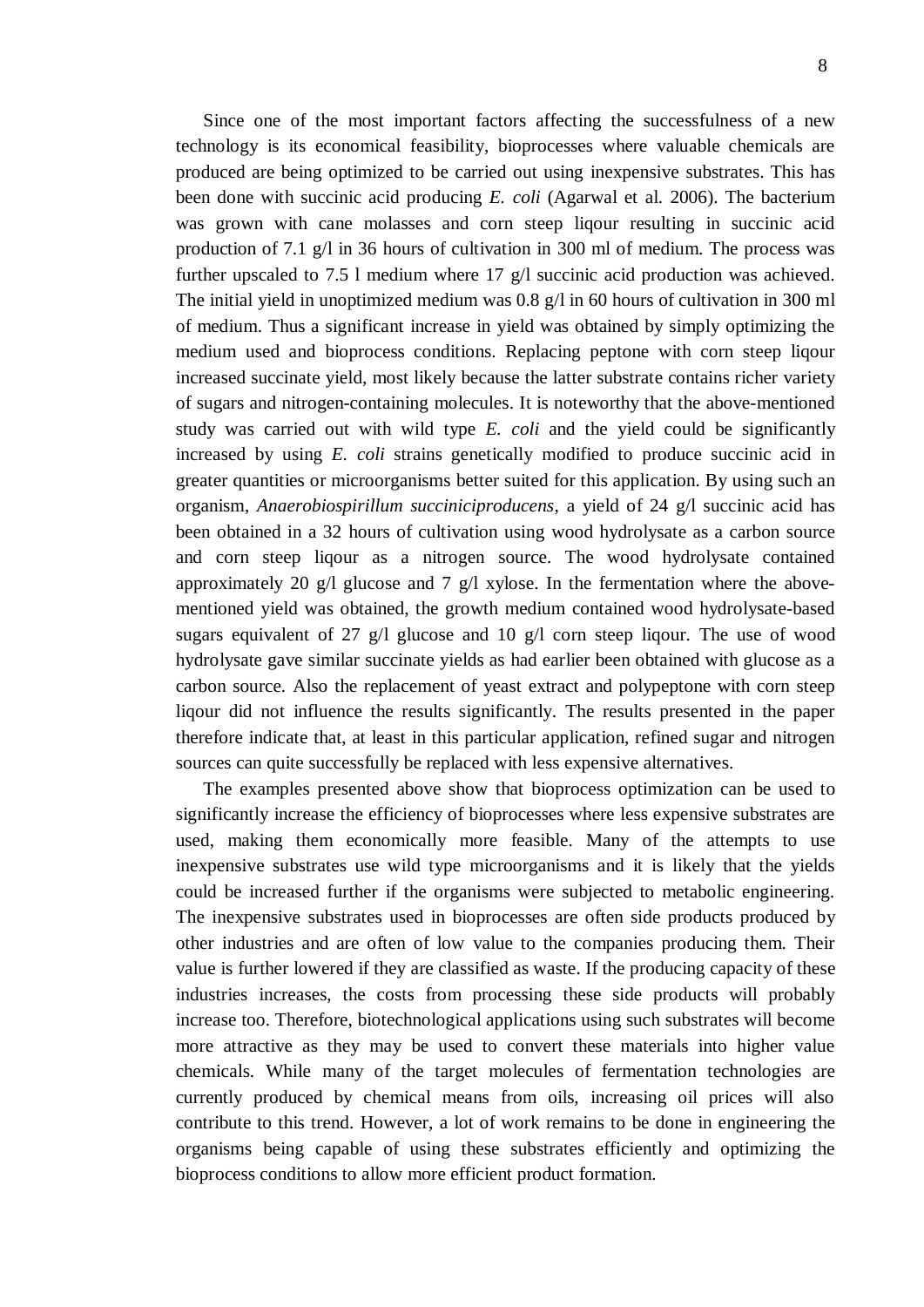Since one of the most important factors affecting the successfulness of a new technology is its economical feasibility, bioprocesses where valuable chemicals are produced are being optimized to be carried out using inexpensive substrates. This has been done with succinic acid producing *E. coli* (Agarwal et al. 2006). The bacterium was grown with cane molasses and corn steep liqour resulting in succinic acid production of 7.1 g/l in 36 hours of cultivation in 300 ml of medium. The process was further upscaled to 7.5 l medium where 17 g/l succinic acid production was achieved. The initial yield in unoptimized medium was 0.8 g/l in 60 hours of cultivation in 300 ml of medium. Thus a significant increase in yield was obtained by simply optimizing the medium used and bioprocess conditions. Replacing peptone with corn steep liqour increased succinate yield, most likely because the latter substrate contains richer variety of sugars and nitrogen-containing molecules. It is noteworthy that the above-mentioned study was carried out with wild type *E. coli* and the yield could be significantly increased by using *E. coli* strains genetically modified to produce succinic acid in greater quantities or microorganisms better suited for this application. By using such an organism, *Anaerobiospirillum succiniciproducens*, a yield of 24 g/l succinic acid has been obtained in a 32 hours of cultivation using wood hydrolysate as a carbon source and corn steep liqour as a nitrogen source. The wood hydrolysate contained approximately 20 g/l glucose and 7 g/l xylose. In the fermentation where the above-mentioned yield was obtained, the growth medium contained wood hydrolysate-based sugars equivalent of 27 g/l glucose and 10 g/l corn steep liqour. The use of wood hydrolysate gave similar succinate yields as had earlier been obtained with glucose as a carbon source. Also the replacement of yeast extract and polypeptone with corn steep liqour did not influence the results significantly. The results presented in the paper therefore indicate that, at least in this particular application, refined sugar and nitrogen sources can quite successfully be replaced with less expensive alternatives.

The examples presented above show that bioprocess optimization can be used to significantly increase the efficiency of bioprocesses where less expensive substrates are used, making them economically more feasible. Many of the attempts to use inexpensive substrates use wild type microorganisms and it is likely that the yields could be increased further if the organisms were subjected to metabolic engineering. The inexpensive substrates used in bioprocesses are often side products produced by other industries and are often of low value to the companies producing them. Their value is further lowered if they are classified as waste. If the producing capacity of these industries increases, the costs from processing these side products will probably increase too. Therefore, biotechnological applications using such substrates will become more attractive as they may be used to convert these materials into higher value chemicals. While many of the target molecules of fermentation technologies are currently produced by chemical means from oils, increasing oil prices will also contribute to this trend. However, a lot of work remains to be done in engineering the organisms being capable of using these substrates efficiently and optimizing the bioprocess conditions to allow more efficient product formation.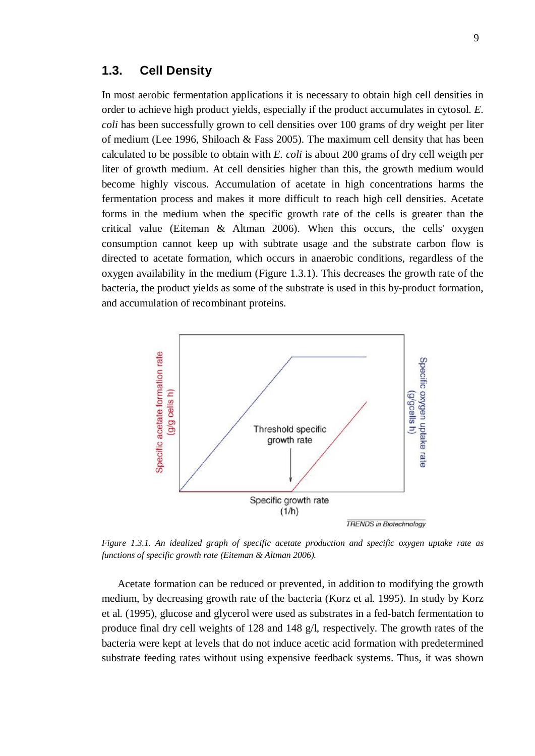## 1.3. Cell Density

In most aerobic fermentation applications it is necessary to obtain high cell densities in order to achieve high product yields, especially if the product accumulates in cytosol. *E. coli* has been successfully grown to cell densities over 100 grams of dry weight per liter of medium (Lee 1996, Shiloach & Fass 2005). The maximum cell density that has been calculated to be possible to obtain with *E. coli* is about 200 grams of dry cell weigth per liter of growth medium. At cell densities higher than this, the growth medium would become highly viscous. Accumulation of acetate in high concentrations harms the fermentation process and makes it more difficult to reach high cell densities. Acetate forms in the medium when the specific growth rate of the cells is greater than the critical value (Eiteman & Altman 2006). When this occurs, the cells' oxygen consumption cannot keep up with subtrate usage and the substrate carbon flow is directed to acetate formation, which occurs in anaerobic conditions, regardless of the oxygen availability in the medium (Figure 1.3.1). This decreases the growth rate of the bacteria, the product yields as some of the substrate is used in this by-product formation, and accumulation of recombinant proteins.

*Figure 1.3.1. An idealized graph of specific acetate production and specific oxygen uptake rate as functions of specific growth rate (Eiteman & Altman 2006).*

Acetate formation can be reduced or prevented, in addition to modifying the growth medium, by decreasing growth rate of the bacteria (Korz et al. 1995). In study by Korz et al. (1995), glucose and glycerol were used as substrates in a fed-batch fermentation to produce final dry cell weights of 128 and 148 g/l, respectively. The growth rates of the bacteria were kept at levels that do not induce acetic acid formation with predetermined substrate feeding rates without using expensive feedback systems. Thus, it was shown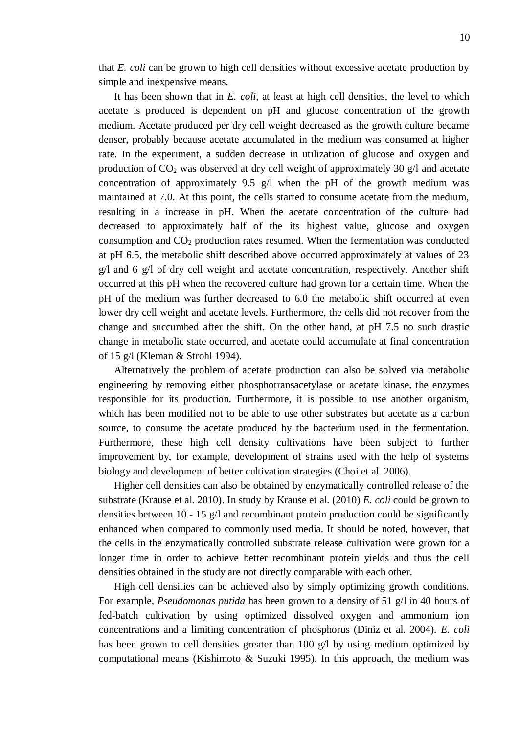that *E. coli* can be grown to high cell densities without excessive acetate production by simple and inexpensive means.

It has been shown that in *E. coli*, at least at high cell densities, the level to which acetate is produced is dependent on pH and glucose concentration of the growth medium. Acetate produced per dry cell weight decreased as the growth culture became denser, probably because acetate accumulated in the medium was consumed at higher rate. In the experiment, a sudden decrease in utilization of glucose and oxygen and production of $CO_2$ was observed at dry cell weight of approximately 30 g/l and acetate concentration of approximately 9.5 g/l when the pH of the growth medium was maintained at 7.0. At this point, the cells started to consume acetate from the medium, resulting in a increase in pH. When the acetate concentration of the culture had decreased to approximately half of the its highest value, glucose and oxygen consumption and $CO_2$ production rates resumed. When the fermentation was conducted at pH 6.5, the metabolic shift described above occurred approximately at values of 23 g/l and 6 g/l of dry cell weight and acetate concentration, respectively. Another shift occurred at this pH when the recovered culture had grown for a certain time. When the pH of the medium was further decreased to 6.0 the metabolic shift occurred at even lower dry cell weight and acetate levels. Furthermore, the cells did not recover from the change and succumbed after the shift. On the other hand, at pH 7.5 no such drastic change in metabolic state occurred, and acetate could accumulate at final concentration of 15 g/l (Kleman & Strohl 1994).

Alternatively the problem of acetate production can also be solved via metabolic engineering by removing either phosphotransacetylase or acetate kinase, the enzymes responsible for its production. Furthermore, it is possible to use another organism, which has been modified not to be able to use other substrates but acetate as a carbon source, to consume the acetate produced by the bacterium used in the fermentation. Furthermore, these high cell density cultivations have been subject to further improvement by, for example, development of strains used with the help of systems biology and development of better cultivation strategies (Choi et al. 2006).

Higher cell densities can also be obtained by enzymatically controlled release of the substrate (Krause et al. 2010). In study by Krause et al. (2010) *E. coli* could be grown to densities between 10 - 15 g/l and recombinant protein production could be significantly enhanced when compared to commonly used media. It should be noted, however, that the cells in the enzymatically controlled substrate release cultivation were grown for a longer time in order to achieve better recombinant protein yields and thus the cell densities obtained in the study are not directly comparable with each other.

High cell densities can be achieved also by simply optimizing growth conditions. For example, *Pseudomonas putida* has been grown to a density of 51 g/l in 40 hours of fed-batch cultivation by using optimized dissolved oxygen and ammonium ion concentrations and a limiting concentration of phosphorus (Diniz et al. 2004). *E. coli* has been grown to cell densities greater than 100 g/l by using medium optimized by computational means (Kishimoto & Suzuki 1995). In this approach, the medium was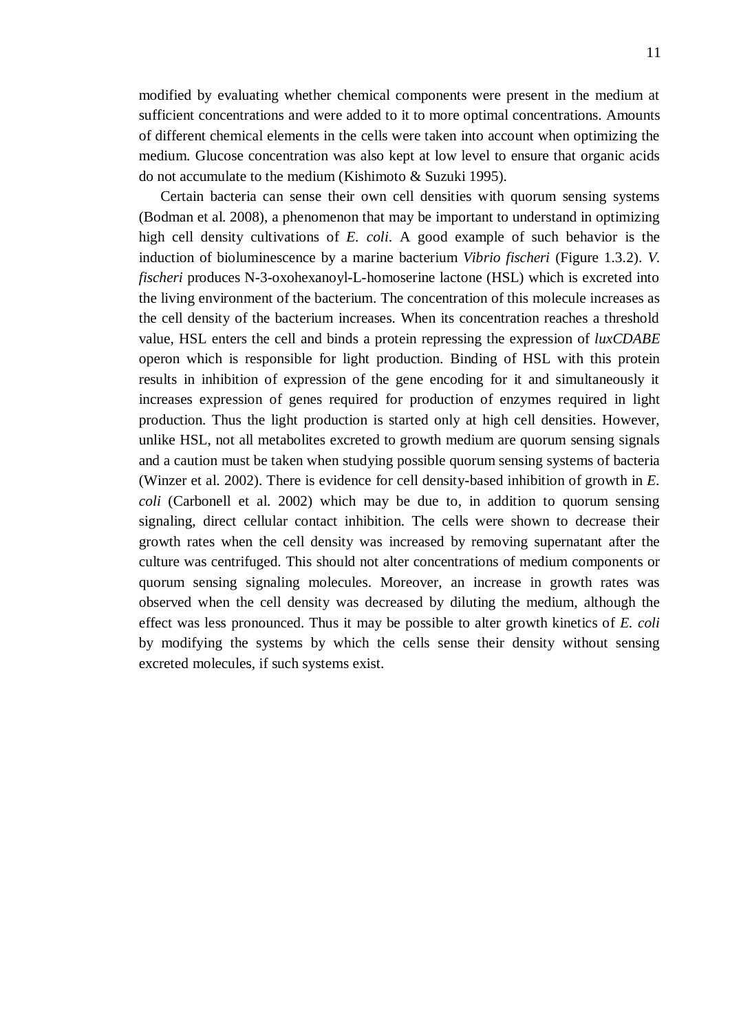modified by evaluating whether chemical components were present in the medium at sufficient concentrations and were added to it to more optimal concentrations. Amounts of different chemical elements in the cells were taken into account when optimizing the medium. Glucose concentration was also kept at low level to ensure that organic acids do not accumulate to the medium (Kishimoto & Suzuki 1995).

Certain bacteria can sense their own cell densities with quorum sensing systems (Bodman et al. 2008), a phenomenon that may be important to understand in optimizing high cell density cultivations of *E. coli*. A good example of such behavior is the induction of bioluminescence by a marine bacterium *Vibrio fischeri* (Figure 1.3.2). *V. fischeri* produces N-3-oxohexanoyl-L-homoserine lactone (HSL) which is excreted into the living environment of the bacterium. The concentration of this molecule increases as the cell density of the bacterium increases. When its concentration reaches a threshold value, HSL enters the cell and binds a protein repressing the expression of *luxCDABE* operon which is responsible for light production. Binding of HSL with this protein results in inhibition of expression of the gene encoding for it and simultaneously it increases expression of genes required for production of enzymes required in light production. Thus the light production is started only at high cell densities. However, unlike HSL, not all metabolites excreted to growth medium are quorum sensing signals and a caution must be taken when studying possible quorum sensing systems of bacteria (Winzer et al. 2002). There is evidence for cell density-based inhibition of growth in *E. coli* (Carbonell et al. 2002) which may be due to, in addition to quorum sensing signaling, direct cellular contact inhibition. The cells were shown to decrease their growth rates when the cell density was increased by removing supernatant after the culture was centrifuged. This should not alter concentrations of medium components or quorum sensing signaling molecules. Moreover, an increase in growth rates was observed when the cell density was decreased by diluting the medium, although the effect was less pronounced. Thus it may be possible to alter growth kinetics of *E. coli* by modifying the systems by which the cells sense their density without sensing excreted molecules, if such systems exist.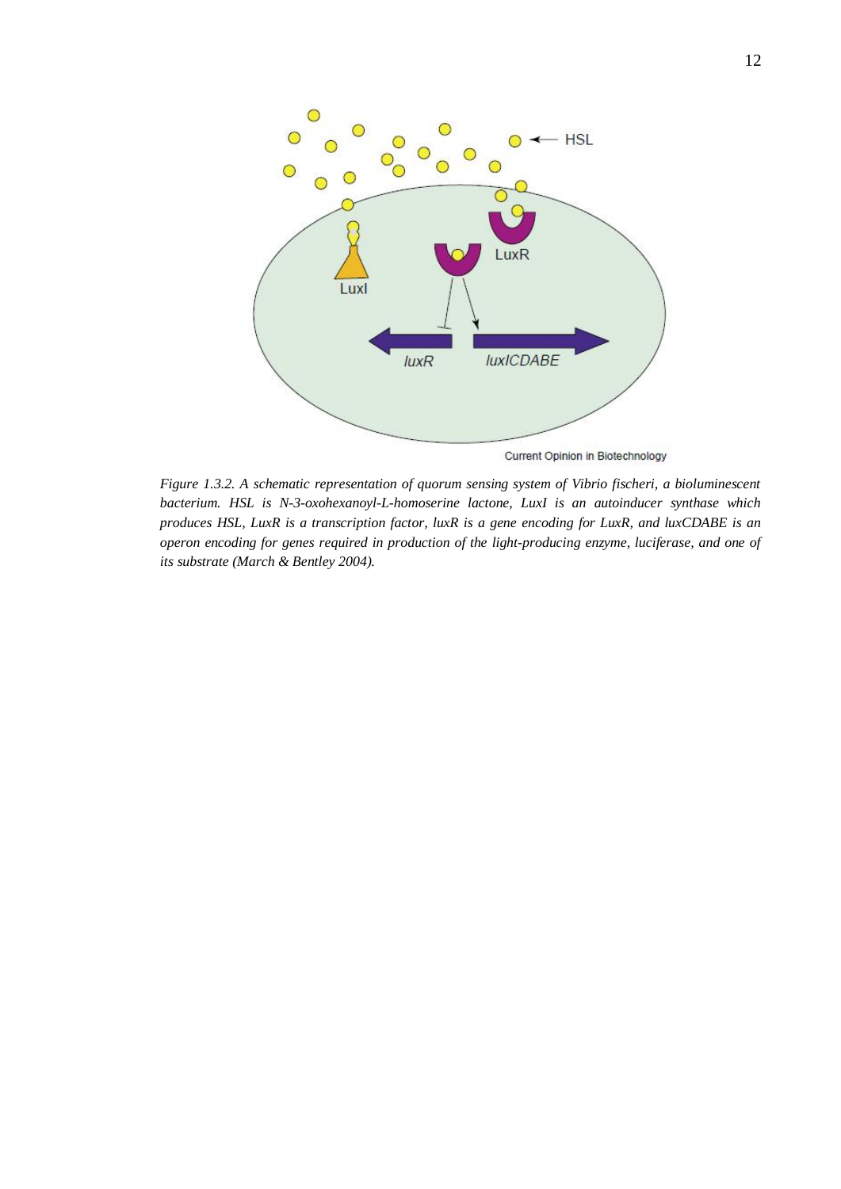*Figure 1.3.2. A schematic representation of quorum sensing system of Vibrio fischeri, a bioluminescent bacterium. HSL is N-3-oxohexanoyl-L-homoserine lactone, LuxI is an autoinducer synthase which produces HSL, LuxR is a transcription factor, luxR is a gene encoding for LuxR, and luxCDABE is an operon encoding for genes required in production of the light-producing enzyme, luciferase, and one of its substrate (March & Bentley 2004).*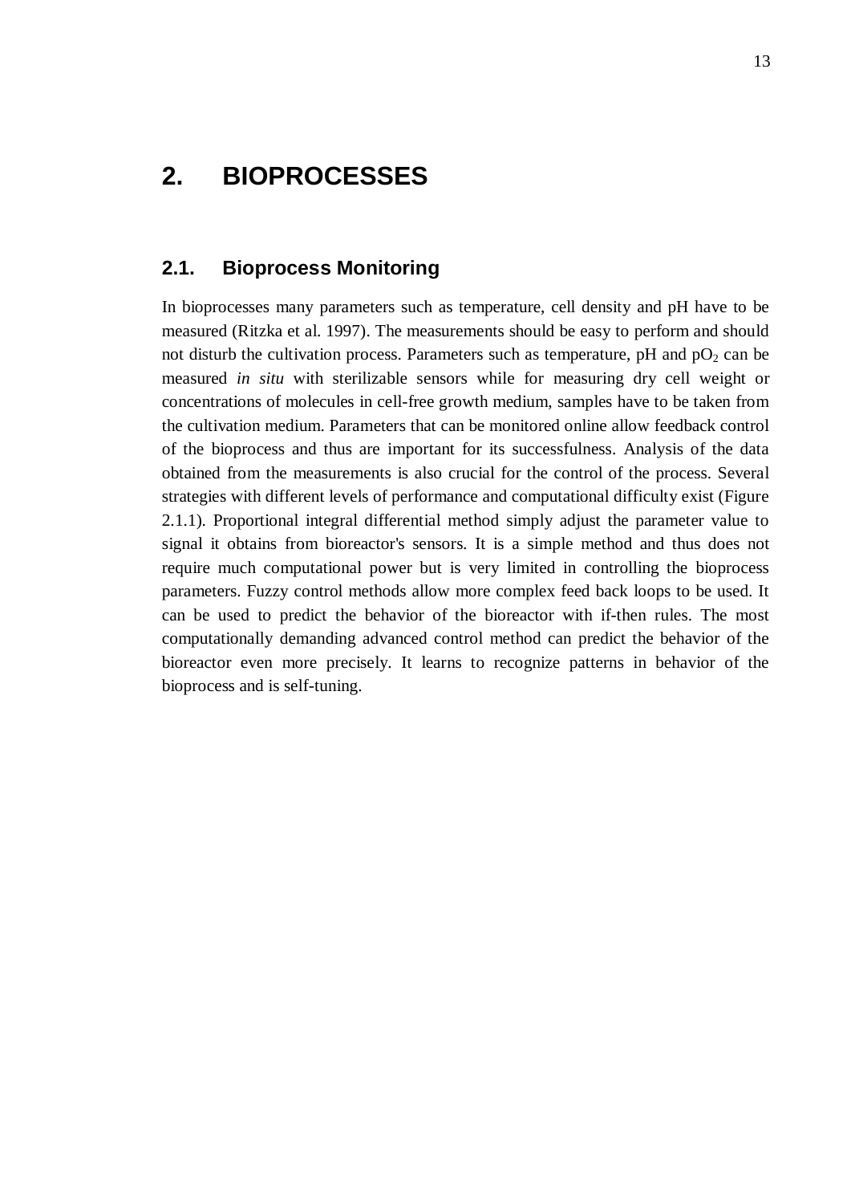# 2. BIOPROCESSES

## 2.1. Bioprocess Monitoring

In bioprocesses many parameters such as temperature, cell density and pH have to be measured (Ritzka et al. 1997). The measurements should be easy to perform and should not disturb the cultivation process. Parameters such as temperature, pH and $pO_2$ can be measured *in situ* with sterilizable sensors while for measuring dry cell weight or concentrations of molecules in cell-free growth medium, samples have to be taken from the cultivation medium. Parameters that can be monitored online allow feedback control of the bioprocess and thus are important for its successfulness. Analysis of the data obtained from the measurements is also crucial for the control of the process. Several strategies with different levels of performance and computational difficulty exist (Figure 2.1.1). Proportional integral differential method simply adjust the parameter value to signal it obtains from bioreactor's sensors. It is a simple method and thus does not require much computational power but is very limited in controlling the bioprocess parameters. Fuzzy control methods allow more complex feed back loops to be used. It can be used to predict the behavior of the bioreactor with if-then rules. The most computationally demanding advanced control method can predict the behavior of the bioreactor even more precisely. It learns to recognize patterns in behavior of the bioprocess and is self-tuning.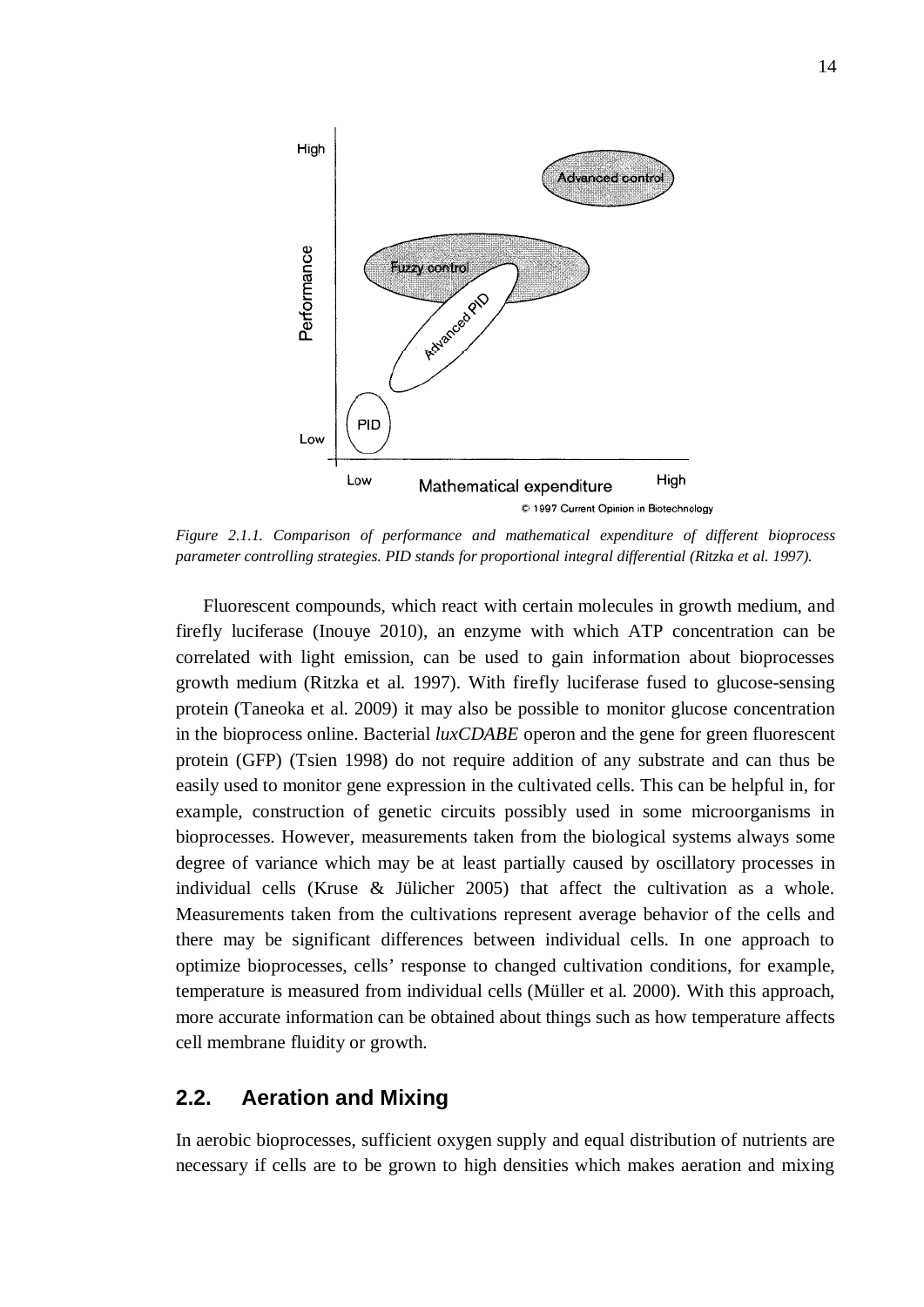*Figure 2.1.1. Comparison of performance and mathematical expenditure of different bioprocess parameter controlling strategies. PID stands for proportional integral differential (Ritzka et al. 1997).*

Fluorescent compounds, which react with certain molecules in growth medium, and firefly luciferase (Inouye 2010), an enzyme with which ATP concentration can be correlated with light emission, can be used to gain information about bioprocesses growth medium (Ritzka et al. 1997). With firefly luciferase fused to glucose-sensing protein (Taneoka et al. 2009) it may also be possible to monitor glucose concentration in the bioprocess online. Bacterial *luxCDABE* operon and the gene for green fluorescent protein (GFP) (Tsien 1998) do not require addition of any substrate and can thus be easily used to monitor gene expression in the cultivated cells. This can be helpful in, for example, construction of genetic circuits possibly used in some microorganisms in bioprocesses. However, measurements taken from the biological systems always some degree of variance which may be at least partially caused by oscillatory processes in individual cells (Kruse & Jülicher 2005) that affect the cultivation as a whole. Measurements taken from the cultivations represent average behavior of the cells and there may be significant differences between individual cells. In one approach to optimize bioprocesses, cells' response to changed cultivation conditions, for example, temperature is measured from individual cells (Müller et al. 2000). With this approach, more accurate information can be obtained about things such as how temperature affects cell membrane fluidity or growth.

## 2.2. Aeration and Mixing

In aerobic bioprocesses, sufficient oxygen supply and equal distribution of nutrients are necessary if cells are to be grown to high densities which makes aeration and mixing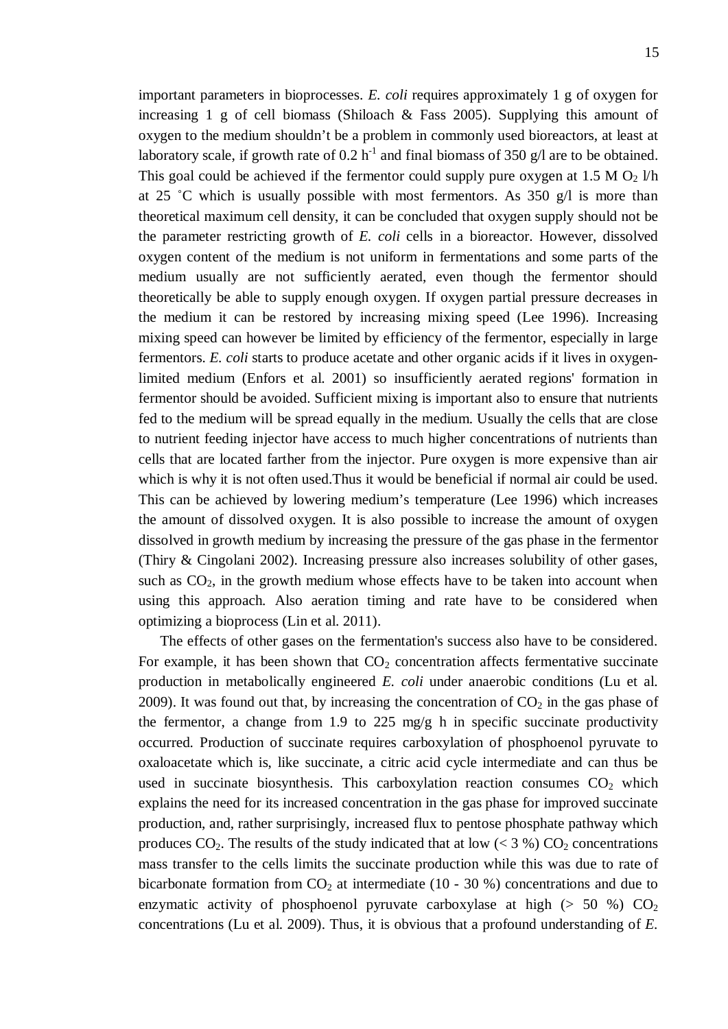important parameters in bioprocesses. *E. coli* requires approximately 1 g of oxygen for increasing 1 g of cell biomass (Shiloach & Fass 2005). Supplying this amount of oxygen to the medium shouldn't be a problem in commonly used bioreactors, at least at laboratory scale, if growth rate of 0.2 $h^{-1}$ and final biomass of 350 g/l are to be obtained. This goal could be achieved if the fermentor could supply pure oxygen at 1.5 M $O_2$ l/h at 25 ˚C which is usually possible with most fermentors. As 350 g/l is more than theoretical maximum cell density, it can be concluded that oxygen supply should not be the parameter restricting growth of *E. coli* cells in a bioreactor. However, dissolved oxygen content of the medium is not uniform in fermentations and some parts of the medium usually are not sufficiently aerated, even though the fermentor should theoretically be able to supply enough oxygen. If oxygen partial pressure decreases in the medium it can be restored by increasing mixing speed (Lee 1996). Increasing mixing speed can however be limited by efficiency of the fermentor, especially in large fermentors. *E. coli* starts to produce acetate and other organic acids if it lives in oxygen-limited medium (Enfors et al. 2001) so insufficiently aerated regions' formation in fermentor should be avoided. Sufficient mixing is important also to ensure that nutrients fed to the medium will be spread equally in the medium. Usually the cells that are close to nutrient feeding injector have access to much higher concentrations of nutrients than cells that are located farther from the injector. Pure oxygen is more expensive than air which is why it is not often used.Thus it would be beneficial if normal air could be used. This can be achieved by lowering medium's temperature (Lee 1996) which increases the amount of dissolved oxygen. It is also possible to increase the amount of oxygen dissolved in growth medium by increasing the pressure of the gas phase in the fermentor (Thiry & Cingolani 2002). Increasing pressure also increases solubility of other gases, such as $CO_2$, in the growth medium whose effects have to be taken into account when using this approach. Also aeration timing and rate have to be considered when optimizing a bioprocess (Lin et al. 2011).

The effects of other gases on the fermentation's success also have to be considered. For example, it has been shown that $CO_2$ concentration affects fermentative succinate production in metabolically engineered *E. coli* under anaerobic conditions (Lu et al. 2009). It was found out that, by increasing the concentration of $CO_2$ in the gas phase of the fermentor, a change from 1.9 to 225 mg/g h in specific succinate productivity occurred. Production of succinate requires carboxylation of phosphoenol pyruvate to oxaloacetate which is, like succinate, a citric acid cycle intermediate and can thus be used in succinate biosynthesis. This carboxylation reaction consumes $CO_2$ which explains the need for its increased concentration in the gas phase for improved succinate production, and, rather surprisingly, increased flux to pentose phosphate pathway which produces $CO_2$. The results of the study indicated that at low (< 3 %) $CO_2$ concentrations mass transfer to the cells limits the succinate production while this was due to rate of bicarbonate formation from $CO_2$ at intermediate (10 - 30 %) concentrations and due to enzymatic activity of phosphoenol pyruvate carboxylase at high (> 50 %) $CO_2$ concentrations (Lu et al. 2009). Thus, it is obvious that a profound understanding of *E.*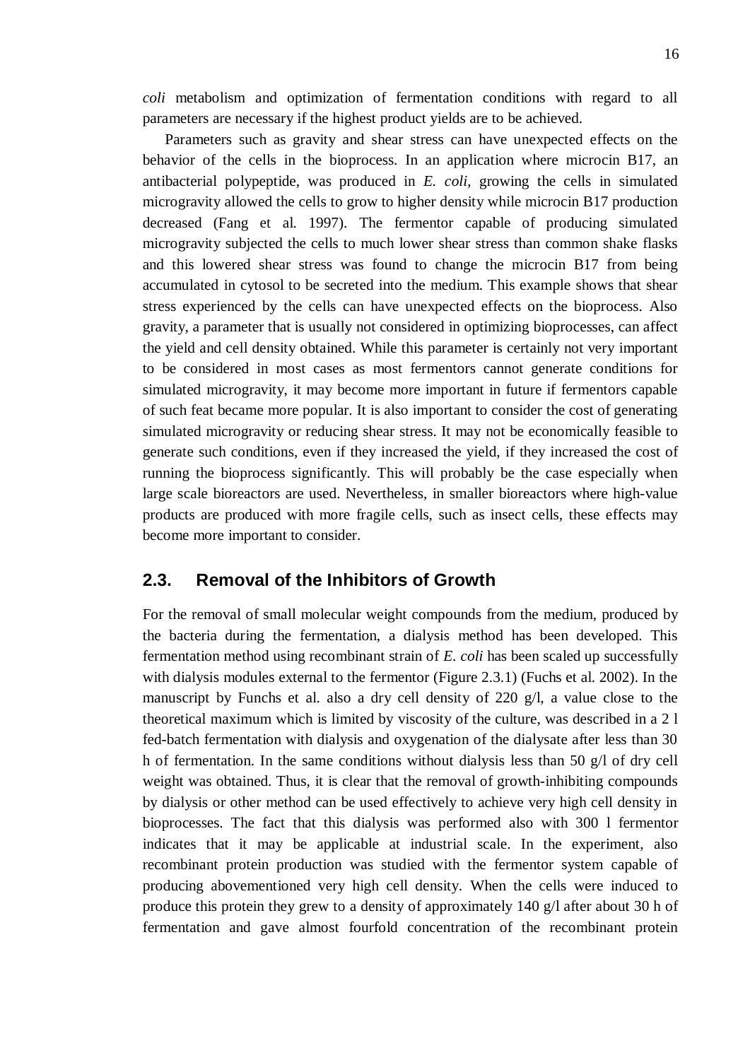*coli* metabolism and optimization of fermentation conditions with regard to all parameters are necessary if the highest product yields are to be achieved.

Parameters such as gravity and shear stress can have unexpected effects on the behavior of the cells in the bioprocess. In an application where microcin B17, an antibacterial polypeptide, was produced in *E. coli*, growing the cells in simulated microgravity allowed the cells to grow to higher density while microcin B17 production decreased (Fang et al. 1997). The fermentor capable of producing simulated microgravity subjected the cells to much lower shear stress than common shake flasks and this lowered shear stress was found to change the microcin B17 from being accumulated in cytosol to be secreted into the medium. This example shows that shear stress experienced by the cells can have unexpected effects on the bioprocess. Also gravity, a parameter that is usually not considered in optimizing bioprocesses, can affect the yield and cell density obtained. While this parameter is certainly not very important to be considered in most cases as most fermentors cannot generate conditions for simulated microgravity, it may become more important in future if fermentors capable of such feat became more popular. It is also important to consider the cost of generating simulated microgravity or reducing shear stress. It may not be economically feasible to generate such conditions, even if they increased the yield, if they increased the cost of running the bioprocess significantly. This will probably be the case especially when large scale bioreactors are used. Nevertheless, in smaller bioreactors where high-value products are produced with more fragile cells, such as insect cells, these effects may become more important to consider.

## 2.3. Removal of the Inhibitors of Growth

For the removal of small molecular weight compounds from the medium, produced by the bacteria during the fermentation, a dialysis method has been developed. This fermentation method using recombinant strain of *E. coli* has been scaled up successfully with dialysis modules external to the fermentor (Figure 2.3.1) (Fuchs et al. 2002). In the manuscript by Funchs et al. also a dry cell density of 220 g/l, a value close to the theoretical maximum which is limited by viscosity of the culture, was described in a 2 l fed-batch fermentation with dialysis and oxygenation of the dialysate after less than 30 h of fermentation. In the same conditions without dialysis less than 50 g/l of dry cell weight was obtained. Thus, it is clear that the removal of growth-inhibiting compounds by dialysis or other method can be used effectively to achieve very high cell density in bioprocesses. The fact that this dialysis was performed also with 300 l fermentor indicates that it may be applicable at industrial scale. In the experiment, also recombinant protein production was studied with the fermentor system capable of producing abovementioned very high cell density. When the cells were induced to produce this protein they grew to a density of approximately 140 g/l after about 30 h of fermentation and gave almost fourfold concentration of the recombinant protein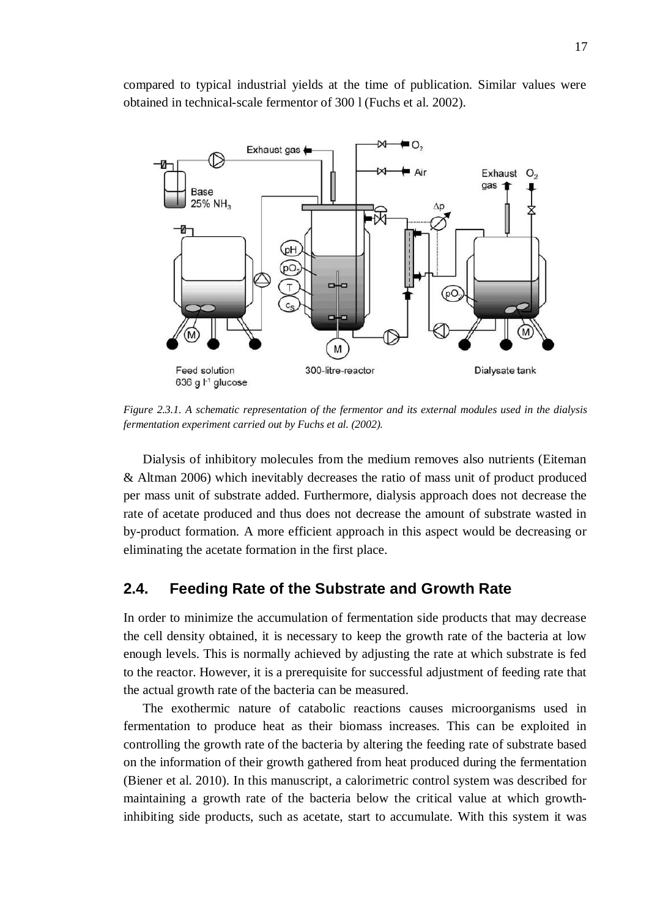compared to typical industrial yields at the time of publication. Similar values were obtained in technical-scale fermentor of 300 l (Fuchs et al. 2002).

*Figure 2.3.1. A schematic representation of the fermentor and its external modules used in the dialysis fermentation experiment carried out by Fuchs et al. (2002).*

Dialysis of inhibitory molecules from the medium removes also nutrients (Eiteman & Altman 2006) which inevitably decreases the ratio of mass unit of product produced per mass unit of substrate added. Furthermore, dialysis approach does not decrease the rate of acetate produced and thus does not decrease the amount of substrate wasted in by-product formation. A more efficient approach in this aspect would be decreasing or eliminating the acetate formation in the first place.

## 2.4. Feeding Rate of the Substrate and Growth Rate

In order to minimize the accumulation of fermentation side products that may decrease the cell density obtained, it is necessary to keep the growth rate of the bacteria at low enough levels. This is normally achieved by adjusting the rate at which substrate is fed to the reactor. However, it is a prerequisite for successful adjustment of feeding rate that the actual growth rate of the bacteria can be measured.

The exothermic nature of catabolic reactions causes microorganisms used in fermentation to produce heat as their biomass increases. This can be exploited in controlling the growth rate of the bacteria by altering the feeding rate of substrate based on the information of their growth gathered from heat produced during the fermentation (Biener et al. 2010). In this manuscript, a calorimetric control system was described for maintaining a growth rate of the bacteria below the critical value at which growth-inhibiting side products, such as acetate, start to accumulate. With this system it was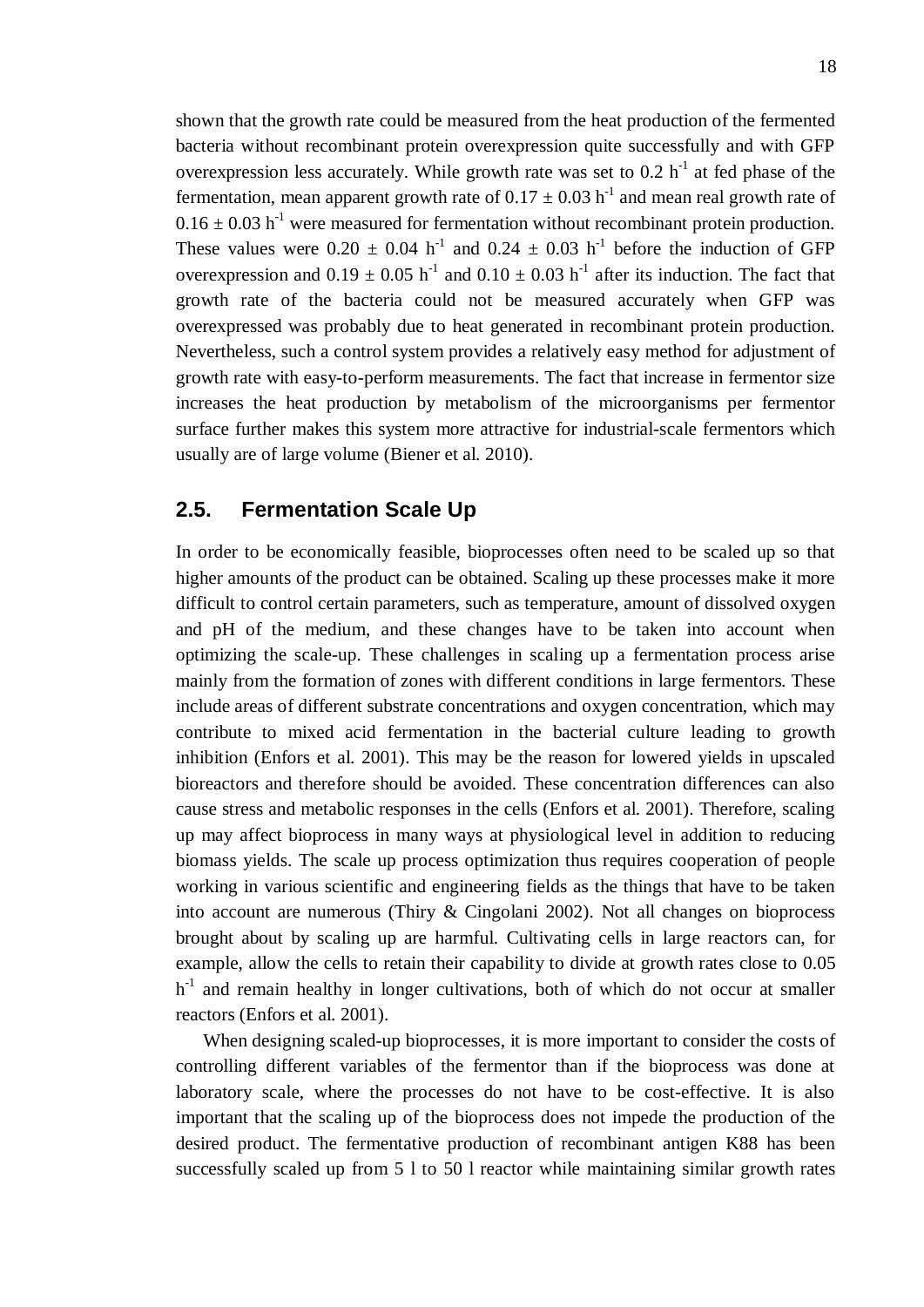shown that the growth rate could be measured from the heat production of the fermented bacteria without recombinant protein overexpression quite successfully and with GFP overexpression less accurately. While growth rate was set to 0.2 $h^{-1}$ at fed phase of the fermentation, mean apparent growth rate of $0.17 \pm 0.03$ $h^{-1}$ and mean real growth rate of $0.16 \pm 0.03$ $h^{-1}$ were measured for fermentation without recombinant protein production. These values were $0.20 \pm 0.04$ $h^{-1}$ and $0.24 \pm 0.03$ $h^{-1}$ before the induction of GFP overexpression and $0.19 \pm 0.05$ $h^{-1}$ and $0.10 \pm 0.03$ $h^{-1}$ after its induction. The fact that growth rate of the bacteria could not be measured accurately when GFP was overexpressed was probably due to heat generated in recombinant protein production. Nevertheless, such a control system provides a relatively easy method for adjustment of growth rate with easy-to-perform measurements. The fact that increase in fermentor size increases the heat production by metabolism of the microorganisms per fermentor surface further makes this system more attractive for industrial-scale fermentors which usually are of large volume (Biener et al. 2010).

## 2.5. Fermentation Scale Up

In order to be economically feasible, bioprocesses often need to be scaled up so that higher amounts of the product can be obtained. Scaling up these processes make it more difficult to control certain parameters, such as temperature, amount of dissolved oxygen and pH of the medium, and these changes have to be taken into account when optimizing the scale-up. These challenges in scaling up a fermentation process arise mainly from the formation of zones with different conditions in large fermentors. These include areas of different substrate concentrations and oxygen concentration, which may contribute to mixed acid fermentation in the bacterial culture leading to growth inhibition (Enfors et al. 2001). This may be the reason for lowered yields in upscaled bioreactors and therefore should be avoided. These concentration differences can also cause stress and metabolic responses in the cells (Enfors et al. 2001). Therefore, scaling up may affect bioprocess in many ways at physiological level in addition to reducing biomass yields. The scale up process optimization thus requires cooperation of people working in various scientific and engineering fields as the things that have to be taken into account are numerous (Thiry & Cingolani 2002). Not all changes on bioprocess brought about by scaling up are harmful. Cultivating cells in large reactors can, for example, allow the cells to retain their capability to divide at growth rates close to 0.05 $h^{-1}$ and remain healthy in longer cultivations, both of which do not occur at smaller reactors (Enfors et al. 2001).

When designing scaled-up bioprocesses, it is more important to consider the costs of controlling different variables of the fermentor than if the bioprocess was done at laboratory scale, where the processes do not have to be cost-effective. It is also important that the scaling up of the bioprocess does not impede the production of the desired product. The fermentative production of recombinant antigen K88 has been successfully scaled up from 5 l to 50 l reactor while maintaining similar growth rates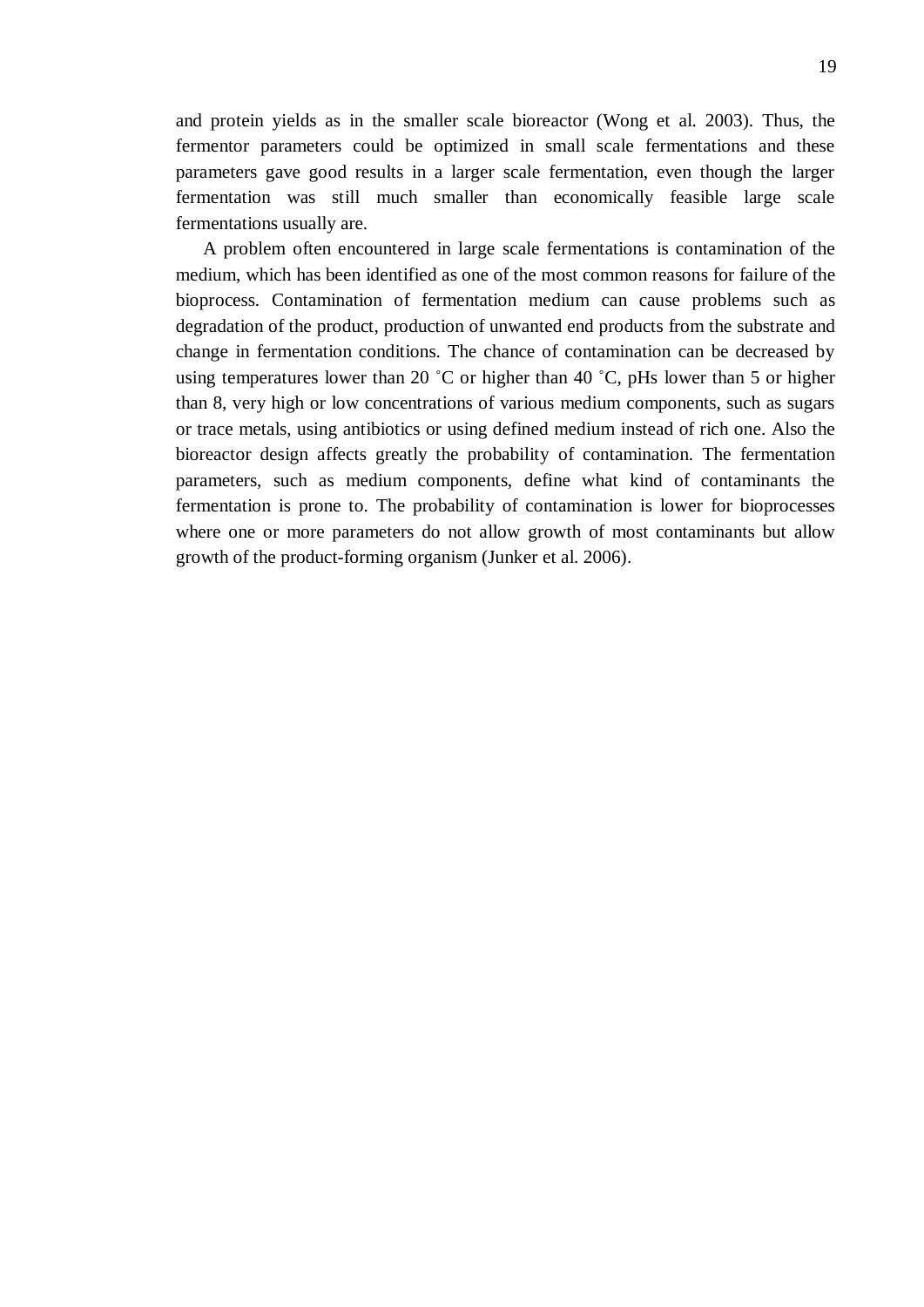and protein yields as in the smaller scale bioreactor (Wong et al. 2003). Thus, the fermentor parameters could be optimized in small scale fermentations and these parameters gave good results in a larger scale fermentation, even though the larger fermentation was still much smaller than economically feasible large scale fermentations usually are.

A problem often encountered in large scale fermentations is contamination of the medium, which has been identified as one of the most common reasons for failure of the bioprocess. Contamination of fermentation medium can cause problems such as degradation of the product, production of unwanted end products from the substrate and change in fermentation conditions. The chance of contamination can be decreased by using temperatures lower than 20 ˚C or higher than 40 ˚C, pHs lower than 5 or higher than 8, very high or low concentrations of various medium components, such as sugars or trace metals, using antibiotics or using defined medium instead of rich one. Also the bioreactor design affects greatly the probability of contamination. The fermentation parameters, such as medium components, define what kind of contaminants the fermentation is prone to. The probability of contamination is lower for bioprocesses where one or more parameters do not allow growth of most contaminants but allow growth of the product-forming organism (Junker et al. 2006).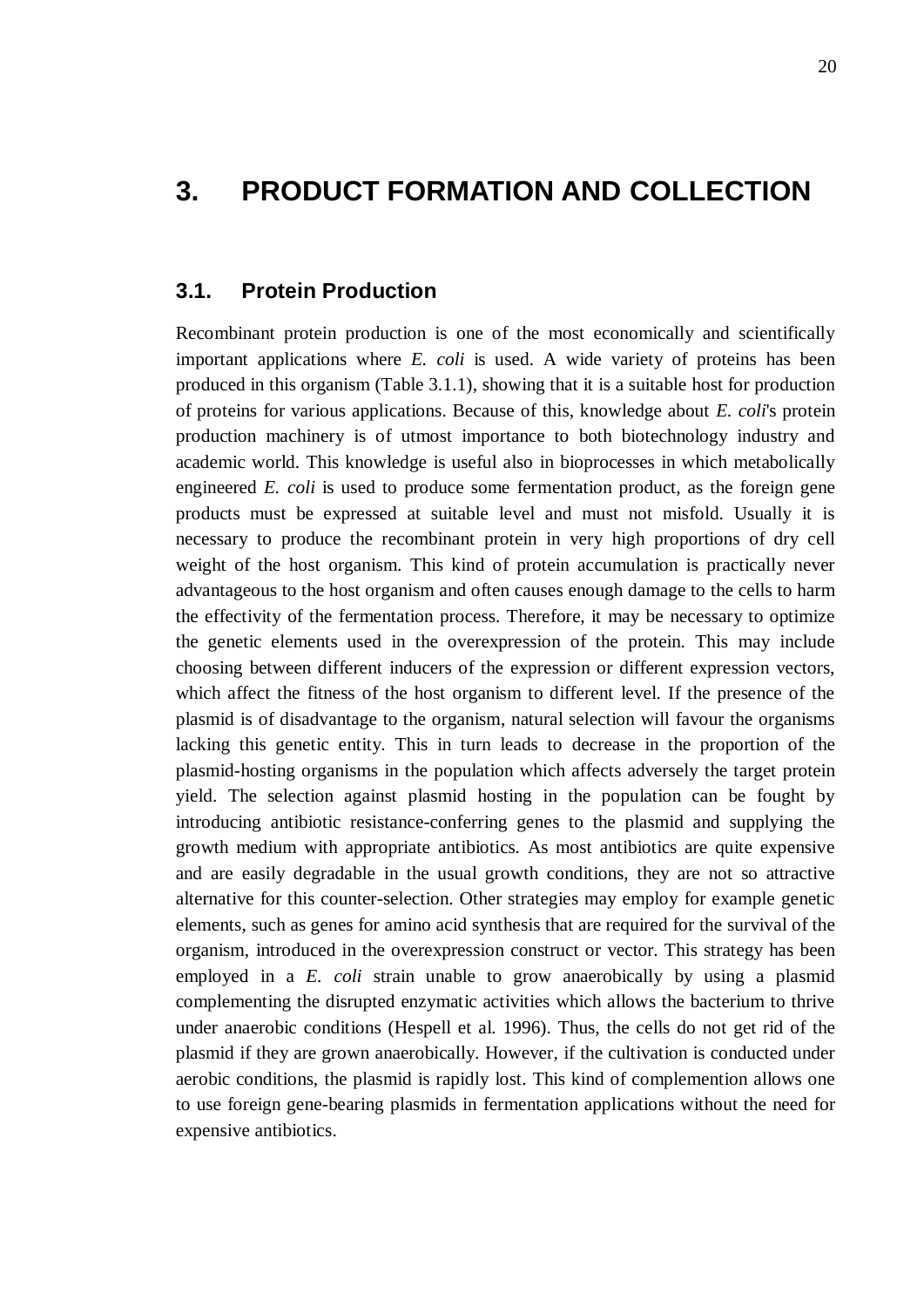# 3. PRODUCT FORMATION AND COLLECTION

## 3.1. Protein Production

Recombinant protein production is one of the most economically and scientifically important applications where *E. coli* is used. A wide variety of proteins has been produced in this organism (Table 3.1.1), showing that it is a suitable host for production of proteins for various applications. Because of this, knowledge about *E. coli*'s protein production machinery is of utmost importance to both biotechnology industry and academic world. This knowledge is useful also in bioprocesses in which metabolically engineered *E. coli* is used to produce some fermentation product, as the foreign gene products must be expressed at suitable level and must not misfold. Usually it is necessary to produce the recombinant protein in very high proportions of dry cell weight of the host organism. This kind of protein accumulation is practically never advantageous to the host organism and often causes enough damage to the cells to harm the effectivity of the fermentation process. Therefore, it may be necessary to optimize the genetic elements used in the overexpression of the protein. This may include choosing between different inducers of the expression or different expression vectors, which affect the fitness of the host organism to different level. If the presence of the plasmid is of disadvantage to the organism, natural selection will favour the organisms lacking this genetic entity. This in turn leads to decrease in the proportion of the plasmid-hosting organisms in the population which affects adversely the target protein yield. The selection against plasmid hosting in the population can be fought by introducing antibiotic resistance-conferring genes to the plasmid and supplying the growth medium with appropriate antibiotics. As most antibiotics are quite expensive and are easily degradable in the usual growth conditions, they are not so attractive alternative for this counter-selection. Other strategies may employ for example genetic elements, such as genes for amino acid synthesis that are required for the survival of the organism, introduced in the overexpression construct or vector. This strategy has been employed in a *E. coli* strain unable to grow anaerobically by using a plasmid complementing the disrupted enzymatic activities which allows the bacterium to thrive under anaerobic conditions (Hespell et al. 1996). Thus, the cells do not get rid of the plasmid if they are grown anaerobically. However, if the cultivation is conducted under aerobic conditions, the plasmid is rapidly lost. This kind of complemention allows one to use foreign gene-bearing plasmids in fermentation applications without the need for expensive antibiotics.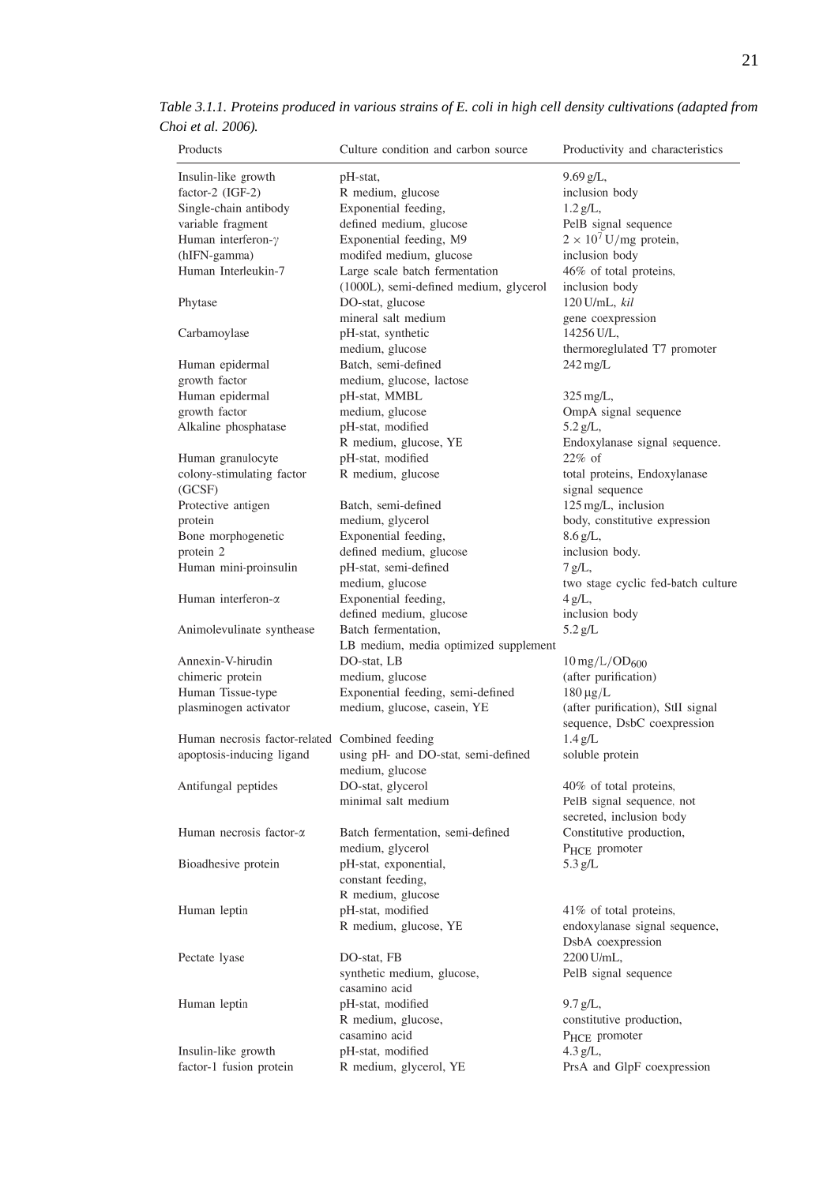*Table 3.1.1. Proteins produced in various strains of E. coli in high cell density cultivations (adapted from Choi et al. 2006).*

| Products | Culture condition and carbon source | Productivity and characteristics |
|---|---|---|
| Insulin-like growth factor-2 (IGF-2) | pH-stat, R medium, glucose | 9.69 g/L, inclusion body |
| Single-chain antibody variable fragment | Exponential feeding, defined medium, glucose | 1.2 g/L, PelB signal sequence |
| Human interferon-$\gamma$ (hIFN-gamma) | Exponential feeding, M9 modifed medium, glucose | $2 \times 10^7$ U/mg protein, inclusion body |
| Human Interleukin-7 | Large scale batch fermentation (1000L), semi-defined medium, glycerol | 46% of total proteins, inclusion body |
| Phytase | DO-stat, glucose mineral salt medium | 120 U/mL, *kil* gene coexpression |
| Carbamoylase | pH-stat, synthetic medium, glucose | 14256 U/L, thermoreglulated T7 promoter |
| Human epidermal growth factor | Batch, semi-defined medium, glucose, lactose | 242 mg/L |
| Human epidermal growth factor | pH-stat, MMBL medium, glucose | 325 mg/L, OmpA signal sequence |
| Alkaline phosphatase | pH-stat, modified R medium, glucose, YE | 5.2 g/L, Endoxylanase signal sequence. |
| Human granulocyte colony-stimulating factor (GCSF) | pH-stat, modified R medium, glucose | 22% of total proteins, Endoxylanase signal sequence |
| Protective antigen protein | Batch, semi-defined medium, glycerol | 125 mg/L, inclusion body, constitutive expression |
| Bone morphogenetic protein 2 | Exponential feeding, defined medium, glucose | 8.6 g/L, inclusion body. |
| Human mini-proinsulin | pH-stat, semi-defined medium, glucose | 7 g/L, two stage cyclic fed-batch culture |
| Human interferon-$\alpha$ | Exponential feeding, defined medium, glucose | 4 g/L, inclusion body |
| Animolevulinate synthease | Batch fermentation, LB medium, media optimized supplement | 5.2 g/L |
| Annexin-V-hirudin chimeric protein | DO-stat, LB medium, glucose | 10 mg/L/$OD_{600}$ (after purification) |
| Human Tissue-type plasminogen activator | Exponential feeding, semi-defined medium, glucose, casein, YE | 180 µg/L (after purification), StII signal sequence, DsbC coexpression |
| Human necrosis factor-related apoptosis-inducing ligand | Combined feeding using pH- and DO-stat, semi-defined medium, glucose | 1.4 g/L soluble protein |
| Antifungal peptides | DO-stat, glycerol minimal salt medium | 40% of total proteins, PelB signal sequence, not secreted, inclusion body |
| Human necrosis factor-$\alpha$ | Batch fermentation, semi-defined medium, glycerol | Constitutive production, $P_{HCE}$ promoter |
| Bioadhesive protein | pH-stat, exponential, constant feeding, R medium, glucose | 5.3 g/L |
| Human leptin | pH-stat, modified R medium, glucose, YE | 41% of total proteins, endoxylanase signal sequence, DsbA coexpression |
| Pectate lyase | DO-stat, FB synthetic medium, glucose, casamino acid | 2200 U/mL, PelB signal sequence |
| Human leptin | pH-stat, modified R medium, glucose, casamino acid | 9.7 g/L, constitutive production, $P_{HCE}$ promoter |
| Insulin-like growth factor-1 fusion protein | pH-stat, modified R medium, glycerol, YE | 4.3 g/L, PrsA and GlpF coexpression |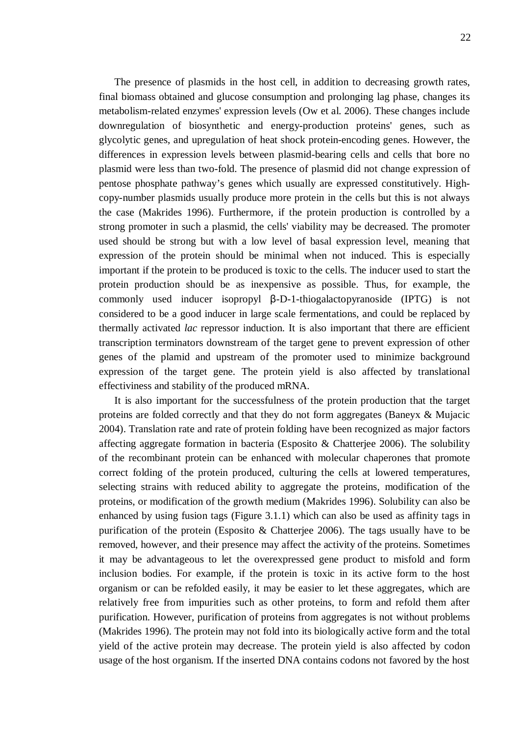The presence of plasmids in the host cell, in addition to decreasing growth rates, final biomass obtained and glucose consumption and prolonging lag phase, changes its metabolism-related enzymes' expression levels (Ow et al. 2006). These changes include downregulation of biosynthetic and energy-production proteins' genes, such as glycolytic genes, and upregulation of heat shock protein-encoding genes. However, the differences in expression levels between plasmid-bearing cells and cells that bore no plasmid were less than two-fold. The presence of plasmid did not change expression of pentose phosphate pathway's genes which usually are expressed constitutively. High-copy-number plasmids usually produce more protein in the cells but this is not always the case (Makrides 1996). Furthermore, if the protein production is controlled by a strong promoter in such a plasmid, the cells' viability may be decreased. The promoter used should be strong but with a low level of basal expression level, meaning that expression of the protein should be minimal when not induced. This is especially important if the protein to be produced is toxic to the cells. The inducer used to start the protein production should be as inexpensive as possible. Thus, for example, the commonly used inducer isopropyl β-D-1-thiogalactopyranoside (IPTG) is not considered to be a good inducer in large scale fermentations, and could be replaced by thermally activated *lac* repressor induction. It is also important that there are efficient transcription terminators downstream of the target gene to prevent expression of other genes of the plamid and upstream of the promoter used to minimize background expression of the target gene. The protein yield is also affected by translational effectiviness and stability of the produced mRNA.

It is also important for the successfulness of the protein production that the target proteins are folded correctly and that they do not form aggregates (Baneyx & Mujacic 2004). Translation rate and rate of protein folding have been recognized as major factors affecting aggregate formation in bacteria (Esposito & Chatterjee 2006). The solubility of the recombinant protein can be enhanced with molecular chaperones that promote correct folding of the protein produced, culturing the cells at lowered temperatures, selecting strains with reduced ability to aggregate the proteins, modification of the proteins, or modification of the growth medium (Makrides 1996). Solubility can also be enhanced by using fusion tags (Figure 3.1.1) which can also be used as affinity tags in purification of the protein (Esposito & Chatterjee 2006). The tags usually have to be removed, however, and their presence may affect the activity of the proteins. Sometimes it may be advantageous to let the overexpressed gene product to misfold and form inclusion bodies. For example, if the protein is toxic in its active form to the host organism or can be refolded easily, it may be easier to let these aggregates, which are relatively free from impurities such as other proteins, to form and refold them after purification. However, purification of proteins from aggregates is not without problems (Makrides 1996). The protein may not fold into its biologically active form and the total yield of the active protein may decrease. The protein yield is also affected by codon usage of the host organism. If the inserted DNA contains codons not favored by the host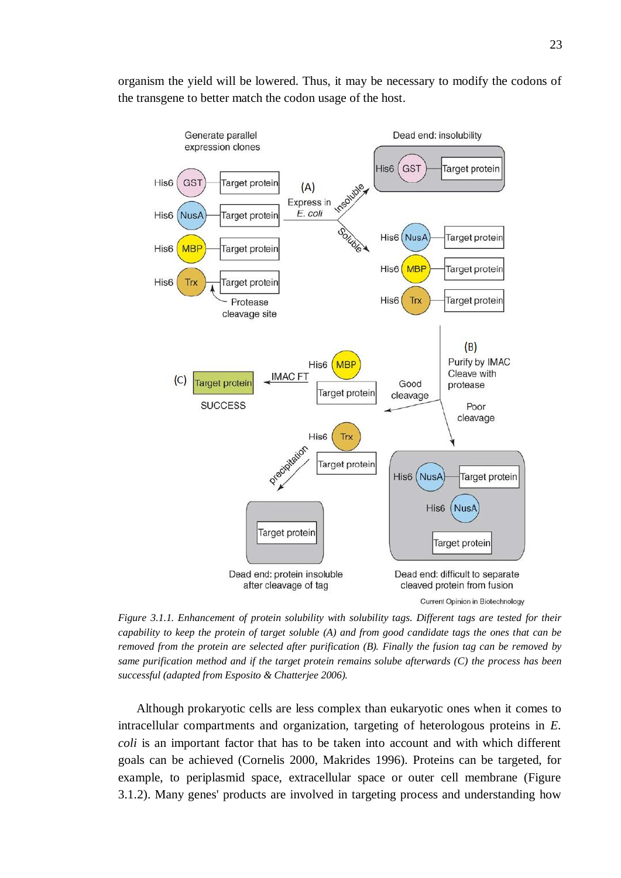organism the yield will be lowered. Thus, it may be necessary to modify the codons of the transgene to better match the codon usage of the host.

*Figure 3.1.1. Enhancement of protein solubility with solubility tags. Different tags are tested for their capability to keep the protein of target soluble (A) and from good candidate tags the ones that can be removed from the protein are selected after purification (B). Finally the fusion tag can be removed by same purification method and if the target protein remains solube afterwards (C) the process has been successful (adapted from Esposito & Chatterjee 2006).*

Although prokaryotic cells are less complex than eukaryotic ones when it comes to intracellular compartments and organization, targeting of heterologous proteins in *E. coli* is an important factor that has to be taken into account and with which different goals can be achieved (Cornelis 2000, Makrides 1996). Proteins can be targeted, for example, to periplasmid space, extracellular space or outer cell membrane (Figure 3.1.2). Many genes' products are involved in targeting process and understanding how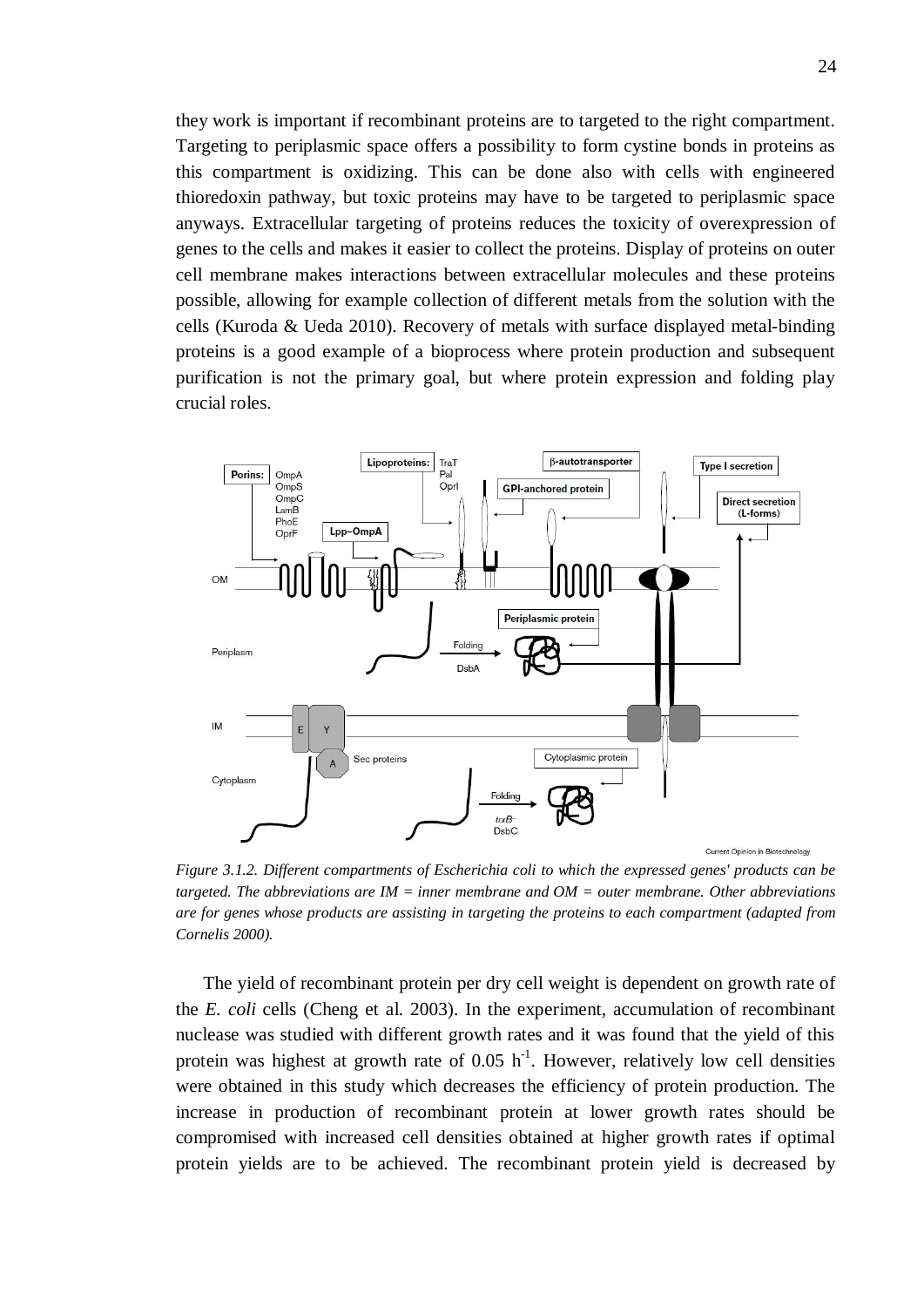they work is important if recombinant proteins are to targeted to the right compartment. Targeting to periplasmic space offers a possibility to form cystine bonds in proteins as this compartment is oxidizing. This can be done also with cells with engineered thioredoxin pathway, but toxic proteins may have to be targeted to periplasmic space anyways. Extracellular targeting of proteins reduces the toxicity of overexpression of genes to the cells and makes it easier to collect the proteins. Display of proteins on outer cell membrane makes interactions between extracellular molecules and these proteins possible, allowing for example collection of different metals from the solution with the cells (Kuroda & Ueda 2010). Recovery of metals with surface displayed metal-binding proteins is a good example of a bioprocess where protein production and subsequent purification is not the primary goal, but where protein expression and folding play crucial roles.

*Figure 3.1.2. Different compartments of Escherichia coli to which the expressed genes' products can be targeted. The abbreviations are IM = inner membrane and OM = outer membrane. Other abbreviations are for genes whose products are assisting in targeting the proteins to each compartment (adapted from Cornelis 2000).*

The yield of recombinant protein per dry cell weight is dependent on growth rate of the *E. coli* cells (Cheng et al. 2003). In the experiment, accumulation of recombinant nuclease was studied with different growth rates and it was found that the yield of this protein was highest at growth rate of 0.05 $h^{-1}$. However, relatively low cell densities were obtained in this study which decreases the efficiency of protein production. The increase in production of recombinant protein at lower growth rates should be compromised with increased cell densities obtained at higher growth rates if optimal protein yields are to be achieved. The recombinant protein yield is decreased by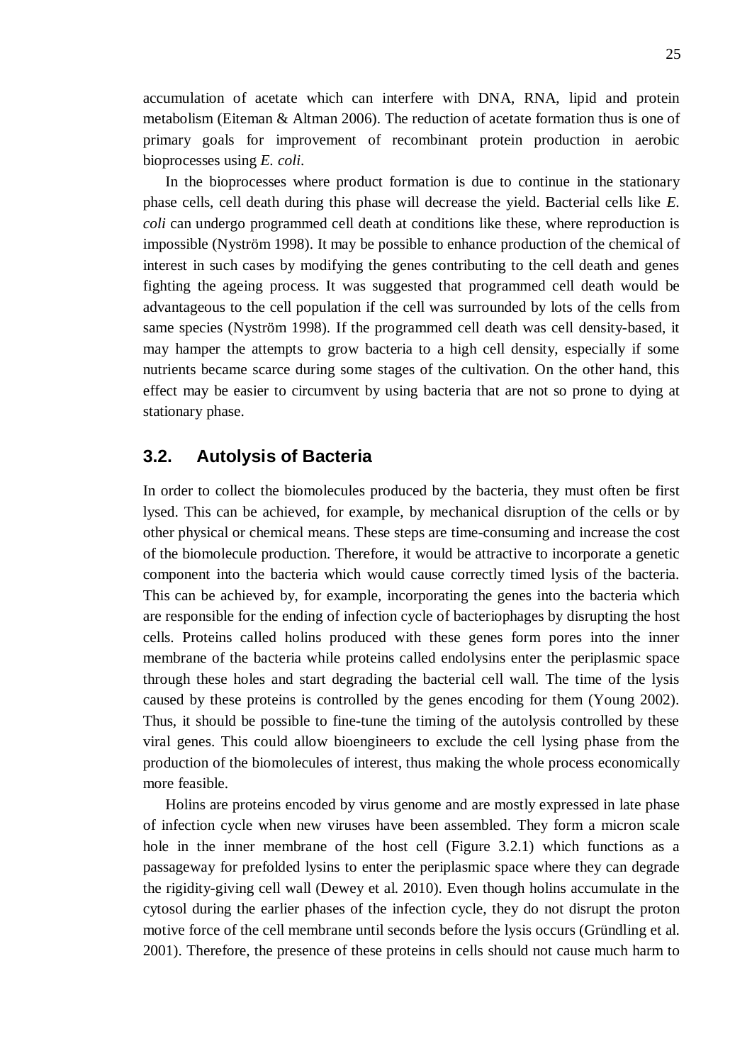accumulation of acetate which can interfere with DNA, RNA, lipid and protein metabolism (Eiteman & Altman 2006). The reduction of acetate formation thus is one of primary goals for improvement of recombinant protein production in aerobic bioprocesses using *E. coli*.

In the bioprocesses where product formation is due to continue in the stationary phase cells, cell death during this phase will decrease the yield. Bacterial cells like *E. coli* can undergo programmed cell death at conditions like these, where reproduction is impossible (Nyström 1998). It may be possible to enhance production of the chemical of interest in such cases by modifying the genes contributing to the cell death and genes fighting the ageing process. It was suggested that programmed cell death would be advantageous to the cell population if the cell was surrounded by lots of the cells from same species (Nyström 1998). If the programmed cell death was cell density-based, it may hamper the attempts to grow bacteria to a high cell density, especially if some nutrients became scarce during some stages of the cultivation. On the other hand, this effect may be easier to circumvent by using bacteria that are not so prone to dying at stationary phase.

## 3.2. Autolysis of Bacteria

In order to collect the biomolecules produced by the bacteria, they must often be first lysed. This can be achieved, for example, by mechanical disruption of the cells or by other physical or chemical means. These steps are time-consuming and increase the cost of the biomolecule production. Therefore, it would be attractive to incorporate a genetic component into the bacteria which would cause correctly timed lysis of the bacteria. This can be achieved by, for example, incorporating the genes into the bacteria which are responsible for the ending of infection cycle of bacteriophages by disrupting the host cells. Proteins called holins produced with these genes form pores into the inner membrane of the bacteria while proteins called endolysins enter the periplasmic space through these holes and start degrading the bacterial cell wall. The time of the lysis caused by these proteins is controlled by the genes encoding for them (Young 2002). Thus, it should be possible to fine-tune the timing of the autolysis controlled by these viral genes. This could allow bioengineers to exclude the cell lysing phase from the production of the biomolecules of interest, thus making the whole process economically more feasible.

Holins are proteins encoded by virus genome and are mostly expressed in late phase of infection cycle when new viruses have been assembled. They form a micron scale hole in the inner membrane of the host cell (Figure 3.2.1) which functions as a passageway for prefolded lysins to enter the periplasmic space where they can degrade the rigidity-giving cell wall (Dewey et al. 2010). Even though holins accumulate in the cytosol during the earlier phases of the infection cycle, they do not disrupt the proton motive force of the cell membrane until seconds before the lysis occurs (Gründling et al. 2001). Therefore, the presence of these proteins in cells should not cause much harm to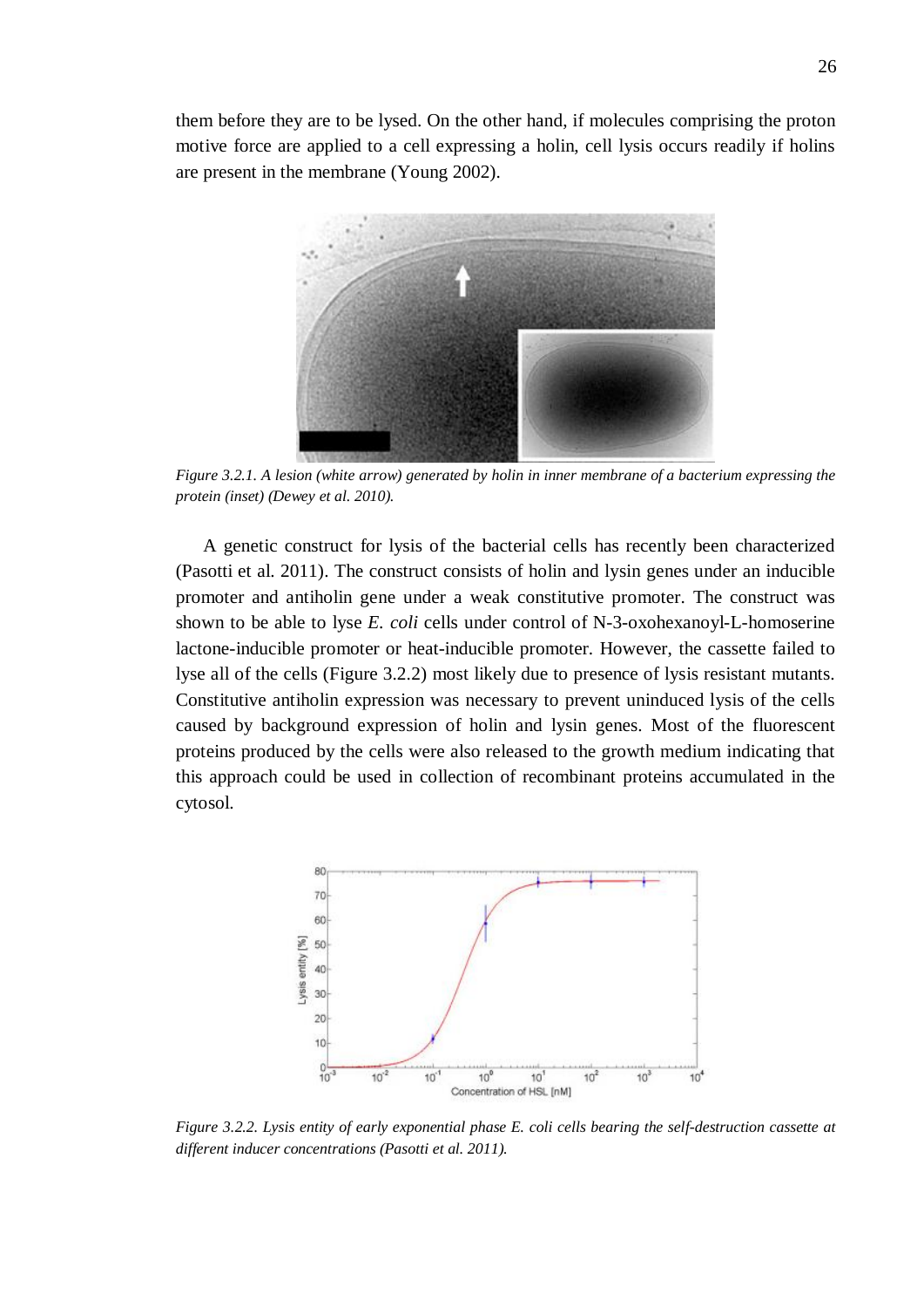them before they are to be lysed. On the other hand, if molecules comprising the proton motive force are applied to a cell expressing a holin, cell lysis occurs readily if holins are present in the membrane (Young 2002).

*Figure 3.2.1. A lesion (white arrow) generated by holin in inner membrane of a bacterium expressing the protein (inset) (Dewey et al. 2010).*

A genetic construct for lysis of the bacterial cells has recently been characterized (Pasotti et al. 2011). The construct consists of holin and lysin genes under an inducible promoter and antiholin gene under a weak constitutive promoter. The construct was shown to be able to lyse *E. coli* cells under control of N-3-oxohexanoyl-L-homoserine lactone-inducible promoter or heat-inducible promoter. However, the cassette failed to lyse all of the cells (Figure 3.2.2) most likely due to presence of lysis resistant mutants. Constitutive antiholin expression was necessary to prevent uninduced lysis of the cells caused by background expression of holin and lysin genes. Most of the fluorescent proteins produced by the cells were also released to the growth medium indicating that this approach could be used in collection of recombinant proteins accumulated in the cytosol.

*Figure 3.2.2. Lysis entity of early exponential phase E. coli cells bearing the self-destruction cassette at different inducer concentrations (Pasotti et al. 2011).*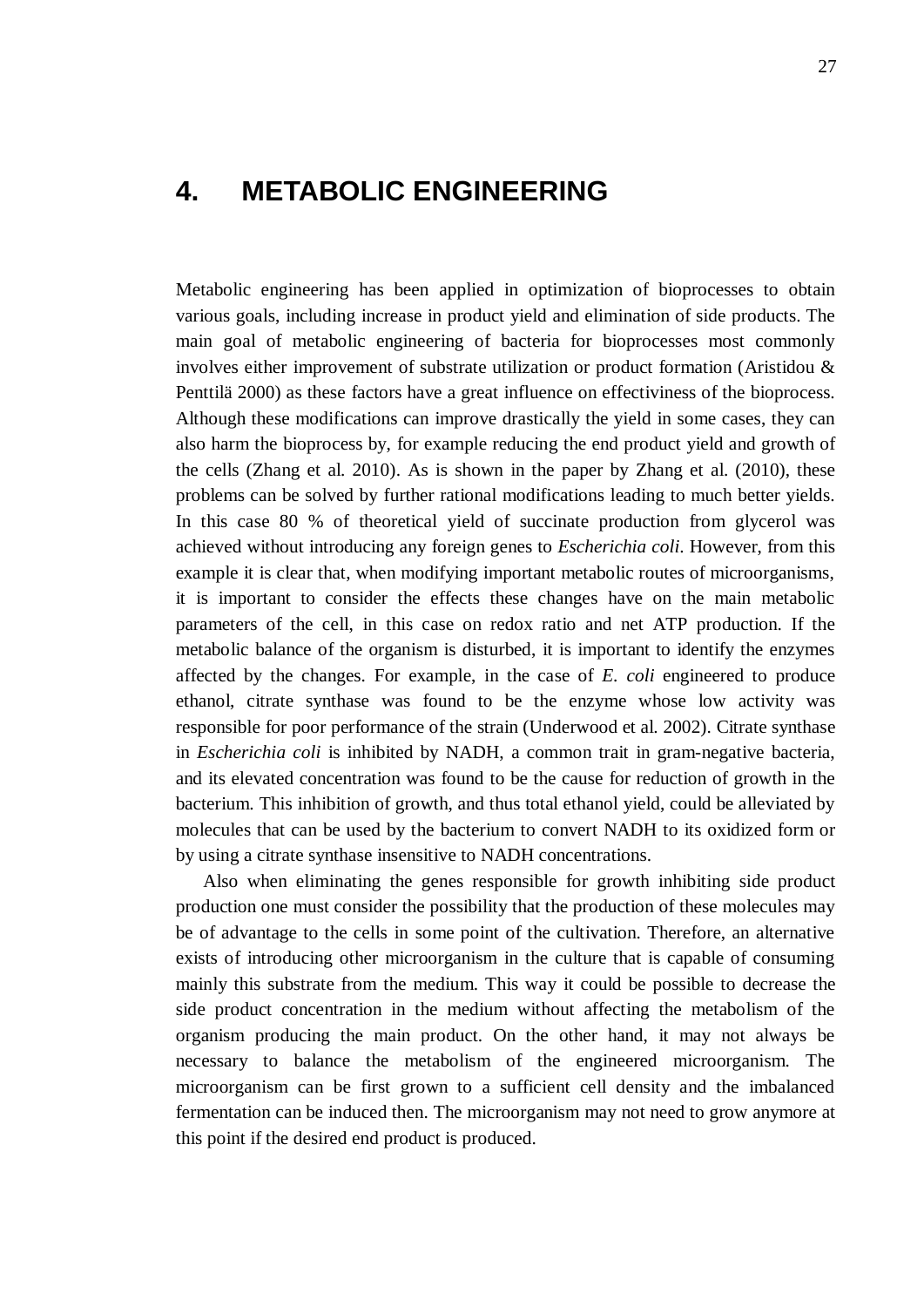# 4. METABOLIC ENGINEERING

Metabolic engineering has been applied in optimization of bioprocesses to obtain various goals, including increase in product yield and elimination of side products. The main goal of metabolic engineering of bacteria for bioprocesses most commonly involves either improvement of substrate utilization or product formation (Aristidou & Penttilä 2000) as these factors have a great influence on effectiviness of the bioprocess. Although these modifications can improve drastically the yield in some cases, they can also harm the bioprocess by, for example reducing the end product yield and growth of the cells (Zhang et al. 2010). As is shown in the paper by Zhang et al. (2010), these problems can be solved by further rational modifications leading to much better yields. In this case 80 % of theoretical yield of succinate production from glycerol was achieved without introducing any foreign genes to *Escherichia coli*. However, from this example it is clear that, when modifying important metabolic routes of microorganisms, it is important to consider the effects these changes have on the main metabolic parameters of the cell, in this case on redox ratio and net ATP production. If the metabolic balance of the organism is disturbed, it is important to identify the enzymes affected by the changes. For example, in the case of *E. coli* engineered to produce ethanol, citrate synthase was found to be the enzyme whose low activity was responsible for poor performance of the strain (Underwood et al. 2002). Citrate synthase in *Escherichia coli* is inhibited by NADH, a common trait in gram-negative bacteria, and its elevated concentration was found to be the cause for reduction of growth in the bacterium. This inhibition of growth, and thus total ethanol yield, could be alleviated by molecules that can be used by the bacterium to convert NADH to its oxidized form or by using a citrate synthase insensitive to NADH concentrations.

Also when eliminating the genes responsible for growth inhibiting side product production one must consider the possibility that the production of these molecules may be of advantage to the cells in some point of the cultivation. Therefore, an alternative exists of introducing other microorganism in the culture that is capable of consuming mainly this substrate from the medium. This way it could be possible to decrease the side product concentration in the medium without affecting the metabolism of the organism producing the main product. On the other hand, it may not always be necessary to balance the metabolism of the engineered microorganism. The microorganism can be first grown to a sufficient cell density and the imbalanced fermentation can be induced then. The microorganism may not need to grow anymore at this point if the desired end product is produced.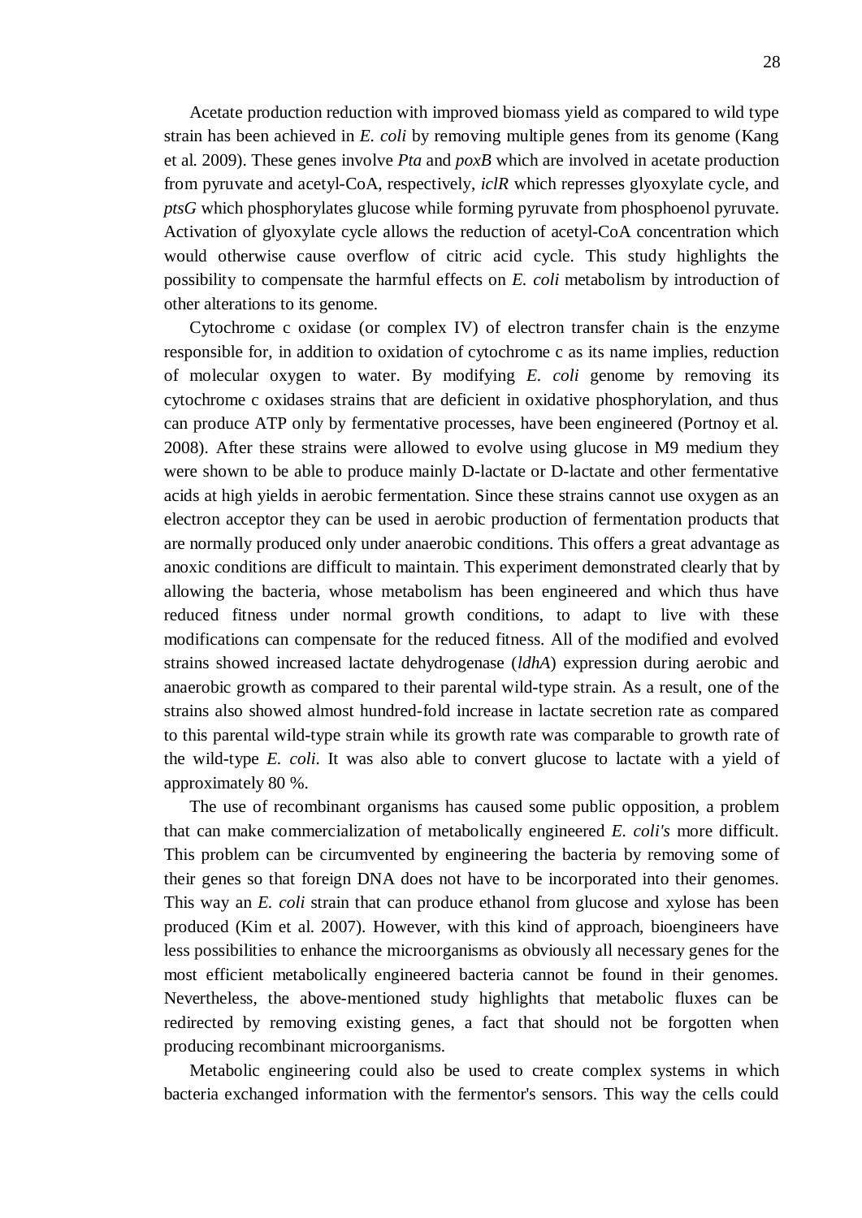Acetate production reduction with improved biomass yield as compared to wild type strain has been achieved in *E. coli* by removing multiple genes from its genome (Kang et al. 2009). These genes involve *Pta* and *poxB* which are involved in acetate production from pyruvate and acetyl-CoA, respectively, *iclR* which represses glyoxylate cycle, and *ptsG* which phosphorylates glucose while forming pyruvate from phosphoenol pyruvate. Activation of glyoxylate cycle allows the reduction of acetyl-CoA concentration which would otherwise cause overflow of citric acid cycle. This study highlights the possibility to compensate the harmful effects on *E. coli* metabolism by introduction of other alterations to its genome.

Cytochrome c oxidase (or complex IV) of electron transfer chain is the enzyme responsible for, in addition to oxidation of cytochrome c as its name implies, reduction of molecular oxygen to water. By modifying *E. coli* genome by removing its cytochrome c oxidases strains that are deficient in oxidative phosphorylation, and thus can produce ATP only by fermentative processes, have been engineered (Portnoy et al. 2008). After these strains were allowed to evolve using glucose in M9 medium they were shown to be able to produce mainly D-lactate or D-lactate and other fermentative acids at high yields in aerobic fermentation. Since these strains cannot use oxygen as an electron acceptor they can be used in aerobic production of fermentation products that are normally produced only under anaerobic conditions. This offers a great advantage as anoxic conditions are difficult to maintain. This experiment demonstrated clearly that by allowing the bacteria, whose metabolism has been engineered and which thus have reduced fitness under normal growth conditions, to adapt to live with these modifications can compensate for the reduced fitness. All of the modified and evolved strains showed increased lactate dehydrogenase (*ldhA*) expression during aerobic and anaerobic growth as compared to their parental wild-type strain. As a result, one of the strains also showed almost hundred-fold increase in lactate secretion rate as compared to this parental wild-type strain while its growth rate was comparable to growth rate of the wild-type *E. coli*. It was also able to convert glucose to lactate with a yield of approximately 80 %.

The use of recombinant organisms has caused some public opposition, a problem that can make commercialization of metabolically engineered *E. coli's* more difficult. This problem can be circumvented by engineering the bacteria by removing some of their genes so that foreign DNA does not have to be incorporated into their genomes. This way an *E. coli* strain that can produce ethanol from glucose and xylose has been produced (Kim et al. 2007). However, with this kind of approach, bioengineers have less possibilities to enhance the microorganisms as obviously all necessary genes for the most efficient metabolically engineered bacteria cannot be found in their genomes. Nevertheless, the above-mentioned study highlights that metabolic fluxes can be redirected by removing existing genes, a fact that should not be forgotten when producing recombinant microorganisms.

Metabolic engineering could also be used to create complex systems in which bacteria exchanged information with the fermentor's sensors. This way the cells could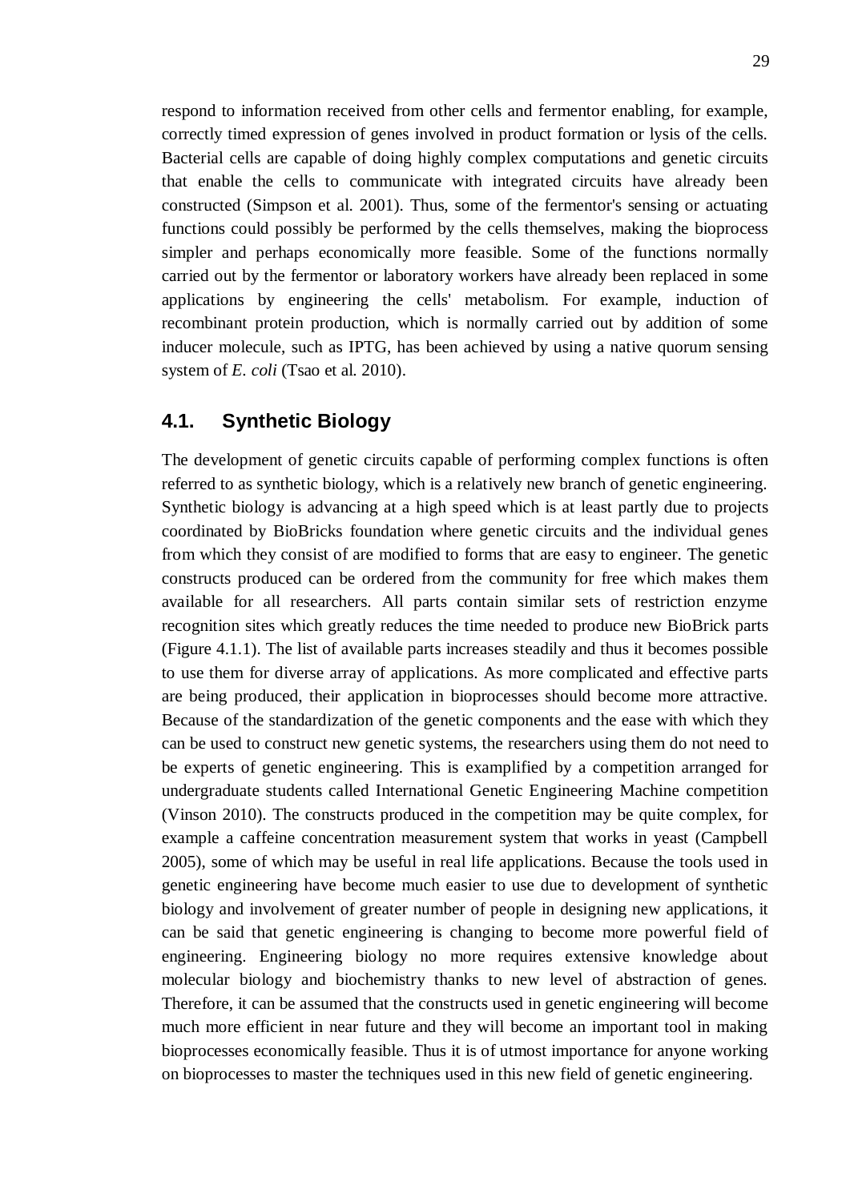respond to information received from other cells and fermentor enabling, for example, correctly timed expression of genes involved in product formation or lysis of the cells. Bacterial cells are capable of doing highly complex computations and genetic circuits that enable the cells to communicate with integrated circuits have already been constructed (Simpson et al. 2001). Thus, some of the fermentor's sensing or actuating functions could possibly be performed by the cells themselves, making the bioprocess simpler and perhaps economically more feasible. Some of the functions normally carried out by the fermentor or laboratory workers have already been replaced in some applications by engineering the cells' metabolism. For example, induction of recombinant protein production, which is normally carried out by addition of some inducer molecule, such as IPTG, has been achieved by using a native quorum sensing system of *E. coli* (Tsao et al. 2010).

## 4.1. Synthetic Biology

The development of genetic circuits capable of performing complex functions is often referred to as synthetic biology, which is a relatively new branch of genetic engineering. Synthetic biology is advancing at a high speed which is at least partly due to projects coordinated by BioBricks foundation where genetic circuits and the individual genes from which they consist of are modified to forms that are easy to engineer. The genetic constructs produced can be ordered from the community for free which makes them available for all researchers. All parts contain similar sets of restriction enzyme recognition sites which greatly reduces the time needed to produce new BioBrick parts (Figure 4.1.1). The list of available parts increases steadily and thus it becomes possible to use them for diverse array of applications. As more complicated and effective parts are being produced, their application in bioprocesses should become more attractive. Because of the standardization of the genetic components and the ease with which they can be used to construct new genetic systems, the researchers using them do not need to be experts of genetic engineering. This is examplified by a competition arranged for undergraduate students called International Genetic Engineering Machine competition (Vinson 2010). The constructs produced in the competition may be quite complex, for example a caffeine concentration measurement system that works in yeast (Campbell 2005), some of which may be useful in real life applications. Because the tools used in genetic engineering have become much easier to use due to development of synthetic biology and involvement of greater number of people in designing new applications, it can be said that genetic engineering is changing to become more powerful field of engineering. Engineering biology no more requires extensive knowledge about molecular biology and biochemistry thanks to new level of abstraction of genes. Therefore, it can be assumed that the constructs used in genetic engineering will become much more efficient in near future and they will become an important tool in making bioprocesses economically feasible. Thus it is of utmost importance for anyone working on bioprocesses to master the techniques used in this new field of genetic engineering.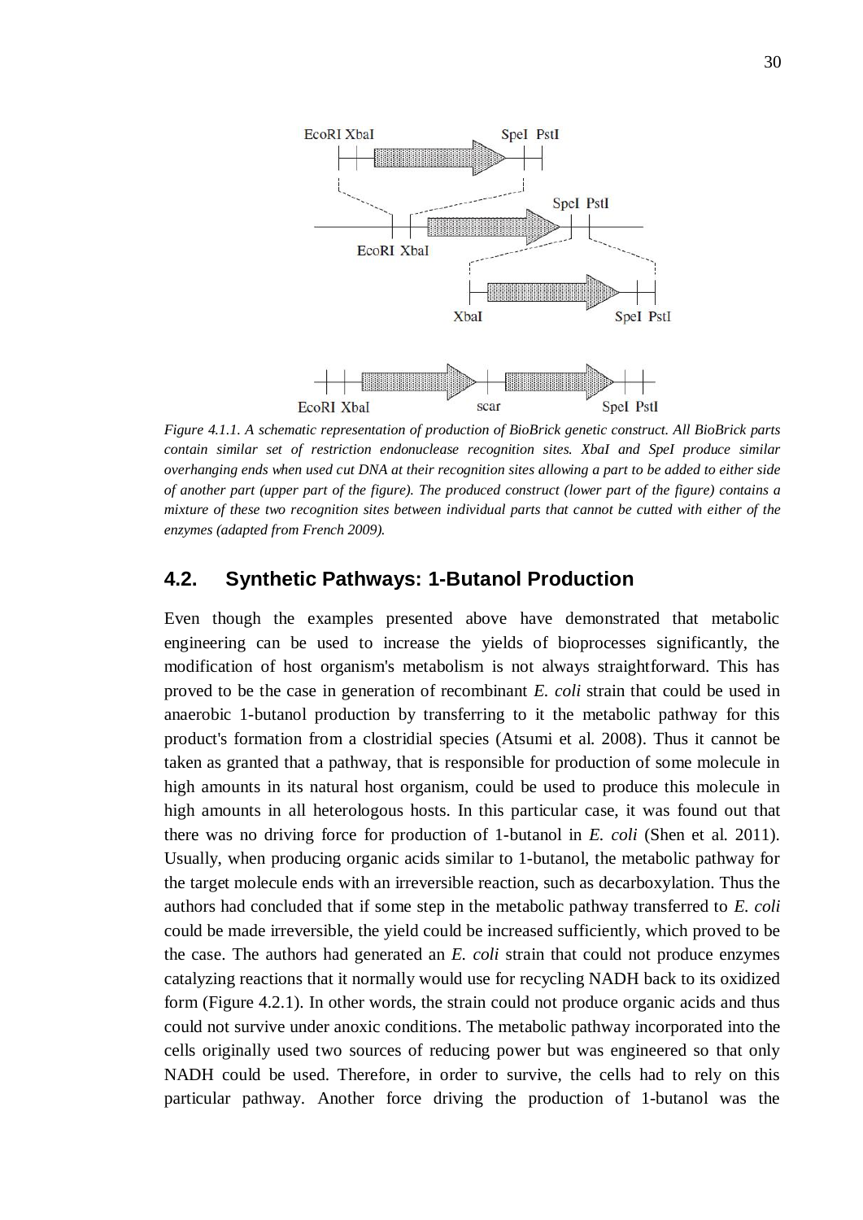*Figure 4.1.1. A schematic representation of production of BioBrick genetic construct. All BioBrick parts contain similar set of restriction endonuclease recognition sites. XbaI and SpeI produce similar overhanging ends when used cut DNA at their recognition sites allowing a part to be added to either side of another part (upper part of the figure). The produced construct (lower part of the figure) contains a mixture of these two recognition sites between individual parts that cannot be cutted with either of the enzymes (adapted from French 2009).*

## 4.2. Synthetic Pathways: 1-Butanol Production

Even though the examples presented above have demonstrated that metabolic engineering can be used to increase the yields of bioprocesses significantly, the modification of host organism's metabolism is not always straightforward. This has proved to be the case in generation of recombinant *E. coli* strain that could be used in anaerobic 1-butanol production by transferring to it the metabolic pathway for this product's formation from a clostridial species (Atsumi et al. 2008). Thus it cannot be taken as granted that a pathway, that is responsible for production of some molecule in high amounts in its natural host organism, could be used to produce this molecule in high amounts in all heterologous hosts. In this particular case, it was found out that there was no driving force for production of 1-butanol in *E. coli* (Shen et al. 2011). Usually, when producing organic acids similar to 1-butanol, the metabolic pathway for the target molecule ends with an irreversible reaction, such as decarboxylation. Thus the authors had concluded that if some step in the metabolic pathway transferred to *E. coli* could be made irreversible, the yield could be increased sufficiently, which proved to be the case. The authors had generated an *E. coli* strain that could not produce enzymes catalyzing reactions that it normally would use for recycling NADH back to its oxidized form (Figure 4.2.1). In other words, the strain could not produce organic acids and thus could not survive under anoxic conditions. The metabolic pathway incorporated into the cells originally used two sources of reducing power but was engineered so that only NADH could be used. Therefore, in order to survive, the cells had to rely on this particular pathway. Another force driving the production of 1-butanol was the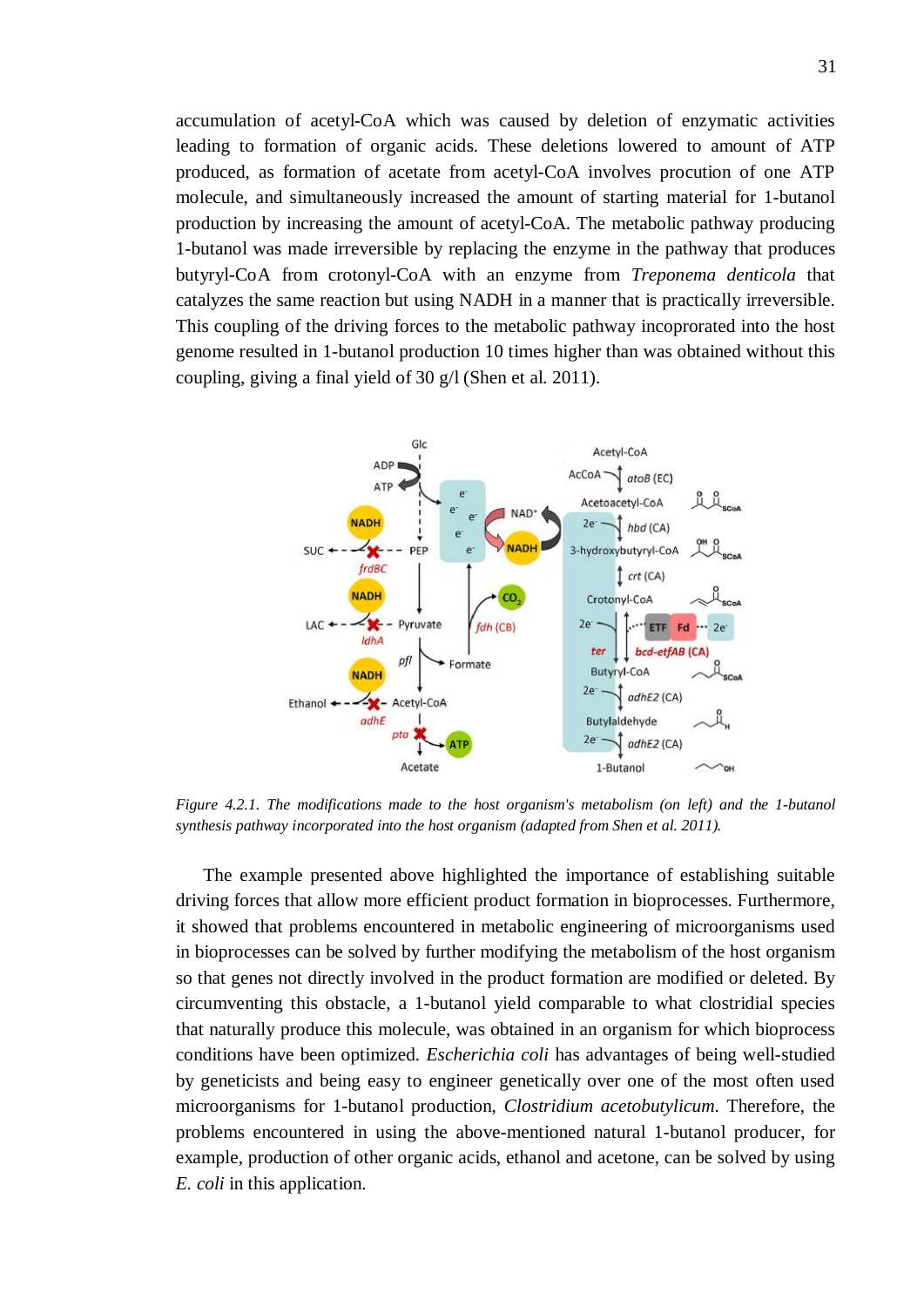accumulation of acetyl-CoA which was caused by deletion of enzymatic activities leading to formation of organic acids. These deletions lowered to amount of ATP produced, as formation of acetate from acetyl-CoA involves procution of one ATP molecule, and simultaneously increased the amount of starting material for 1-butanol production by increasing the amount of acetyl-CoA. The metabolic pathway producing 1-butanol was made irreversible by replacing the enzyme in the pathway that produces butyryl-CoA from crotonyl-CoA with an enzyme from *Treponema denticola* that catalyzes the same reaction but using NADH in a manner that is practically irreversible. This coupling of the driving forces to the metabolic pathway incoprorated into the host genome resulted in 1-butanol production 10 times higher than was obtained without this coupling, giving a final yield of 30 g/l (Shen et al. 2011).

*Figure 4.2.1. The modifications made to the host organism's metabolism (on left) and the 1-butanol synthesis pathway incorporated into the host organism (adapted from Shen et al. 2011).*

The example presented above highlighted the importance of establishing suitable driving forces that allow more efficient product formation in bioprocesses. Furthermore, it showed that problems encountered in metabolic engineering of microorganisms used in bioprocesses can be solved by further modifying the metabolism of the host organism so that genes not directly involved in the product formation are modified or deleted. By circumventing this obstacle, a 1-butanol yield comparable to what clostridial species that naturally produce this molecule, was obtained in an organism for which bioprocess conditions have been optimized. *Escherichia coli* has advantages of being well-studied by geneticists and being easy to engineer genetically over one of the most often used microorganisms for 1-butanol production, *Clostridium acetobutylicum*. Therefore, the problems encountered in using the above-mentioned natural 1-butanol producer, for example, production of other organic acids, ethanol and acetone, can be solved by using *E. coli* in this application.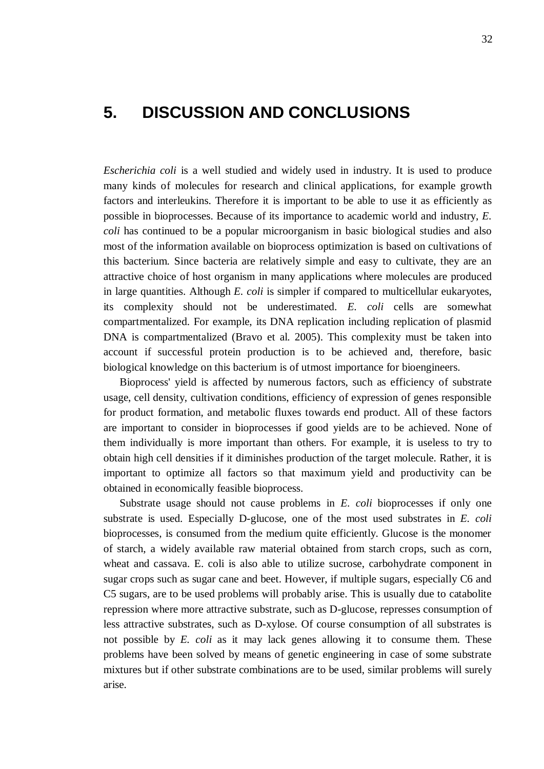# 5. DISCUSSION AND CONCLUSIONS

*Escherichia coli* is a well studied and widely used in industry. It is used to produce many kinds of molecules for research and clinical applications, for example growth factors and interleukins. Therefore it is important to be able to use it as efficiently as possible in bioprocesses. Because of its importance to academic world and industry, *E. coli* has continued to be a popular microorganism in basic biological studies and also most of the information available on bioprocess optimization is based on cultivations of this bacterium. Since bacteria are relatively simple and easy to cultivate, they are an attractive choice of host organism in many applications where molecules are produced in large quantities. Although *E. coli* is simpler if compared to multicellular eukaryotes, its complexity should not be underestimated. *E. coli* cells are somewhat compartmentalized. For example, its DNA replication including replication of plasmid DNA is compartmentalized (Bravo et al. 2005). This complexity must be taken into account if successful protein production is to be achieved and, therefore, basic biological knowledge on this bacterium is of utmost importance for bioengineers.

Bioprocess' yield is affected by numerous factors, such as efficiency of substrate usage, cell density, cultivation conditions, efficiency of expression of genes responsible for product formation, and metabolic fluxes towards end product. All of these factors are important to consider in bioprocesses if good yields are to be achieved. None of them individually is more important than others. For example, it is useless to try to obtain high cell densities if it diminishes production of the target molecule. Rather, it is important to optimize all factors so that maximum yield and productivity can be obtained in economically feasible bioprocess.

Substrate usage should not cause problems in *E. coli* bioprocesses if only one substrate is used. Especially D-glucose, one of the most used substrates in *E. coli* bioprocesses, is consumed from the medium quite efficiently. Glucose is the monomer of starch, a widely available raw material obtained from starch crops, such as corn, wheat and cassava. E. coli is also able to utilize sucrose, carbohydrate component in sugar crops such as sugar cane and beet. However, if multiple sugars, especially C6 and C5 sugars, are to be used problems will probably arise. This is usually due to catabolite repression where more attractive substrate, such as D-glucose, represses consumption of less attractive substrates, such as D-xylose. Of course consumption of all substrates is not possible by *E. coli* as it may lack genes allowing it to consume them. These problems have been solved by means of genetic engineering in case of some substrate mixtures but if other substrate combinations are to be used, similar problems will surely arise.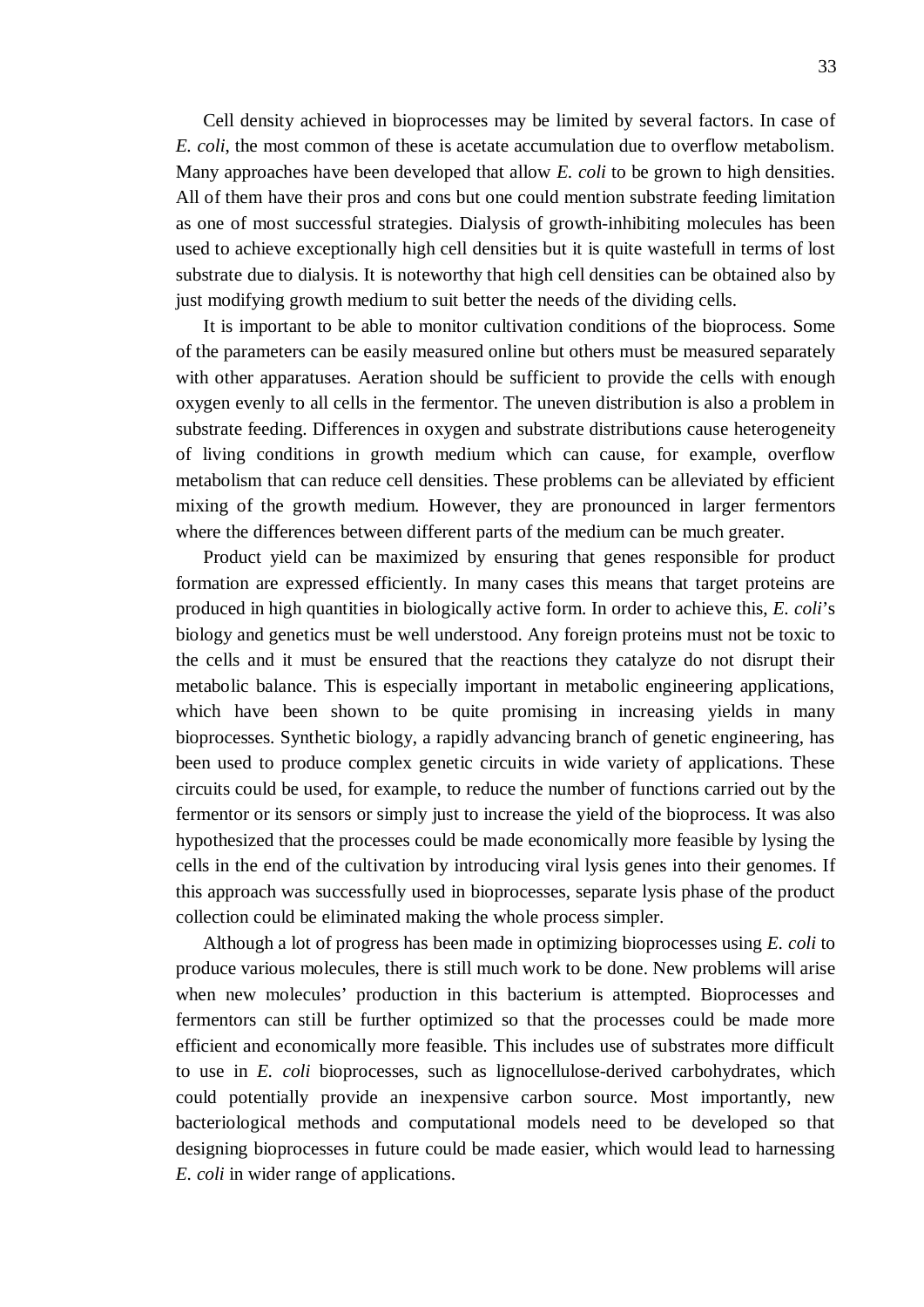Cell density achieved in bioprocesses may be limited by several factors. In case of *E. coli*, the most common of these is acetate accumulation due to overflow metabolism. Many approaches have been developed that allow *E. coli* to be grown to high densities. All of them have their pros and cons but one could mention substrate feeding limitation as one of most successful strategies. Dialysis of growth-inhibiting molecules has been used to achieve exceptionally high cell densities but it is quite wastefull in terms of lost substrate due to dialysis. It is noteworthy that high cell densities can be obtained also by just modifying growth medium to suit better the needs of the dividing cells.

It is important to be able to monitor cultivation conditions of the bioprocess. Some of the parameters can be easily measured online but others must be measured separately with other apparatuses. Aeration should be sufficient to provide the cells with enough oxygen evenly to all cells in the fermentor. The uneven distribution is also a problem in substrate feeding. Differences in oxygen and substrate distributions cause heterogeneity of living conditions in growth medium which can cause, for example, overflow metabolism that can reduce cell densities. These problems can be alleviated by efficient mixing of the growth medium. However, they are pronounced in larger fermentors where the differences between different parts of the medium can be much greater.

Product yield can be maximized by ensuring that genes responsible for product formation are expressed efficiently. In many cases this means that target proteins are produced in high quantities in biologically active form. In order to achieve this, *E. coli*'s biology and genetics must be well understood. Any foreign proteins must not be toxic to the cells and it must be ensured that the reactions they catalyze do not disrupt their metabolic balance. This is especially important in metabolic engineering applications, which have been shown to be quite promising in increasing yields in many bioprocesses. Synthetic biology, a rapidly advancing branch of genetic engineering, has been used to produce complex genetic circuits in wide variety of applications. These circuits could be used, for example, to reduce the number of functions carried out by the fermentor or its sensors or simply just to increase the yield of the bioprocess. It was also hypothesized that the processes could be made economically more feasible by lysing the cells in the end of the cultivation by introducing viral lysis genes into their genomes. If this approach was successfully used in bioprocesses, separate lysis phase of the product collection could be eliminated making the whole process simpler.

Although a lot of progress has been made in optimizing bioprocesses using *E. coli* to produce various molecules, there is still much work to be done. New problems will arise when new molecules' production in this bacterium is attempted. Bioprocesses and fermentors can still be further optimized so that the processes could be made more efficient and economically more feasible. This includes use of substrates more difficult to use in *E. coli* bioprocesses, such as lignocellulose-derived carbohydrates, which could potentially provide an inexpensive carbon source. Most importantly, new bacteriological methods and computational models need to be developed so that designing bioprocesses in future could be made easier, which would lead to harnessing *E. coli* in wider range of applications.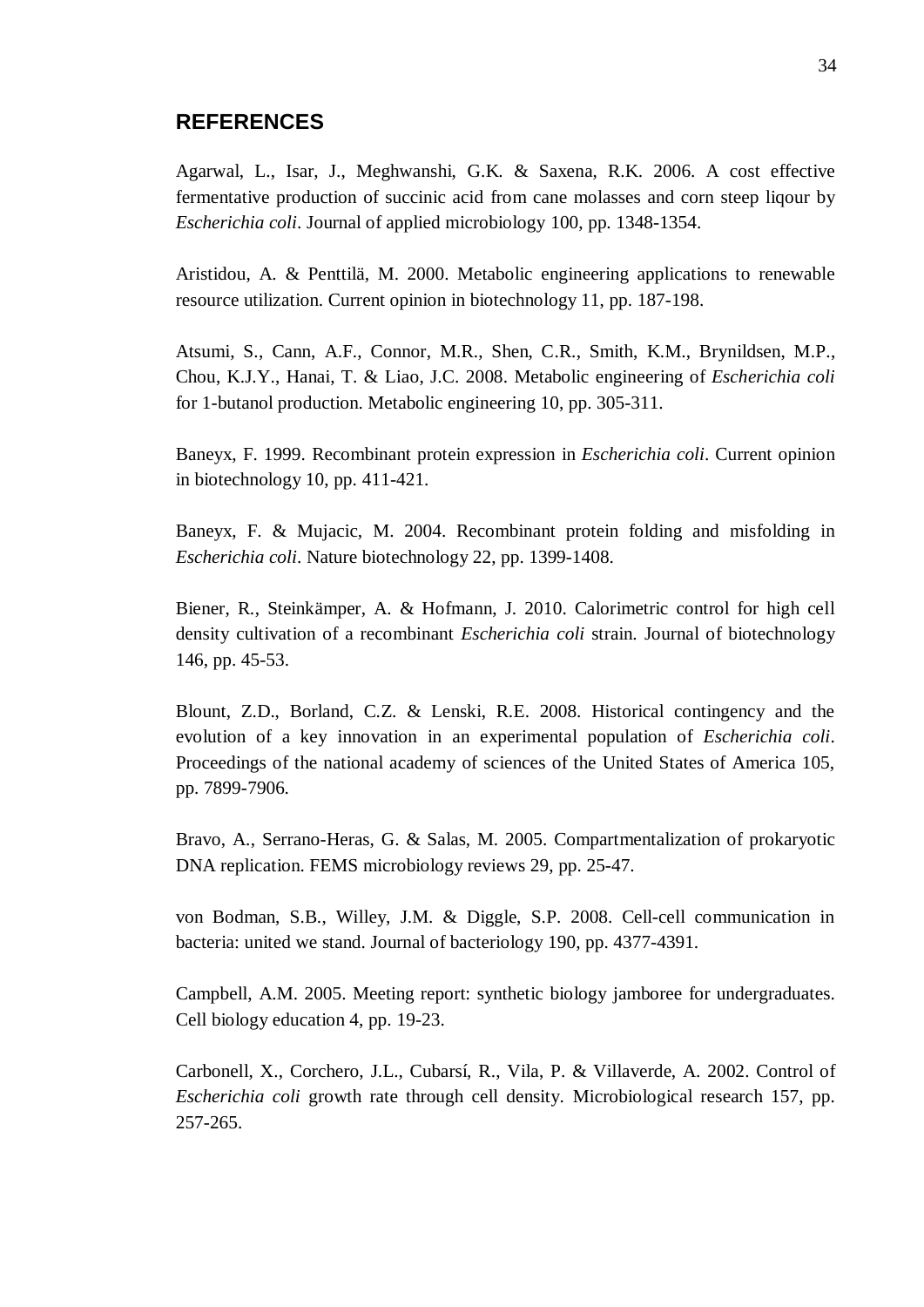## REFERENCES

Agarwal, L., Isar, J., Meghwanshi, G.K. & Saxena, R.K. 2006. A cost effective fermentative production of succinic acid from cane molasses and corn steep liqour by *Escherichia coli*. Journal of applied microbiology 100, pp. 1348-1354.

Aristidou, A. & Penttilä, M. 2000. Metabolic engineering applications to renewable resource utilization. Current opinion in biotechnology 11, pp. 187-198.

Atsumi, S., Cann, A.F., Connor, M.R., Shen, C.R., Smith, K.M., Brynildsen, M.P., Chou, K.J.Y., Hanai, T. & Liao, J.C. 2008. Metabolic engineering of *Escherichia coli* for 1-butanol production. Metabolic engineering 10, pp. 305-311.

Baneyx, F. 1999. Recombinant protein expression in *Escherichia coli*. Current opinion in biotechnology 10, pp. 411-421.

Baneyx, F. & Mujacic, M. 2004. Recombinant protein folding and misfolding in *Escherichia coli*. Nature biotechnology 22, pp. 1399-1408.

Biener, R., Steinkämper, A. & Hofmann, J. 2010. Calorimetric control for high cell density cultivation of a recombinant *Escherichia coli* strain. Journal of biotechnology 146, pp. 45-53.

Blount, Z.D., Borland, C.Z. & Lenski, R.E. 2008. Historical contingency and the evolution of a key innovation in an experimental population of *Escherichia coli*. Proceedings of the national academy of sciences of the United States of America 105, pp. 7899-7906.

Bravo, A., Serrano-Heras, G. & Salas, M. 2005. Compartmentalization of prokaryotic DNA replication. FEMS microbiology reviews 29, pp. 25-47.

von Bodman, S.B., Willey, J.M. & Diggle, S.P. 2008. Cell-cell communication in bacteria: united we stand. Journal of bacteriology 190, pp. 4377-4391.

Campbell, A.M. 2005. Meeting report: synthetic biology jamboree for undergraduates. Cell biology education 4, pp. 19-23.

Carbonell, X., Corchero, J.L., Cubarsí, R., Vila, P. & Villaverde, A. 2002. Control of *Escherichia coli* growth rate through cell density. Microbiological research 157, pp. 257-265.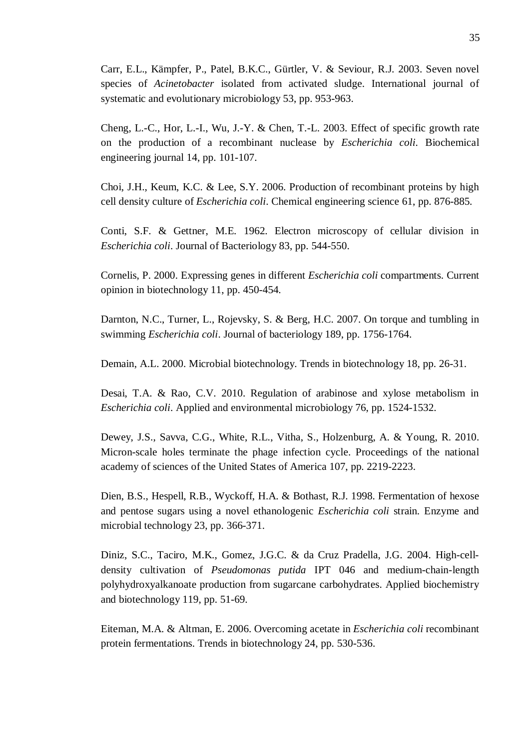Carr, E.L., Kämpfer, P., Patel, B.K.C., Gürtler, V. & Seviour, R.J. 2003. Seven novel species of *Acinetobacter* isolated from activated sludge. International journal of systematic and evolutionary microbiology 53, pp. 953-963.

Cheng, L.-C., Hor, L.-I., Wu, J.-Y. & Chen, T.-L. 2003. Effect of specific growth rate on the production of a recombinant nuclease by *Escherichia coli*. Biochemical engineering journal 14, pp. 101-107.

Choi, J.H., Keum, K.C. & Lee, S.Y. 2006. Production of recombinant proteins by high cell density culture of *Escherichia coli*. Chemical engineering science 61, pp. 876-885.

Conti, S.F. & Gettner, M.E. 1962. Electron microscopy of cellular division in *Escherichia coli*. Journal of Bacteriology 83, pp. 544-550.

Cornelis, P. 2000. Expressing genes in different *Escherichia coli* compartments. Current opinion in biotechnology 11, pp. 450-454.

Darnton, N.C., Turner, L., Rojevsky, S. & Berg, H.C. 2007. On torque and tumbling in swimming *Escherichia coli*. Journal of bacteriology 189, pp. 1756-1764.

Demain, A.L. 2000. Microbial biotechnology. Trends in biotechnology 18, pp. 26-31.

Desai, T.A. & Rao, C.V. 2010. Regulation of arabinose and xylose metabolism in *Escherichia coli*. Applied and environmental microbiology 76, pp. 1524-1532.

Dewey, J.S., Savva, C.G., White, R.L., Vitha, S., Holzenburg, A. & Young, R. 2010. Micron-scale holes terminate the phage infection cycle. Proceedings of the national academy of sciences of the United States of America 107, pp. 2219-2223.

Dien, B.S., Hespell, R.B., Wyckoff, H.A. & Bothast, R.J. 1998. Fermentation of hexose and pentose sugars using a novel ethanologenic *Escherichia coli* strain. Enzyme and microbial technology 23, pp. 366-371.

Diniz, S.C., Taciro, M.K., Gomez, J.G.C. & da Cruz Pradella, J.G. 2004. High-cell-density cultivation of *Pseudomonas putida* IPT 046 and medium-chain-length polyhydroxyalkanoate production from sugarcane carbohydrates. Applied biochemistry and biotechnology 119, pp. 51-69.

Eiteman, M.A. & Altman, E. 2006. Overcoming acetate in *Escherichia coli* recombinant protein fermentations. Trends in biotechnology 24, pp. 530-536.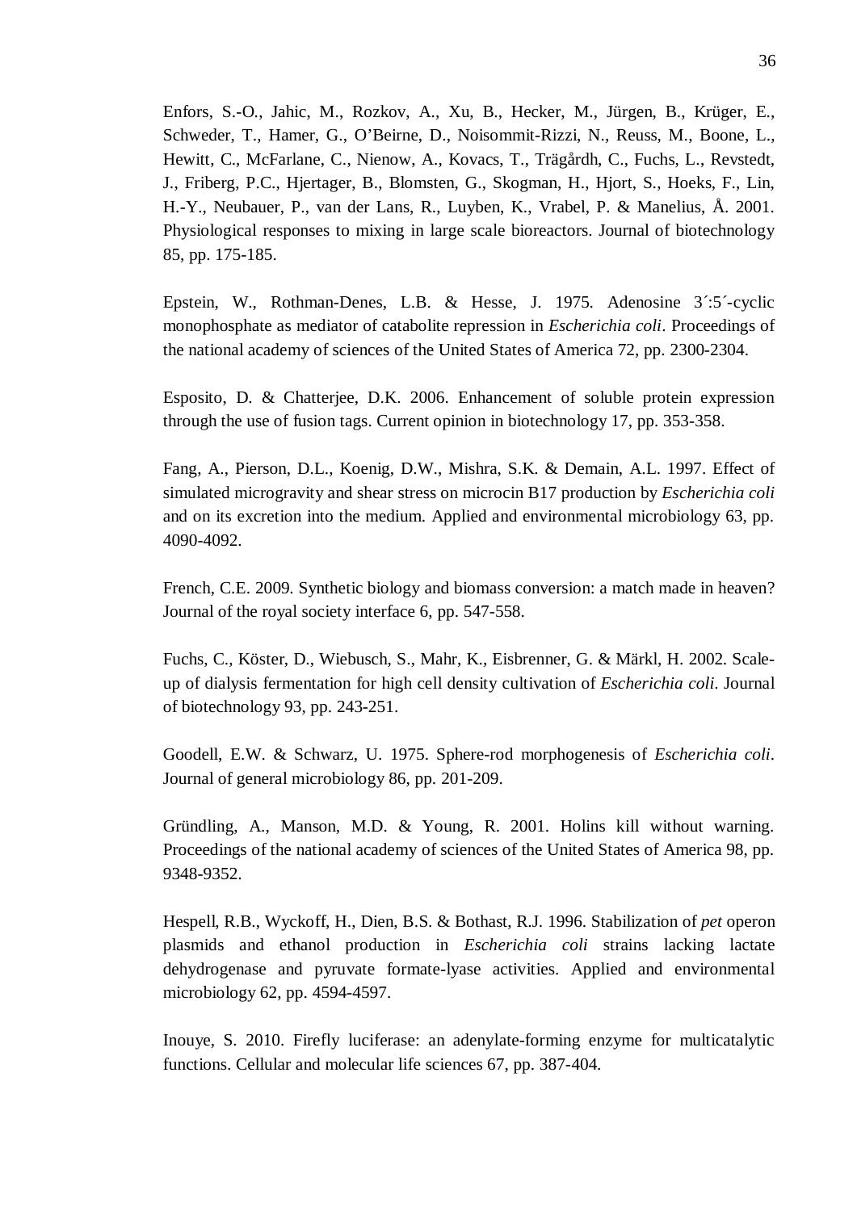Enfors, S.-O., Jahic, M., Rozkov, A., Xu, B., Hecker, M., Jürgen, B., Krüger, E., Schweder, T., Hamer, G., O'Beirne, D., Noisommit-Rizzi, N., Reuss, M., Boone, L., Hewitt, C., McFarlane, C., Nienow, A., Kovacs, T., Trägårdh, C., Fuchs, L., Revstedt, J., Friberg, P.C., Hjertager, B., Blomsten, G., Skogman, H., Hjort, S., Hoeks, F., Lin, H.-Y., Neubauer, P., van der Lans, R., Luyben, K., Vrabel, P. & Manelius, Å. 2001. Physiological responses to mixing in large scale bioreactors. Journal of biotechnology 85, pp. 175-185.

Epstein, W., Rothman-Denes, L.B. & Hesse, J. 1975. Adenosine 3´:5´-cyclic monophosphate as mediator of catabolite repression in *Escherichia coli*. Proceedings of the national academy of sciences of the United States of America 72, pp. 2300-2304.

Esposito, D. & Chatterjee, D.K. 2006. Enhancement of soluble protein expression through the use of fusion tags. Current opinion in biotechnology 17, pp. 353-358.

Fang, A., Pierson, D.L., Koenig, D.W., Mishra, S.K. & Demain, A.L. 1997. Effect of simulated microgravity and shear stress on microcin B17 production by *Escherichia coli* and on its excretion into the medium. Applied and environmental microbiology 63, pp. 4090-4092.

French, C.E. 2009. Synthetic biology and biomass conversion: a match made in heaven? Journal of the royal society interface 6, pp. 547-558.

Fuchs, C., Köster, D., Wiebusch, S., Mahr, K., Eisbrenner, G. & Märkl, H. 2002. Scale-up of dialysis fermentation for high cell density cultivation of *Escherichia coli*. Journal of biotechnology 93, pp. 243-251.

Goodell, E.W. & Schwarz, U. 1975. Sphere-rod morphogenesis of *Escherichia coli*. Journal of general microbiology 86, pp. 201-209.

Gründling, A., Manson, M.D. & Young, R. 2001. Holins kill without warning. Proceedings of the national academy of sciences of the United States of America 98, pp. 9348-9352.

Hespell, R.B., Wyckoff, H., Dien, B.S. & Bothast, R.J. 1996. Stabilization of *pet* operon plasmids and ethanol production in *Escherichia coli* strains lacking lactate dehydrogenase and pyruvate formate-lyase activities. Applied and environmental microbiology 62, pp. 4594-4597.

Inouye, S. 2010. Firefly luciferase: an adenylate-forming enzyme for multicatalytic functions. Cellular and molecular life sciences 67, pp. 387-404.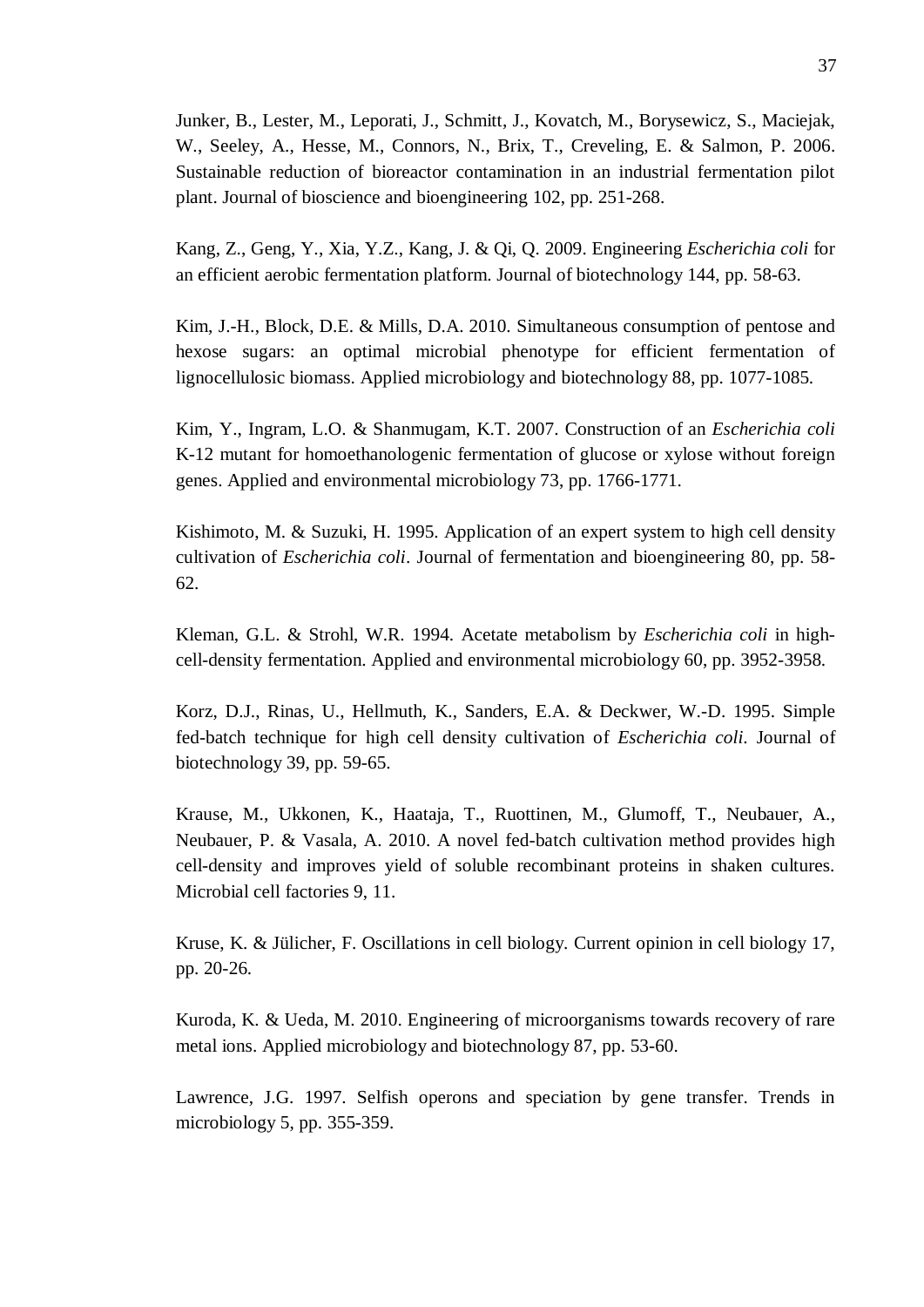Junker, B., Lester, M., Leporati, J., Schmitt, J., Kovatch, M., Borysewicz, S., Maciejak, W., Seeley, A., Hesse, M., Connors, N., Brix, T., Creveling, E. & Salmon, P. 2006. Sustainable reduction of bioreactor contamination in an industrial fermentation pilot plant. Journal of bioscience and bioengineering 102, pp. 251-268.

Kang, Z., Geng, Y., Xia, Y.Z., Kang, J. & Qi, Q. 2009. Engineering *Escherichia coli* for an efficient aerobic fermentation platform. Journal of biotechnology 144, pp. 58-63.

Kim, J.-H., Block, D.E. & Mills, D.A. 2010. Simultaneous consumption of pentose and hexose sugars: an optimal microbial phenotype for efficient fermentation of lignocellulosic biomass. Applied microbiology and biotechnology 88, pp. 1077-1085.

Kim, Y., Ingram, L.O. & Shanmugam, K.T. 2007. Construction of an *Escherichia coli* K-12 mutant for homoethanologenic fermentation of glucose or xylose without foreign genes. Applied and environmental microbiology 73, pp. 1766-1771.

Kishimoto, M. & Suzuki, H. 1995. Application of an expert system to high cell density cultivation of *Escherichia coli*. Journal of fermentation and bioengineering 80, pp. 58-62.

Kleman, G.L. & Strohl, W.R. 1994. Acetate metabolism by *Escherichia coli* in high-cell-density fermentation. Applied and environmental microbiology 60, pp. 3952-3958.

Korz, D.J., Rinas, U., Hellmuth, K., Sanders, E.A. & Deckwer, W.-D. 1995. Simple fed-batch technique for high cell density cultivation of *Escherichia coli*. Journal of biotechnology 39, pp. 59-65.

Krause, M., Ukkonen, K., Haataja, T., Ruottinen, M., Glumoff, T., Neubauer, A., Neubauer, P. & Vasala, A. 2010. A novel fed-batch cultivation method provides high cell-density and improves yield of soluble recombinant proteins in shaken cultures. Microbial cell factories 9, 11.

Kruse, K. & Jülicher, F. Oscillations in cell biology. Current opinion in cell biology 17, pp. 20-26.

Kuroda, K. & Ueda, M. 2010. Engineering of microorganisms towards recovery of rare metal ions. Applied microbiology and biotechnology 87, pp. 53-60.

Lawrence, J.G. 1997. Selfish operons and speciation by gene transfer. Trends in microbiology 5, pp. 355-359.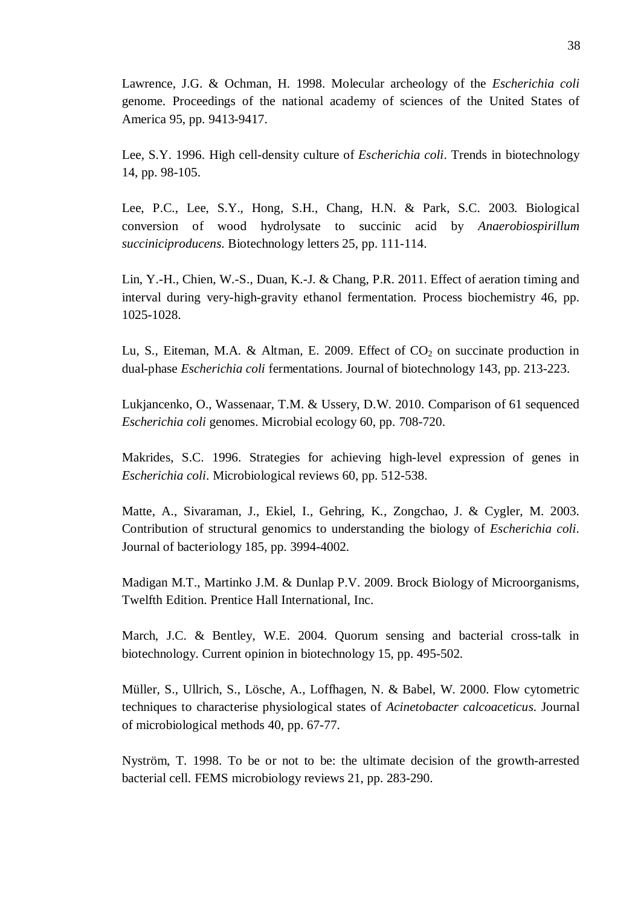Lawrence, J.G. & Ochman, H. 1998. Molecular archeology of the *Escherichia coli* genome. Proceedings of the national academy of sciences of the United States of America 95, pp. 9413-9417.

Lee, S.Y. 1996. High cell-density culture of *Escherichia coli*. Trends in biotechnology 14, pp. 98-105.

Lee, P.C., Lee, S.Y., Hong, S.H., Chang, H.N. & Park, S.C. 2003. Biological conversion of wood hydrolysate to succinic acid by *Anaerobiospirillum succiniciproducens*. Biotechnology letters 25, pp. 111-114.

Lin, Y.-H., Chien, W.-S., Duan, K.-J. & Chang, P.R. 2011. Effect of aeration timing and interval during very-high-gravity ethanol fermentation. Process biochemistry 46, pp. 1025-1028.

Lu, S., Eiteman, M.A. & Altman, E. 2009. Effect of $CO_2$ on succinate production in dual-phase *Escherichia coli* fermentations. Journal of biotechnology 143, pp. 213-223.

Lukjancenko, O., Wassenaar, T.M. & Ussery, D.W. 2010. Comparison of 61 sequenced *Escherichia coli* genomes. Microbial ecology 60, pp. 708-720.

Makrides, S.C. 1996. Strategies for achieving high-level expression of genes in *Escherichia coli*. Microbiological reviews 60, pp. 512-538.

Matte, A., Sivaraman, J., Ekiel, I., Gehring, K., Zongchao, J. & Cygler, M. 2003. Contribution of structural genomics to understanding the biology of *Escherichia coli*. Journal of bacteriology 185, pp. 3994-4002.

Madigan M.T., Martinko J.M. & Dunlap P.V. 2009. Brock Biology of Microorganisms, Twelfth Edition. Prentice Hall International, Inc.

March, J.C. & Bentley, W.E. 2004. Quorum sensing and bacterial cross-talk in biotechnology. Current opinion in biotechnology 15, pp. 495-502.

Müller, S., Ullrich, S., Lösche, A., Loffhagen, N. & Babel, W. 2000. Flow cytometric techniques to characterise physiological states of *Acinetobacter calcoaceticus*. Journal of microbiological methods 40, pp. 67-77.

Nyström, T. 1998. To be or not to be: the ultimate decision of the growth-arrested bacterial cell. FEMS microbiology reviews 21, pp. 283-290.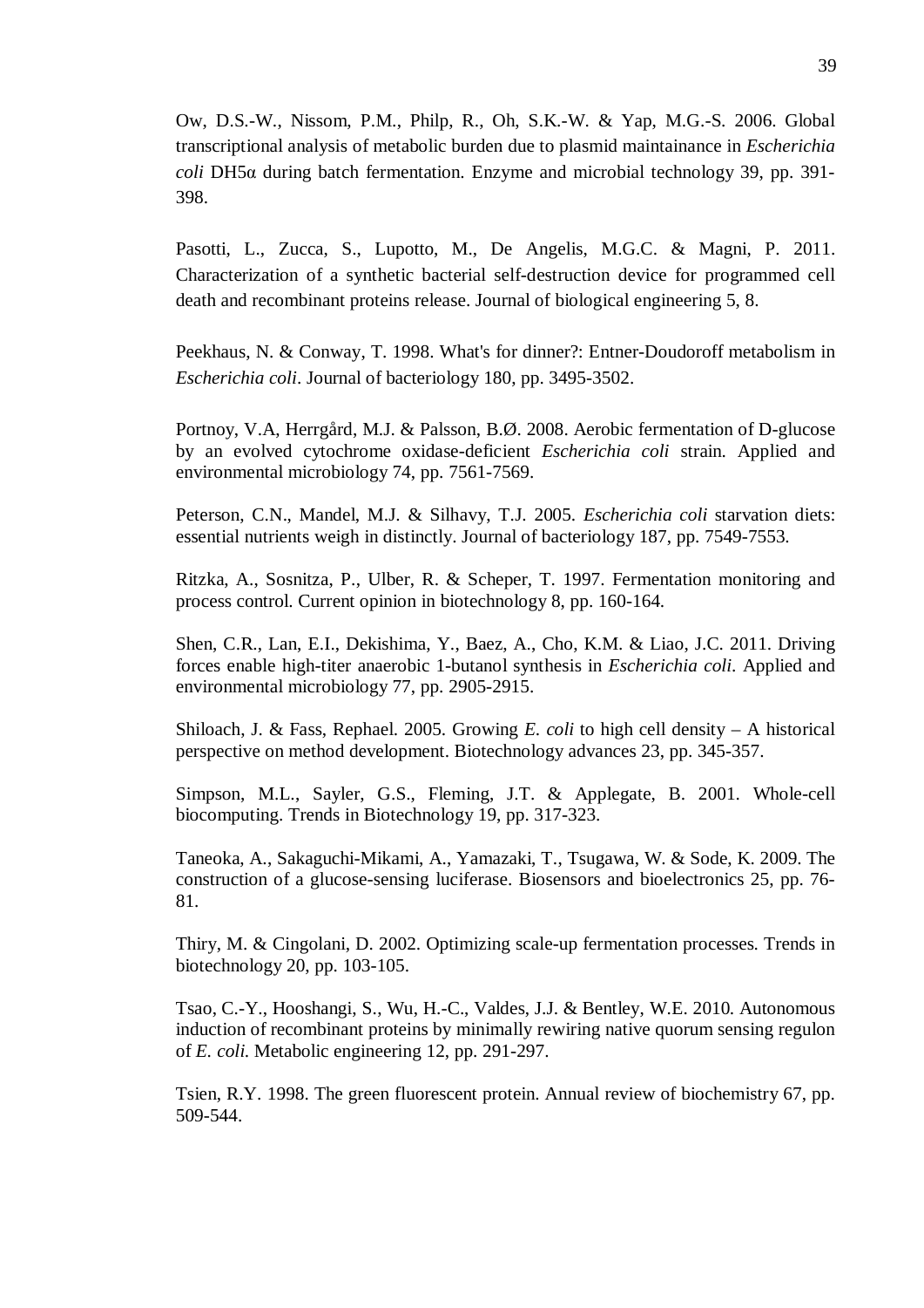Ow, D.S.-W., Nissom, P.M., Philp, R., Oh, S.K.-W. & Yap, M.G.-S. 2006. Global transcriptional analysis of metabolic burden due to plasmid maintainance in *Escherichia coli* DH5α during batch fermentation. Enzyme and microbial technology 39, pp. 391-398.

Pasotti, L., Zucca, S., Lupotto, M., De Angelis, M.G.C. & Magni, P. 2011. Characterization of a synthetic bacterial self-destruction device for programmed cell death and recombinant proteins release. Journal of biological engineering 5, 8.

Peekhaus, N. & Conway, T. 1998. What's for dinner?: Entner-Doudoroff metabolism in *Escherichia coli*. Journal of bacteriology 180, pp. 3495-3502.

Portnoy, V.A, Herrgård, M.J. & Palsson, B.Ø. 2008. Aerobic fermentation of D-glucose by an evolved cytochrome oxidase-deficient *Escherichia coli* strain. Applied and environmental microbiology 74, pp. 7561-7569.

Peterson, C.N., Mandel, M.J. & Silhavy, T.J. 2005. *Escherichia coli* starvation diets: essential nutrients weigh in distinctly. Journal of bacteriology 187, pp. 7549-7553.

Ritzka, A., Sosnitza, P., Ulber, R. & Scheper, T. 1997. Fermentation monitoring and process control. Current opinion in biotechnology 8, pp. 160-164.

Shen, C.R., Lan, E.I., Dekishima, Y., Baez, A., Cho, K.M. & Liao, J.C. 2011. Driving forces enable high-titer anaerobic 1-butanol synthesis in *Escherichia coli*. Applied and environmental microbiology 77, pp. 2905-2915.

Shiloach, J. & Fass, Rephael. 2005. Growing *E. coli* to high cell density – A historical perspective on method development. Biotechnology advances 23, pp. 345-357.

Simpson, M.L., Sayler, G.S., Fleming, J.T. & Applegate, B. 2001. Whole-cell biocomputing. Trends in Biotechnology 19, pp. 317-323.

Taneoka, A., Sakaguchi-Mikami, A., Yamazaki, T., Tsugawa, W. & Sode, K. 2009. The construction of a glucose-sensing luciferase. Biosensors and bioelectronics 25, pp. 76-81.

Thiry, M. & Cingolani, D. 2002. Optimizing scale-up fermentation processes. Trends in biotechnology 20, pp. 103-105.

Tsao, C.-Y., Hooshangi, S., Wu, H.-C., Valdes, J.J. & Bentley, W.E. 2010. Autonomous induction of recombinant proteins by minimally rewiring native quorum sensing regulon of *E. coli*. Metabolic engineering 12, pp. 291-297.

Tsien, R.Y. 1998. The green fluorescent protein. Annual review of biochemistry 67, pp. 509-544.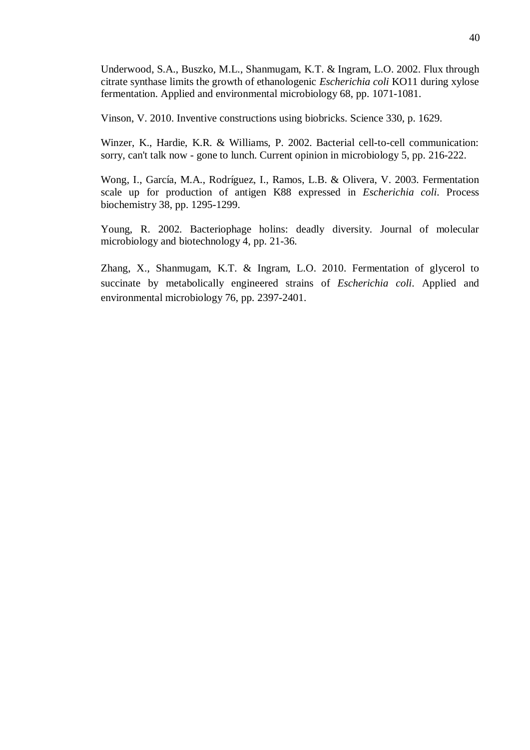Underwood, S.A., Buszko, M.L., Shanmugam, K.T. & Ingram, L.O. 2002. Flux through citrate synthase limits the growth of ethanologenic *Escherichia coli* KO11 during xylose fermentation. Applied and environmental microbiology 68, pp. 1071-1081.

Vinson, V. 2010. Inventive constructions using biobricks. Science 330, p. 1629.

Winzer, K., Hardie, K.R. & Williams, P. 2002. Bacterial cell-to-cell communication: sorry, can't talk now - gone to lunch. Current opinion in microbiology 5, pp. 216-222.

Wong, I., García, M.A., Rodríguez, I., Ramos, L.B. & Olivera, V. 2003. Fermentation scale up for production of antigen K88 expressed in *Escherichia coli*. Process biochemistry 38, pp. 1295-1299.

Young, R. 2002. Bacteriophage holins: deadly diversity. Journal of molecular microbiology and biotechnology 4, pp. 21-36.

Zhang, X., Shanmugam, K.T. & Ingram, L.O. 2010. Fermentation of glycerol to succinate by metabolically engineered strains of *Escherichia coli*. Applied and environmental microbiology 76, pp. 2397-2401.